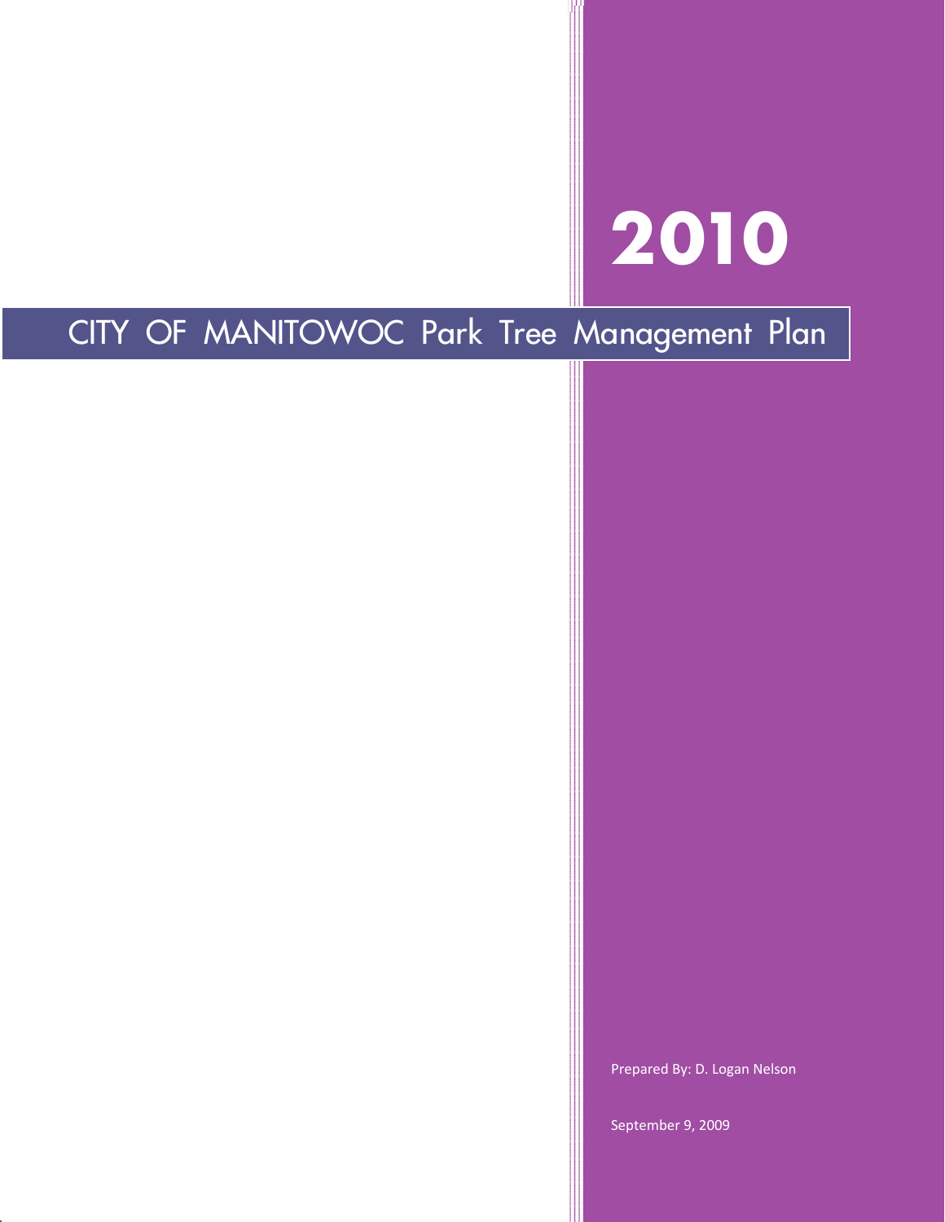# 2010

# CITY OF MANITOWOC Park Tree Management Plan

Prepared By: D. Logan Nelson

September 9, 2009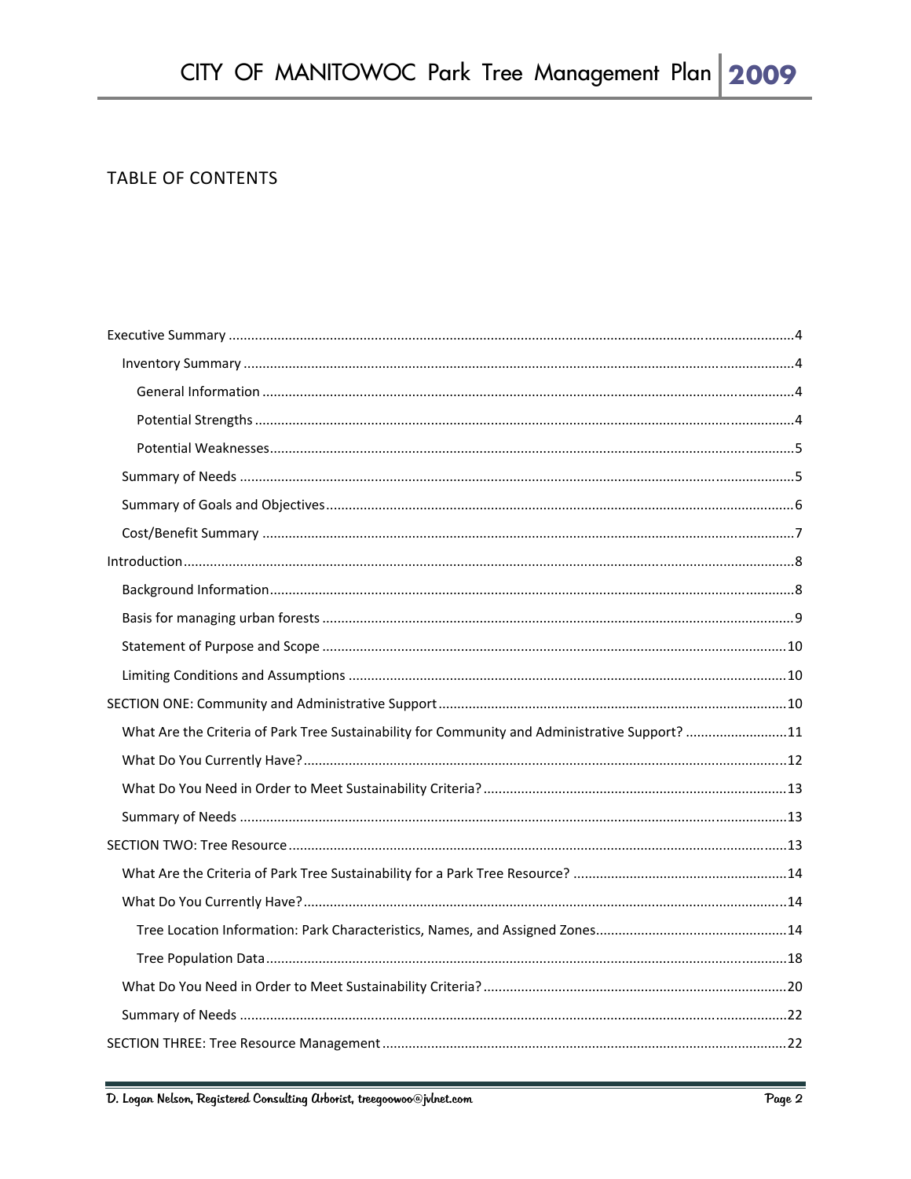## TABLE OF CONTENTS

- Executive Summary ....... 4
  - Inventory Summary ....... 4
    - General Information ....... 4
    - Potential Strengths ....... 4
    - Potential Weaknesses ....... 5
  - Summary of Needs ....... 5
  - Summary of Goals and Objectives ....... 6
  - Cost/Benefit Summary ....... 7
- Introduction ....... 8
  - Background Information ....... 8
  - Basis for managing urban forests ....... 9
  - Statement of Purpose and Scope ....... 10
  - Limiting Conditions and Assumptions ....... 10
- SECTION ONE: Community and Administrative Support ....... 10
  - What Are the Criteria of Park Tree Sustainability for Community and Administrative Support? ....... 11
  - What Do You Currently Have? ....... 12
  - What Do You Need in Order to Meet Sustainability Criteria? ....... 13
  - Summary of Needs ....... 13
- SECTION TWO: Tree Resource ....... 13
  - What Are the Criteria of Park Tree Sustainability for a Park Tree Resource? ....... 14
  - What Do You Currently Have? ....... 14
    - Tree Location Information: Park Characteristics, Names, and Assigned Zones ....... 14
    - Tree Population Data ....... 18
  - What Do You Need in Order to Meet Sustainability Criteria? ....... 20
  - Summary of Needs ....... 22
- SECTION THREE: Tree Resource Management ....... 22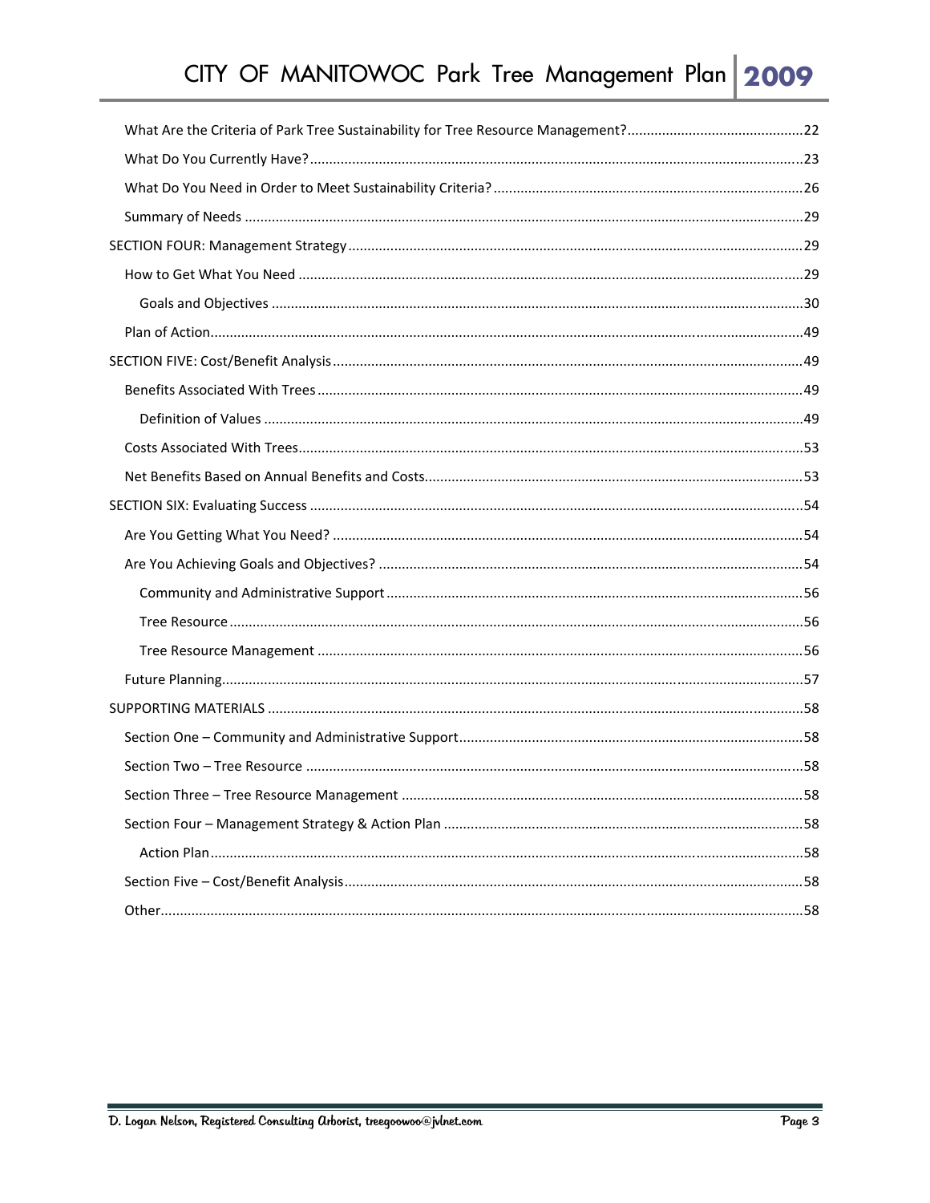- What Are the Criteria of Park Tree Sustainability for Tree Resource Management? ..... 22
- What Do You Currently Have? ..... 23
- What Do You Need in Order to Meet Sustainability Criteria? ..... 26
- Summary of Needs ..... 29

SECTION FOUR: Management Strategy ..... 29

- How to Get What You Need ..... 29
  - Goals and Objectives ..... 30
- Plan of Action ..... 49

SECTION FIVE: Cost/Benefit Analysis ..... 49

- Benefits Associated With Trees ..... 49
  - Definition of Values ..... 49
- Costs Associated With Trees ..... 53
- Net Benefits Based on Annual Benefits and Costs ..... 53

SECTION SIX: Evaluating Success ..... 54

- Are You Getting What You Need? ..... 54
- Are You Achieving Goals and Objectives? ..... 54
  - Community and Administrative Support ..... 56
  - Tree Resource ..... 56
  - Tree Resource Management ..... 56
- Future Planning ..... 57

SUPPORTING MATERIALS ..... 58

- Section One – Community and Administrative Support ..... 58
- Section Two – Tree Resource ..... 58
- Section Three – Tree Resource Management ..... 58
- Section Four – Management Strategy & Action Plan ..... 58
  - Action Plan ..... 58
- Section Five – Cost/Benefit Analysis ..... 58
- Other ..... 58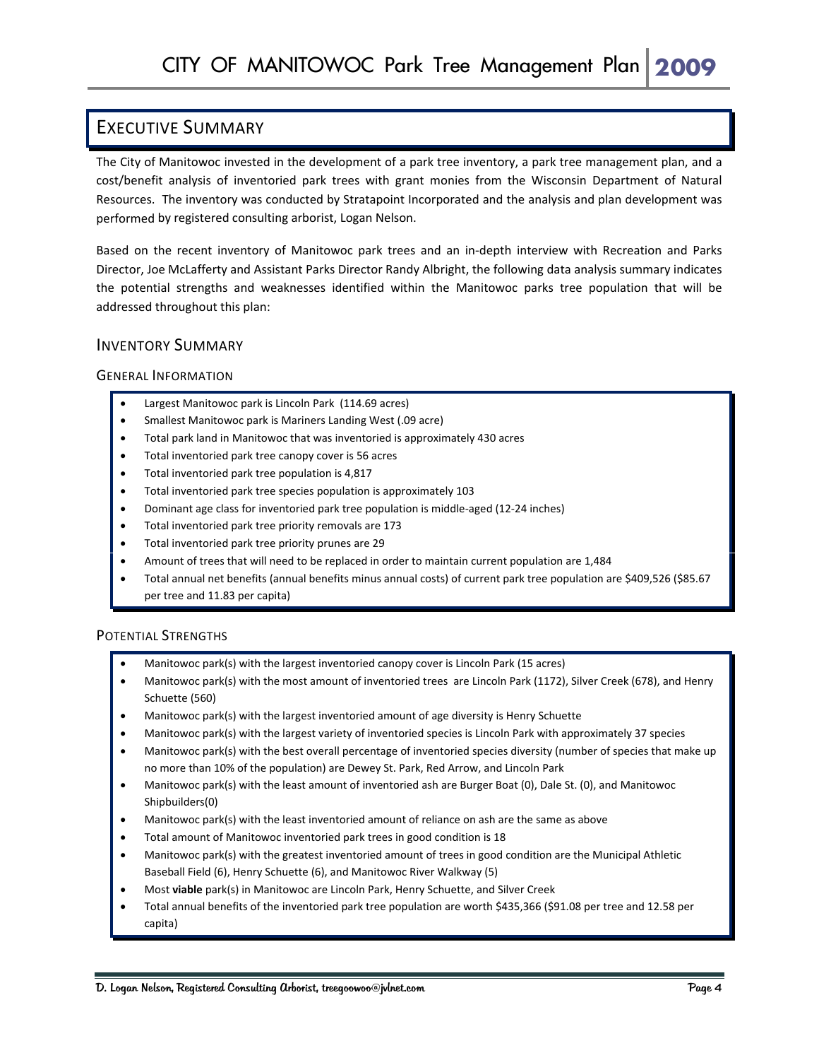# Executive Summary

The City of Manitowoc invested in the development of a park tree inventory, a park tree management plan, and a cost/benefit analysis of inventoried park trees with grant monies from the Wisconsin Department of Natural Resources. The inventory was conducted by Stratapoint Incorporated and the analysis and plan development was performed by registered consulting arborist, Logan Nelson.

Based on the recent inventory of Manitowoc park trees and an in-depth interview with Recreation and Parks Director, Joe McLafferty and Assistant Parks Director Randy Albright, the following data analysis summary indicates the potential strengths and weaknesses identified within the Manitowoc parks tree population that will be addressed throughout this plan:

## Inventory Summary

### General Information

- Largest Manitowoc park is Lincoln Park (114.69 acres)
- Smallest Manitowoc park is Mariners Landing West (.09 acre)
- Total park land in Manitowoc that was inventoried is approximately 430 acres
- Total inventoried park tree canopy cover is 56 acres
- Total inventoried park tree population is 4,817
- Total inventoried park tree species population is approximately 103
- Dominant age class for inventoried park tree population is middle-aged (12-24 inches)
- Total inventoried park tree priority removals are 173
- Total inventoried park tree priority prunes are 29
- Amount of trees that will need to be replaced in order to maintain current population are 1,484
- Total annual net benefits (annual benefits minus annual costs) of current park tree population are $409,526 ($85.67 per tree and 11.83 per capita)

### Potential Strengths

- Manitowoc park(s) with the largest inventoried canopy cover is Lincoln Park (15 acres)
- Manitowoc park(s) with the most amount of inventoried trees are Lincoln Park (1172), Silver Creek (678), and Henry Schuette (560)
- Manitowoc park(s) with the largest inventoried amount of age diversity is Henry Schuette
- Manitowoc park(s) with the largest variety of inventoried species is Lincoln Park with approximately 37 species
- Manitowoc park(s) with the best overall percentage of inventoried species diversity (number of species that make up no more than 10% of the population) are Dewey St. Park, Red Arrow, and Lincoln Park
- Manitowoc park(s) with the least amount of inventoried ash are Burger Boat (0), Dale St. (0), and Manitowoc Shipbuilders(0)
- Manitowoc park(s) with the least inventoried amount of reliance on ash are the same as above
- Total amount of Manitowoc inventoried park trees in good condition is 18
- Manitowoc park(s) with the greatest inventoried amount of trees in good condition are the Municipal Athletic Baseball Field (6), Henry Schuette (6), and Manitowoc River Walkway (5)
- Most **viable** park(s) in Manitowoc are Lincoln Park, Henry Schuette, and Silver Creek
- Total annual benefits of the inventoried park tree population are worth $435,366 ($91.08 per tree and 12.58 per capita)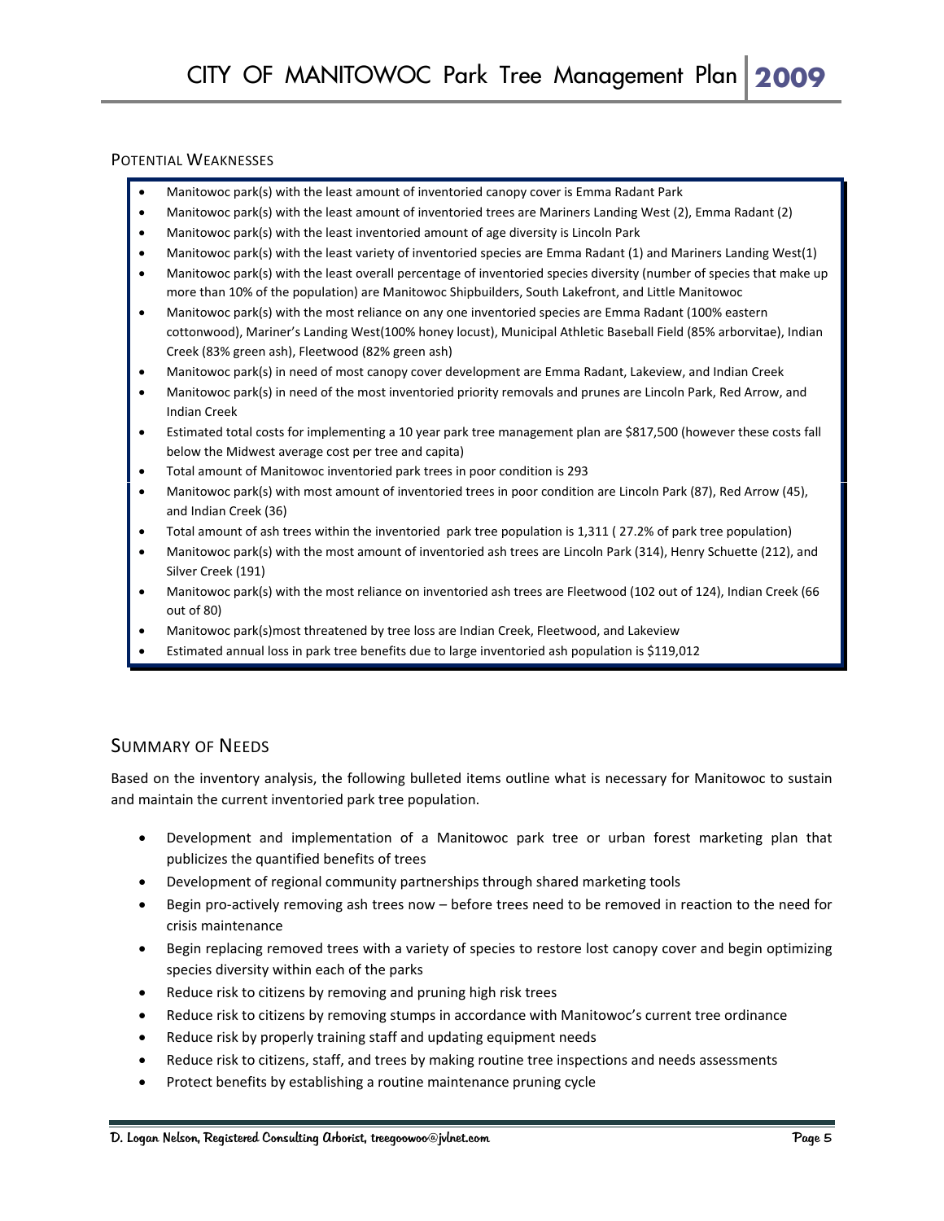### Potential Weaknesses

- Manitowoc park(s) with the least amount of inventoried canopy cover is Emma Radant Park
- Manitowoc park(s) with the least amount of inventoried trees are Mariners Landing West (2), Emma Radant (2)
- Manitowoc park(s) with the least inventoried amount of age diversity is Lincoln Park
- Manitowoc park(s) with the least variety of inventoried species are Emma Radant (1) and Mariners Landing West(1)
- Manitowoc park(s) with the least overall percentage of inventoried species diversity (number of species that make up more than 10% of the population) are Manitowoc Shipbuilders, South Lakefront, and Little Manitowoc
- Manitowoc park(s) with the most reliance on any one inventoried species are Emma Radant (100% eastern cottonwood), Mariner's Landing West(100% honey locust), Municipal Athletic Baseball Field (85% arborvitae), Indian Creek (83% green ash), Fleetwood (82% green ash)
- Manitowoc park(s) in need of most canopy cover development are Emma Radant, Lakeview, and Indian Creek
- Manitowoc park(s) in need of the most inventoried priority removals and prunes are Lincoln Park, Red Arrow, and Indian Creek
- Estimated total costs for implementing a 10 year park tree management plan are $817,500 (however these costs fall below the Midwest average cost per tree and capita)
- Total amount of Manitowoc inventoried park trees in poor condition is 293
- Manitowoc park(s) with most amount of inventoried trees in poor condition are Lincoln Park (87), Red Arrow (45), and Indian Creek (36)
- Total amount of ash trees within the inventoried park tree population is 1,311 ( 27.2% of park tree population)
- Manitowoc park(s) with the most amount of inventoried ash trees are Lincoln Park (314), Henry Schuette (212), and Silver Creek (191)
- Manitowoc park(s) with the most reliance on inventoried ash trees are Fleetwood (102 out of 124), Indian Creek (66 out of 80)
- Manitowoc park(s)most threatened by tree loss are Indian Creek, Fleetwood, and Lakeview
- Estimated annual loss in park tree benefits due to large inventoried ash population is $119,012

## Summary of Needs

Based on the inventory analysis, the following bulleted items outline what is necessary for Manitowoc to sustain and maintain the current inventoried park tree population.

- Development and implementation of a Manitowoc park tree or urban forest marketing plan that publicizes the quantified benefits of trees
- Development of regional community partnerships through shared marketing tools
- Begin pro-actively removing ash trees now – before trees need to be removed in reaction to the need for crisis maintenance
- Begin replacing removed trees with a variety of species to restore lost canopy cover and begin optimizing species diversity within each of the parks
- Reduce risk to citizens by removing and pruning high risk trees
- Reduce risk to citizens by removing stumps in accordance with Manitowoc's current tree ordinance
- Reduce risk by properly training staff and updating equipment needs
- Reduce risk to citizens, staff, and trees by making routine tree inspections and needs assessments
- Protect benefits by establishing a routine maintenance pruning cycle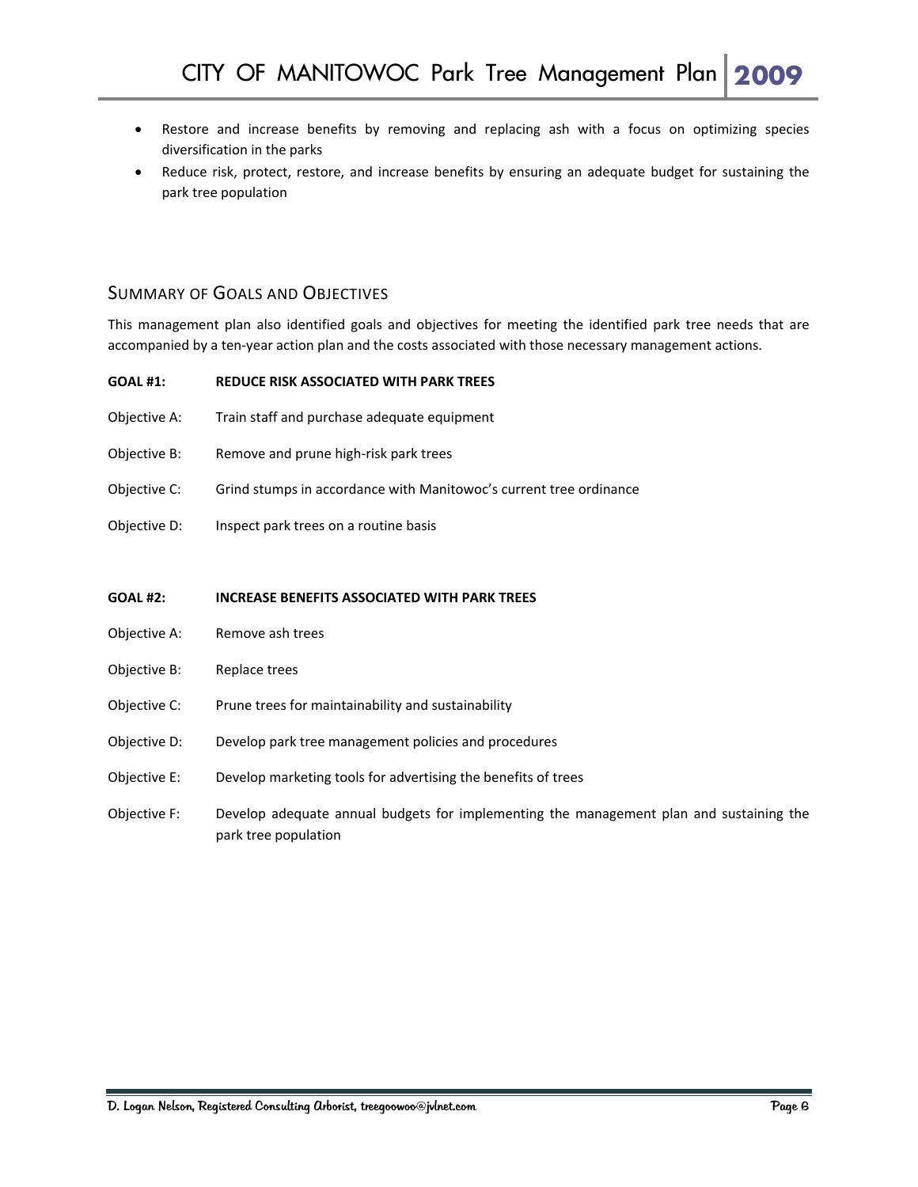- Restore and increase benefits by removing and replacing ash with a focus on optimizing species diversification in the parks
- Reduce risk, protect, restore, and increase benefits by ensuring an adequate budget for sustaining the park tree population

## Summary of Goals and Objectives

This management plan also identified goals and objectives for meeting the identified park tree needs that are accompanied by a ten-year action plan and the costs associated with those necessary management actions.

**GOAL #1: REDUCE RISK ASSOCIATED WITH PARK TREES**

Objective A: Train staff and purchase adequate equipment

Objective B: Remove and prune high-risk park trees

Objective C: Grind stumps in accordance with Manitowoc's current tree ordinance

Objective D: Inspect park trees on a routine basis

**GOAL #2: INCREASE BENEFITS ASSOCIATED WITH PARK TREES**

Objective A: Remove ash trees

Objective B: Replace trees

Objective C: Prune trees for maintainability and sustainability

Objective D: Develop park tree management policies and procedures

Objective E: Develop marketing tools for advertising the benefits of trees

Objective F: Develop adequate annual budgets for implementing the management plan and sustaining the park tree population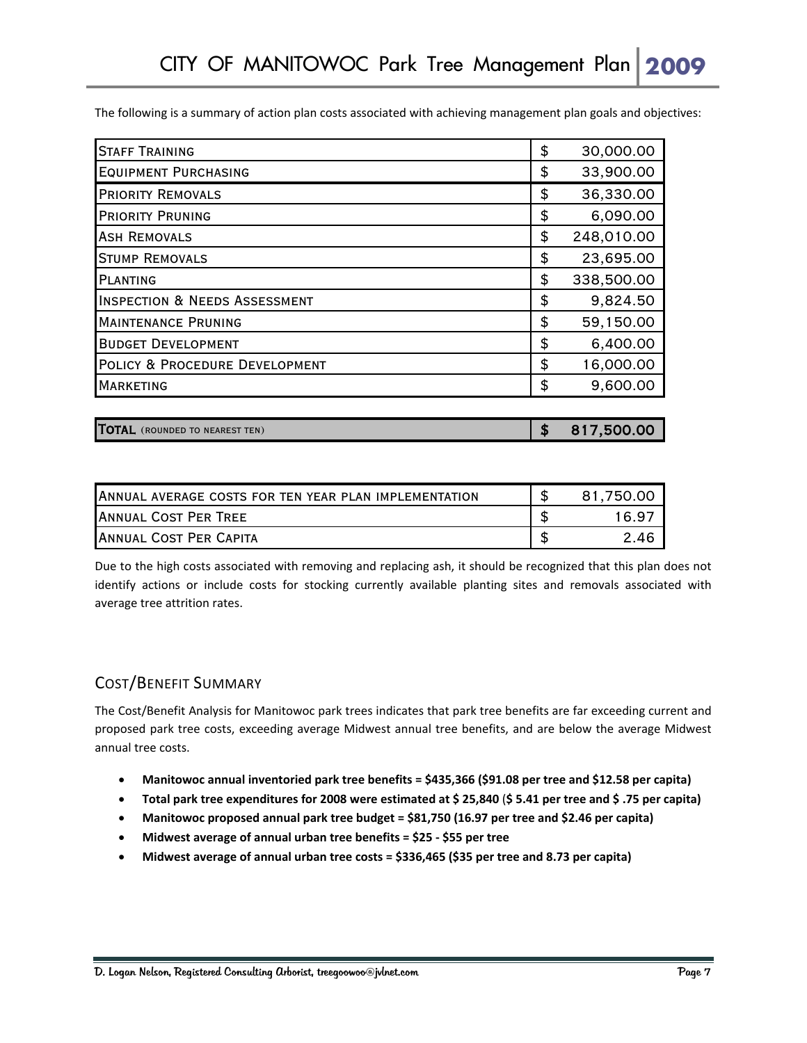The following is a summary of action plan costs associated with achieving management plan goals and objectives:

| Item | | Cost |
|---|---|---|
| Staff Training | $ | 30,000.00 |
| Equipment Purchasing | $ | 33,900.00 |
| Priority Removals | $ | 36,330.00 |
| Priority Pruning | $ | 6,090.00 |
| Ash Removals | $ | 248,010.00 |
| Stump Removals | $ | 23,695.00 |
| Planting | $ | 338,500.00 |
| Inspection & Needs Assessment | $ | 9,824.50 |
| Maintenance Pruning | $ | 59,150.00 |
| Budget Development | $ | 6,400.00 |
| Policy & Procedure Development | $ | 16,000.00 |
| Marketing | $ | 9,600.00 |
| **Total** (rounded to nearest ten) | **$** | **817,500.00** |

| Item | | Cost |
|---|---|---|
| Annual average costs for ten year plan implementation | $ | 81,750.00 |
| Annual Cost Per Tree | $ | 16.97 |
| Annual Cost Per Capita | $ | 2.46 |

Due to the high costs associated with removing and replacing ash, it should be recognized that this plan does not identify actions or include costs for stocking currently available planting sites and removals associated with average tree attrition rates.

## Cost/Benefit Summary

The Cost/Benefit Analysis for Manitowoc park trees indicates that park tree benefits are far exceeding current and proposed park tree costs, exceeding average Midwest annual tree benefits, and are below the average Midwest annual tree costs.

- **Manitowoc annual inventoried park tree benefits = $435,366 ($91.08 per tree and $12.58 per capita)**
- **Total park tree expenditures for 2008 were estimated at $ 25,840 ($ 5.41 per tree and $ .75 per capita)**
- **Manitowoc proposed annual park tree budget = $81,750 (16.97 per tree and $2.46 per capita)**
- **Midwest average of annual urban tree benefits = $25 - $55 per tree**
- **Midwest average of annual urban tree costs = $336,465 ($35 per tree and 8.73 per capita)**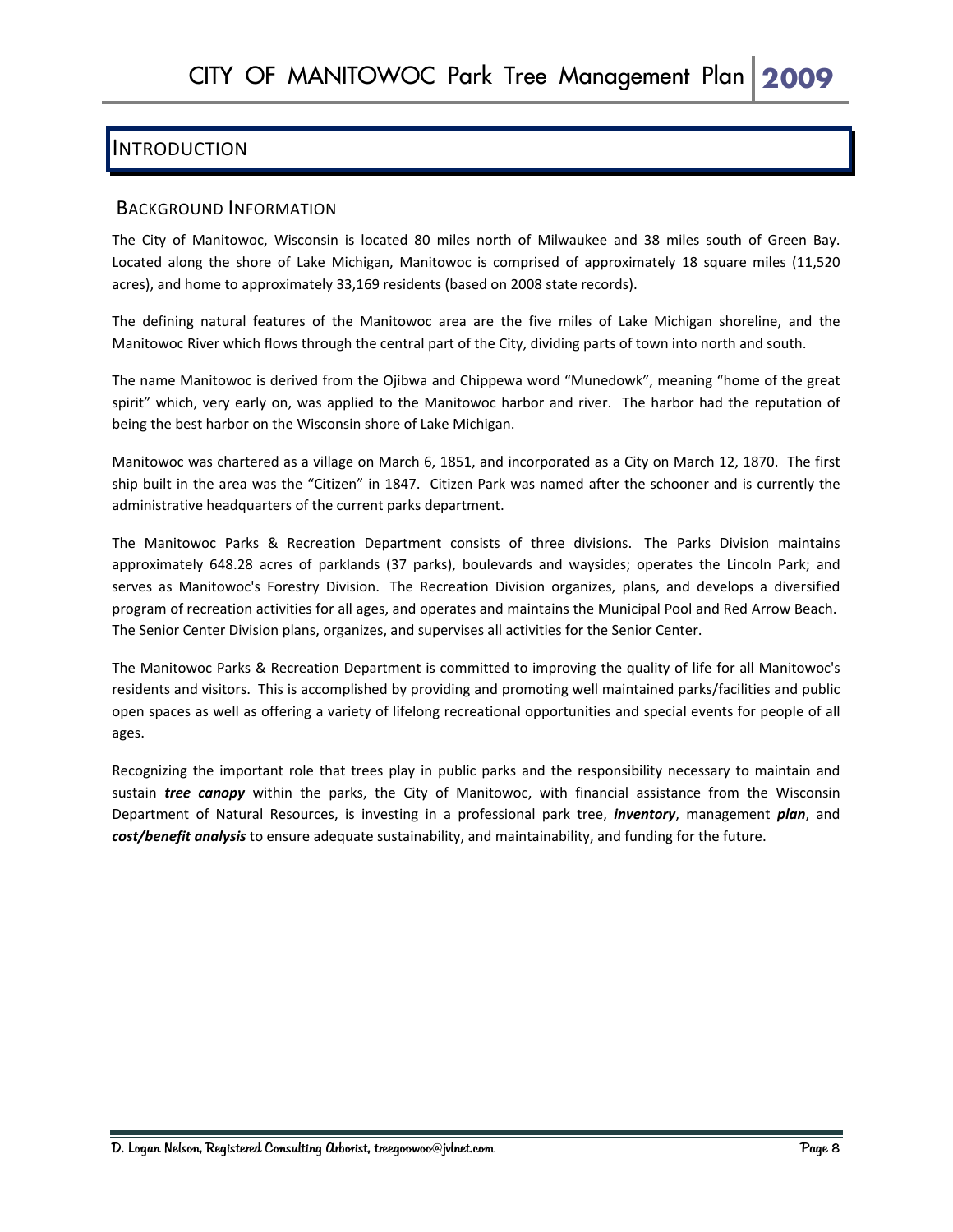# INTRODUCTION

## BACKGROUND INFORMATION

The City of Manitowoc, Wisconsin is located 80 miles north of Milwaukee and 38 miles south of Green Bay. Located along the shore of Lake Michigan, Manitowoc is comprised of approximately 18 square miles (11,520 acres), and home to approximately 33,169 residents (based on 2008 state records).

The defining natural features of the Manitowoc area are the five miles of Lake Michigan shoreline, and the Manitowoc River which flows through the central part of the City, dividing parts of town into north and south.

The name Manitowoc is derived from the Ojibwa and Chippewa word "Munedowk", meaning "home of the great spirit" which, very early on, was applied to the Manitowoc harbor and river. The harbor had the reputation of being the best harbor on the Wisconsin shore of Lake Michigan.

Manitowoc was chartered as a village on March 6, 1851, and incorporated as a City on March 12, 1870. The first ship built in the area was the "Citizen" in 1847. Citizen Park was named after the schooner and is currently the administrative headquarters of the current parks department.

The Manitowoc Parks & Recreation Department consists of three divisions. The Parks Division maintains approximately 648.28 acres of parklands (37 parks), boulevards and waysides; operates the Lincoln Park; and serves as Manitowoc's Forestry Division. The Recreation Division organizes, plans, and develops a diversified program of recreation activities for all ages, and operates and maintains the Municipal Pool and Red Arrow Beach. The Senior Center Division plans, organizes, and supervises all activities for the Senior Center.

The Manitowoc Parks & Recreation Department is committed to improving the quality of life for all Manitowoc's residents and visitors. This is accomplished by providing and promoting well maintained parks/facilities and public open spaces as well as offering a variety of lifelong recreational opportunities and special events for people of all ages.

Recognizing the important role that trees play in public parks and the responsibility necessary to maintain and sustain ***tree canopy*** within the parks, the City of Manitowoc, with financial assistance from the Wisconsin Department of Natural Resources, is investing in a professional park tree, ***inventory***, management ***plan***, and ***cost/benefit analysis*** to ensure adequate sustainability, and maintainability, and funding for the future.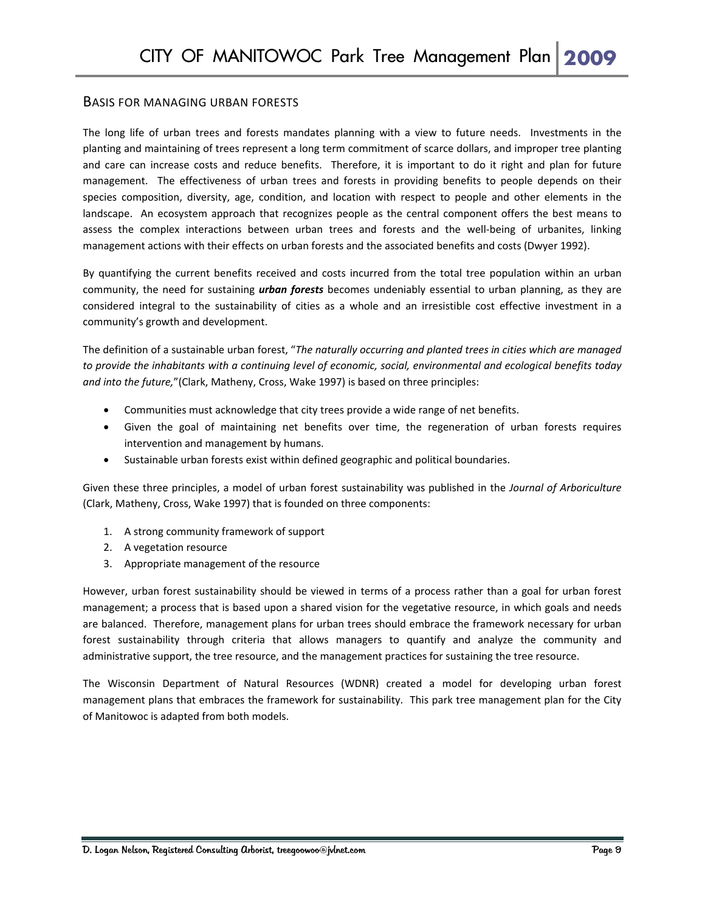## Basis for Managing Urban Forests

The long life of urban trees and forests mandates planning with a view to future needs. Investments in the planting and maintaining of trees represent a long term commitment of scarce dollars, and improper tree planting and care can increase costs and reduce benefits. Therefore, it is important to do it right and plan for future management. The effectiveness of urban trees and forests in providing benefits to people depends on their species composition, diversity, age, condition, and location with respect to people and other elements in the landscape. An ecosystem approach that recognizes people as the central component offers the best means to assess the complex interactions between urban trees and forests and the well-being of urbanites, linking management actions with their effects on urban forests and the associated benefits and costs (Dwyer 1992).

By quantifying the current benefits received and costs incurred from the total tree population within an urban community, the need for sustaining ***urban forests*** becomes undeniably essential to urban planning, as they are considered integral to the sustainability of cities as a whole and an irresistible cost effective investment in a community's growth and development.

The definition of a sustainable urban forest, "*The naturally occurring and planted trees in cities which are managed to provide the inhabitants with a continuing level of economic, social, environmental and ecological benefits today and into the future,*"(Clark, Matheny, Cross, Wake 1997) is based on three principles:

- Communities must acknowledge that city trees provide a wide range of net benefits.
- Given the goal of maintaining net benefits over time, the regeneration of urban forests requires intervention and management by humans.
- Sustainable urban forests exist within defined geographic and political boundaries.

Given these three principles, a model of urban forest sustainability was published in the *Journal of Arboriculture* (Clark, Matheny, Cross, Wake 1997) that is founded on three components:

1. A strong community framework of support
2. A vegetation resource
3. Appropriate management of the resource

However, urban forest sustainability should be viewed in terms of a process rather than a goal for urban forest management; a process that is based upon a shared vision for the vegetative resource, in which goals and needs are balanced. Therefore, management plans for urban trees should embrace the framework necessary for urban forest sustainability through criteria that allows managers to quantify and analyze the community and administrative support, the tree resource, and the management practices for sustaining the tree resource.

The Wisconsin Department of Natural Resources (WDNR) created a model for developing urban forest management plans that embraces the framework for sustainability. This park tree management plan for the City of Manitowoc is adapted from both models.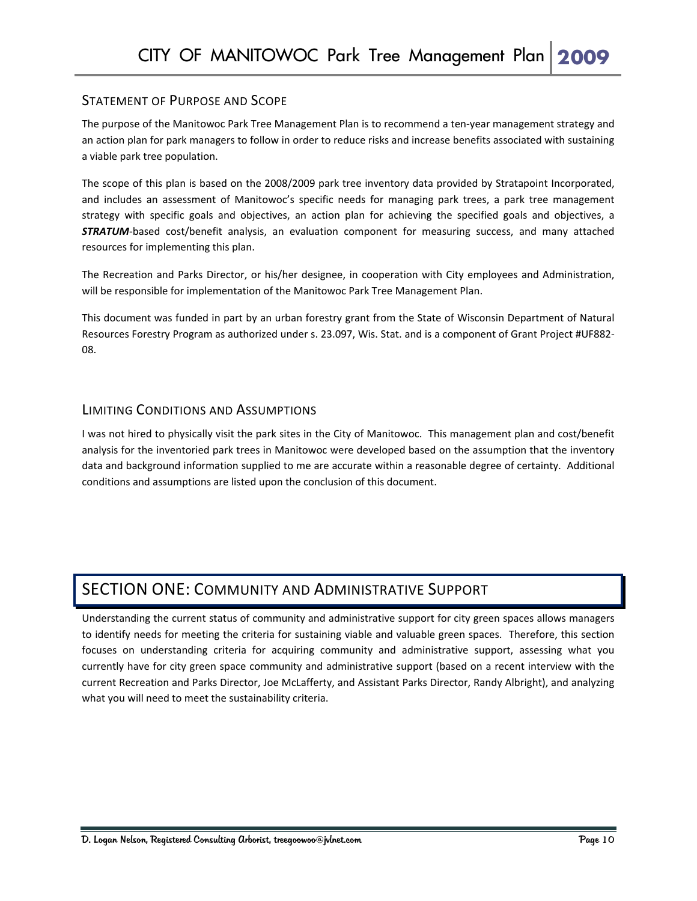## Statement of Purpose and Scope

The purpose of the Manitowoc Park Tree Management Plan is to recommend a ten-year management strategy and an action plan for park managers to follow in order to reduce risks and increase benefits associated with sustaining a viable park tree population.

The scope of this plan is based on the 2008/2009 park tree inventory data provided by Stratapoint Incorporated, and includes an assessment of Manitowoc's specific needs for managing park trees, a park tree management strategy with specific goals and objectives, an action plan for achieving the specified goals and objectives, a ***STRATUM***-based cost/benefit analysis, an evaluation component for measuring success, and many attached resources for implementing this plan.

The Recreation and Parks Director, or his/her designee, in cooperation with City employees and Administration, will be responsible for implementation of the Manitowoc Park Tree Management Plan.

This document was funded in part by an urban forestry grant from the State of Wisconsin Department of Natural Resources Forestry Program as authorized under s. 23.097, Wis. Stat. and is a component of Grant Project #UF882-08.

## Limiting Conditions and Assumptions

I was not hired to physically visit the park sites in the City of Manitowoc. This management plan and cost/benefit analysis for the inventoried park trees in Manitowoc were developed based on the assumption that the inventory data and background information supplied to me are accurate within a reasonable degree of certainty. Additional conditions and assumptions are listed upon the conclusion of this document.

# SECTION ONE: Community and Administrative Support

Understanding the current status of community and administrative support for city green spaces allows managers to identify needs for meeting the criteria for sustaining viable and valuable green spaces. Therefore, this section focuses on understanding criteria for acquiring community and administrative support, assessing what you currently have for city green space community and administrative support (based on a recent interview with the current Recreation and Parks Director, Joe McLafferty, and Assistant Parks Director, Randy Albright), and analyzing what you will need to meet the sustainability criteria.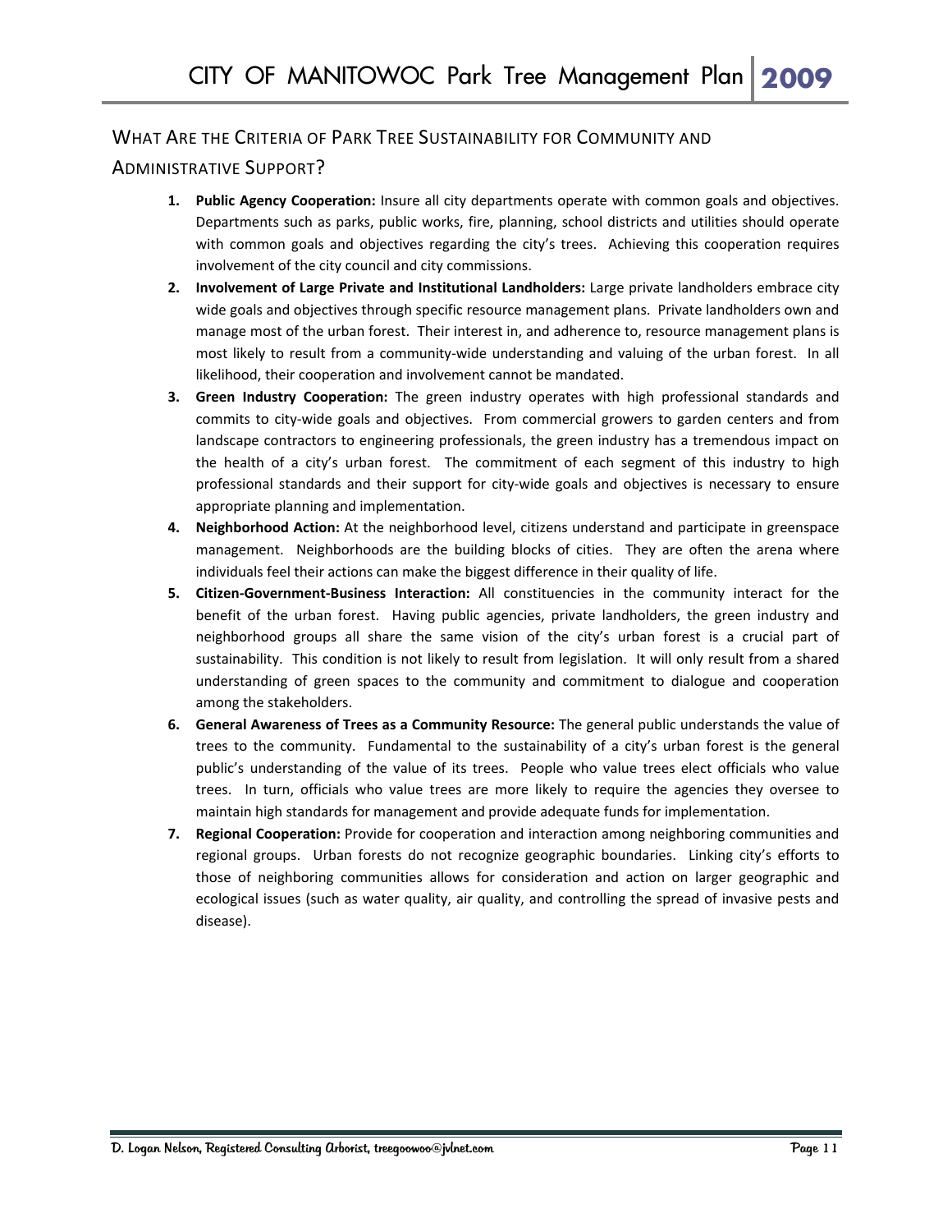## What Are the Criteria of Park Tree Sustainability for Community and Administrative Support?

1. **Public Agency Cooperation:** Insure all city departments operate with common goals and objectives. Departments such as parks, public works, fire, planning, school districts and utilities should operate with common goals and objectives regarding the city's trees. Achieving this cooperation requires involvement of the city council and city commissions.
2. **Involvement of Large Private and Institutional Landholders:** Large private landholders embrace city wide goals and objectives through specific resource management plans. Private landholders own and manage most of the urban forest. Their interest in, and adherence to, resource management plans is most likely to result from a community-wide understanding and valuing of the urban forest. In all likelihood, their cooperation and involvement cannot be mandated.
3. **Green Industry Cooperation:** The green industry operates with high professional standards and commits to city-wide goals and objectives. From commercial growers to garden centers and from landscape contractors to engineering professionals, the green industry has a tremendous impact on the health of a city's urban forest. The commitment of each segment of this industry to high professional standards and their support for city-wide goals and objectives is necessary to ensure appropriate planning and implementation.
4. **Neighborhood Action:** At the neighborhood level, citizens understand and participate in greenspace management. Neighborhoods are the building blocks of cities. They are often the arena where individuals feel their actions can make the biggest difference in their quality of life.
5. **Citizen-Government-Business Interaction:** All constituencies in the community interact for the benefit of the urban forest. Having public agencies, private landholders, the green industry and neighborhood groups all share the same vision of the city's urban forest is a crucial part of sustainability. This condition is not likely to result from legislation. It will only result from a shared understanding of green spaces to the community and commitment to dialogue and cooperation among the stakeholders.
6. **General Awareness of Trees as a Community Resource:** The general public understands the value of trees to the community. Fundamental to the sustainability of a city's urban forest is the general public's understanding of the value of its trees. People who value trees elect officials who value trees. In turn, officials who value trees are more likely to require the agencies they oversee to maintain high standards for management and provide adequate funds for implementation.
7. **Regional Cooperation:** Provide for cooperation and interaction among neighboring communities and regional groups. Urban forests do not recognize geographic boundaries. Linking city's efforts to those of neighboring communities allows for consideration and action on larger geographic and ecological issues (such as water quality, air quality, and controlling the spread of invasive pests and disease).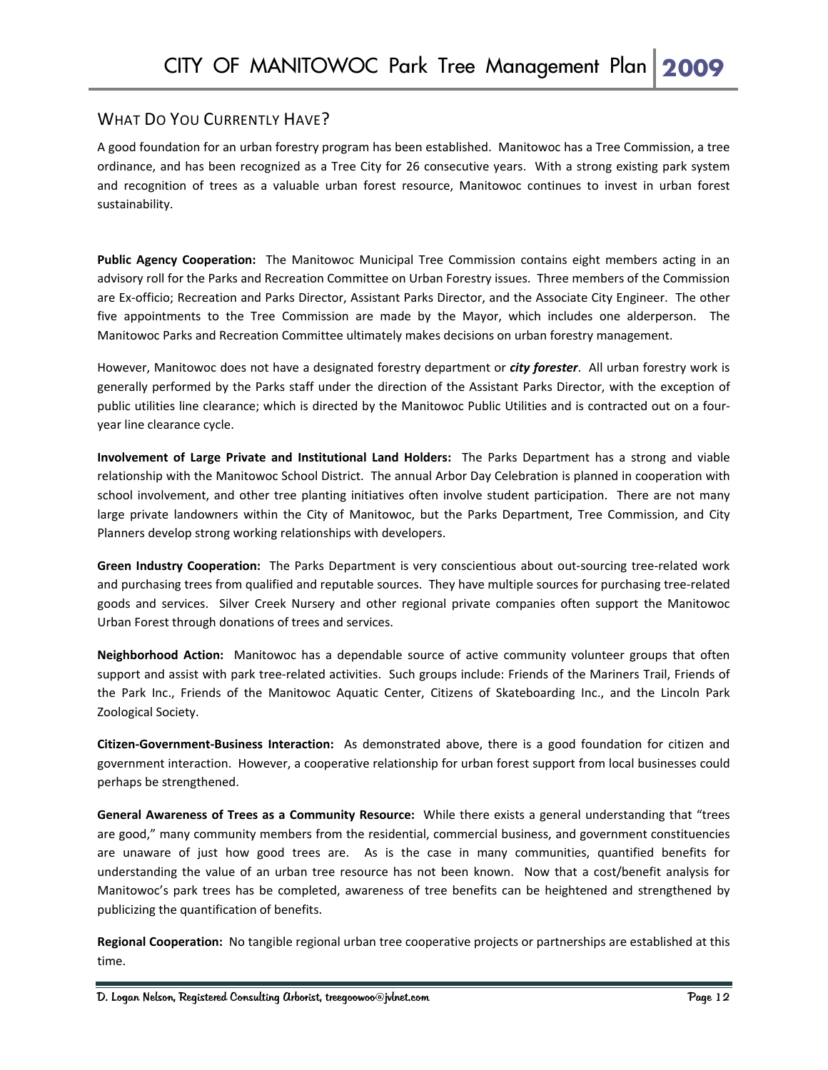## What Do You Currently Have?

A good foundation for an urban forestry program has been established. Manitowoc has a Tree Commission, a tree ordinance, and has been recognized as a Tree City for 26 consecutive years. With a strong existing park system and recognition of trees as a valuable urban forest resource, Manitowoc continues to invest in urban forest sustainability.

**Public Agency Cooperation:** The Manitowoc Municipal Tree Commission contains eight members acting in an advisory roll for the Parks and Recreation Committee on Urban Forestry issues. Three members of the Commission are Ex-officio; Recreation and Parks Director, Assistant Parks Director, and the Associate City Engineer. The other five appointments to the Tree Commission are made by the Mayor, which includes one alderperson. The Manitowoc Parks and Recreation Committee ultimately makes decisions on urban forestry management.

However, Manitowoc does not have a designated forestry department or ***city forester***. All urban forestry work is generally performed by the Parks staff under the direction of the Assistant Parks Director, with the exception of public utilities line clearance; which is directed by the Manitowoc Public Utilities and is contracted out on a four-year line clearance cycle.

**Involvement of Large Private and Institutional Land Holders:** The Parks Department has a strong and viable relationship with the Manitowoc School District. The annual Arbor Day Celebration is planned in cooperation with school involvement, and other tree planting initiatives often involve student participation. There are not many large private landowners within the City of Manitowoc, but the Parks Department, Tree Commission, and City Planners develop strong working relationships with developers.

**Green Industry Cooperation:** The Parks Department is very conscientious about out-sourcing tree-related work and purchasing trees from qualified and reputable sources. They have multiple sources for purchasing tree-related goods and services. Silver Creek Nursery and other regional private companies often support the Manitowoc Urban Forest through donations of trees and services.

**Neighborhood Action:** Manitowoc has a dependable source of active community volunteer groups that often support and assist with park tree-related activities. Such groups include: Friends of the Mariners Trail, Friends of the Park Inc., Friends of the Manitowoc Aquatic Center, Citizens of Skateboarding Inc., and the Lincoln Park Zoological Society.

**Citizen-Government-Business Interaction:** As demonstrated above, there is a good foundation for citizen and government interaction. However, a cooperative relationship for urban forest support from local businesses could perhaps be strengthened.

**General Awareness of Trees as a Community Resource:** While there exists a general understanding that "trees are good," many community members from the residential, commercial business, and government constituencies are unaware of just how good trees are. As is the case in many communities, quantified benefits for understanding the value of an urban tree resource has not been known. Now that a cost/benefit analysis for Manitowoc's park trees has be completed, awareness of tree benefits can be heightened and strengthened by publicizing the quantification of benefits.

**Regional Cooperation:** No tangible regional urban tree cooperative projects or partnerships are established at this time.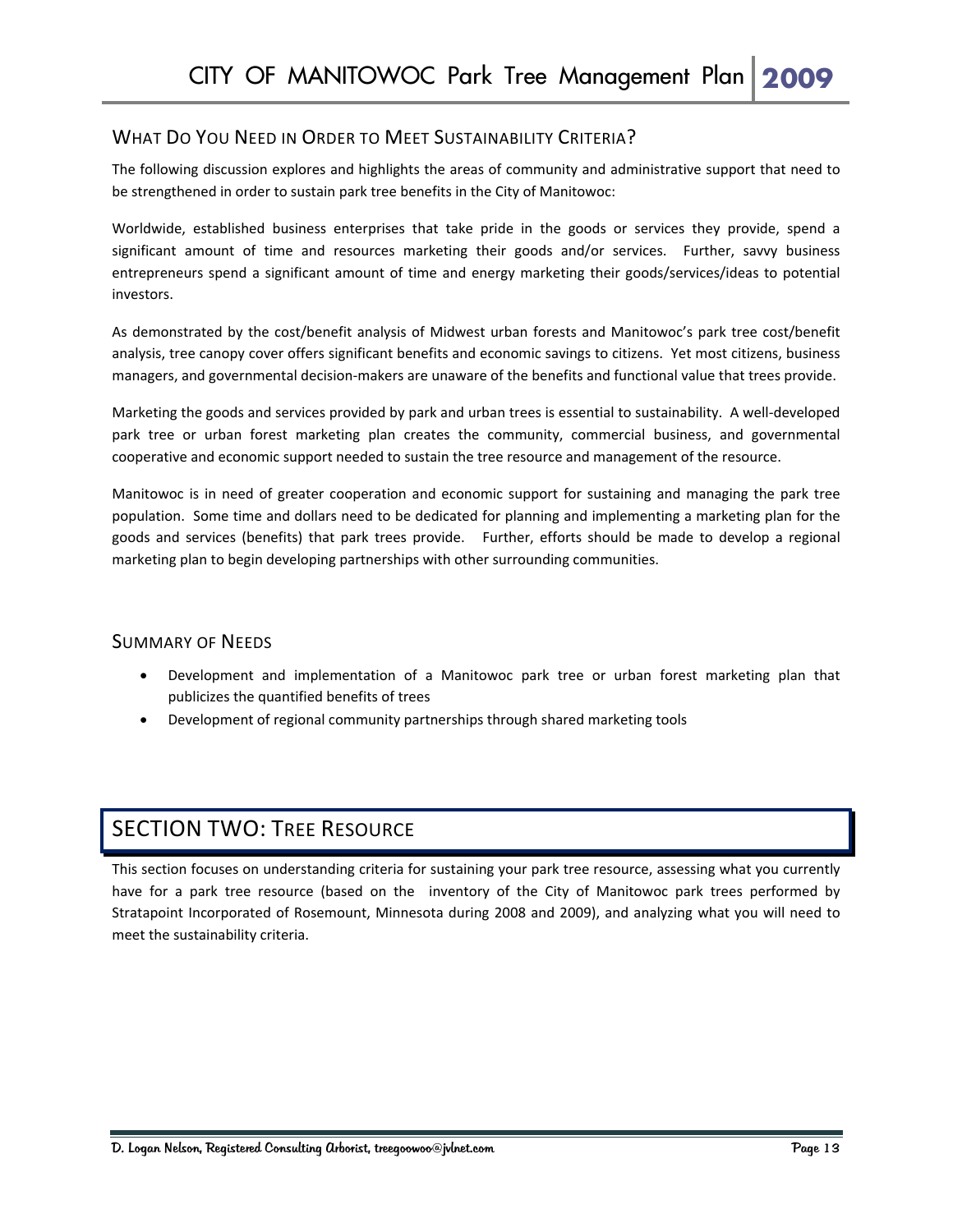## What Do You Need in Order to Meet Sustainability Criteria?

The following discussion explores and highlights the areas of community and administrative support that need to be strengthened in order to sustain park tree benefits in the City of Manitowoc:

Worldwide, established business enterprises that take pride in the goods or services they provide, spend a significant amount of time and resources marketing their goods and/or services. Further, savvy business entrepreneurs spend a significant amount of time and energy marketing their goods/services/ideas to potential investors.

As demonstrated by the cost/benefit analysis of Midwest urban forests and Manitowoc's park tree cost/benefit analysis, tree canopy cover offers significant benefits and economic savings to citizens. Yet most citizens, business managers, and governmental decision-makers are unaware of the benefits and functional value that trees provide.

Marketing the goods and services provided by park and urban trees is essential to sustainability. A well-developed park tree or urban forest marketing plan creates the community, commercial business, and governmental cooperative and economic support needed to sustain the tree resource and management of the resource.

Manitowoc is in need of greater cooperation and economic support for sustaining and managing the park tree population. Some time and dollars need to be dedicated for planning and implementing a marketing plan for the goods and services (benefits) that park trees provide. Further, efforts should be made to develop a regional marketing plan to begin developing partnerships with other surrounding communities.

## Summary of Needs

- Development and implementation of a Manitowoc park tree or urban forest marketing plan that publicizes the quantified benefits of trees
- Development of regional community partnerships through shared marketing tools

# SECTION TWO: Tree Resource

This section focuses on understanding criteria for sustaining your park tree resource, assessing what you currently have for a park tree resource (based on the inventory of the City of Manitowoc park trees performed by Stratapoint Incorporated of Rosemount, Minnesota during 2008 and 2009), and analyzing what you will need to meet the sustainability criteria.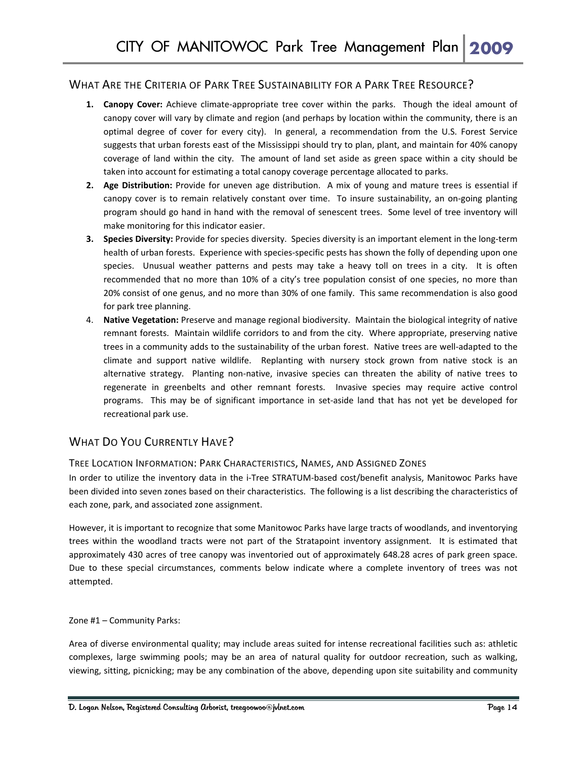## What Are the Criteria of Park Tree Sustainability for a Park Tree Resource?

1. **Canopy Cover:** Achieve climate-appropriate tree cover within the parks. Though the ideal amount of canopy cover will vary by climate and region (and perhaps by location within the community, there is an optimal degree of cover for every city). In general, a recommendation from the U.S. Forest Service suggests that urban forests east of the Mississippi should try to plan, plant, and maintain for 40% canopy coverage of land within the city. The amount of land set aside as green space within a city should be taken into account for estimating a total canopy coverage percentage allocated to parks.
2. **Age Distribution:** Provide for uneven age distribution. A mix of young and mature trees is essential if canopy cover is to remain relatively constant over time. To insure sustainability, an on-going planting program should go hand in hand with the removal of senescent trees. Some level of tree inventory will make monitoring for this indicator easier.
3. **Species Diversity:** Provide for species diversity. Species diversity is an important element in the long-term health of urban forests. Experience with species-specific pests has shown the folly of depending upon one species. Unusual weather patterns and pests may take a heavy toll on trees in a city. It is often recommended that no more than 10% of a city's tree population consist of one species, no more than 20% consist of one genus, and no more than 30% of one family. This same recommendation is also good for park tree planning.
4. **Native Vegetation:** Preserve and manage regional biodiversity. Maintain the biological integrity of native remnant forests. Maintain wildlife corridors to and from the city. Where appropriate, preserving native trees in a community adds to the sustainability of the urban forest. Native trees are well-adapted to the climate and support native wildlife. Replanting with nursery stock grown from native stock is an alternative strategy. Planting non-native, invasive species can threaten the ability of native trees to regenerate in greenbelts and other remnant forests. Invasive species may require active control programs. This may be of significant importance in set-aside land that has not yet be developed for recreational park use.

## What Do You Currently Have?

### Tree Location Information: Park Characteristics, Names, and Assigned Zones

In order to utilize the inventory data in the i-Tree STRATUM-based cost/benefit analysis, Manitowoc Parks have been divided into seven zones based on their characteristics. The following is a list describing the characteristics of each zone, park, and associated zone assignment.

However, it is important to recognize that some Manitowoc Parks have large tracts of woodlands, and inventorying trees within the woodland tracts were not part of the Stratapoint inventory assignment. It is estimated that approximately 430 acres of tree canopy was inventoried out of approximately 648.28 acres of park green space. Due to these special circumstances, comments below indicate where a complete inventory of trees was not attempted.

Zone #1 – Community Parks:

Area of diverse environmental quality; may include areas suited for intense recreational facilities such as: athletic complexes, large swimming pools; may be an area of natural quality for outdoor recreation, such as walking, viewing, sitting, picnicking; may be any combination of the above, depending upon site suitability and community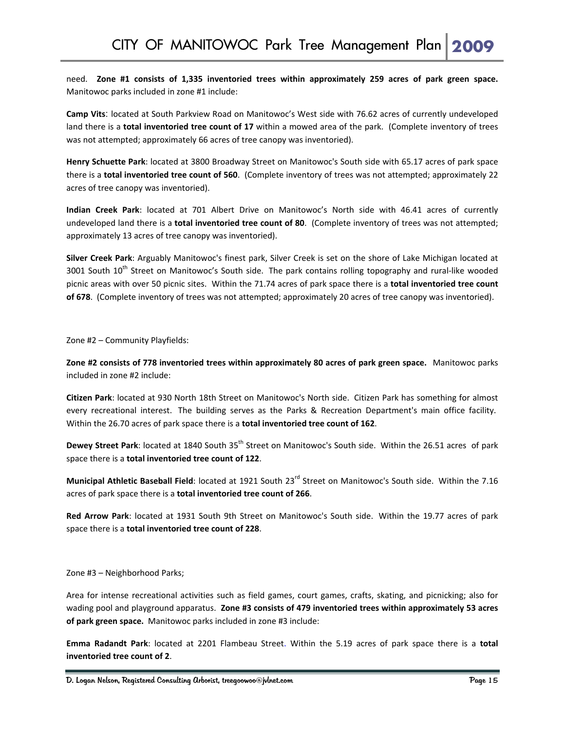need. **Zone #1 consists of 1,335 inventoried trees within approximately 259 acres of park green space.** Manitowoc parks included in zone #1 include:

**Camp Vits**: located at South Parkview Road on Manitowoc's West side with 76.62 acres of currently undeveloped land there is a **total inventoried tree count of 17** within a mowed area of the park. (Complete inventory of trees was not attempted; approximately 66 acres of tree canopy was inventoried).

**Henry Schuette Park**: located at 3800 Broadway Street on Manitowoc's South side with 65.17 acres of park space there is a **total inventoried tree count of 560**. (Complete inventory of trees was not attempted; approximately 22 acres of tree canopy was inventoried).

**Indian Creek Park**: located at 701 Albert Drive on Manitowoc's North side with 46.41 acres of currently undeveloped land there is a **total inventoried tree count of 80**. (Complete inventory of trees was not attempted; approximately 13 acres of tree canopy was inventoried).

**Silver Creek Park**: Arguably Manitowoc's finest park, Silver Creek is set on the shore of Lake Michigan located at 3001 South 10th Street on Manitowoc's South side. The park contains rolling topography and rural-like wooded picnic areas with over 50 picnic sites. Within the 71.74 acres of park space there is a **total inventoried tree count of 678**. (Complete inventory of trees was not attempted; approximately 20 acres of tree canopy was inventoried).

Zone #2 – Community Playfields:

**Zone #2 consists of 778 inventoried trees within approximately 80 acres of park green space.** Manitowoc parks included in zone #2 include:

**Citizen Park**: located at 930 North 18th Street on Manitowoc's North side. Citizen Park has something for almost every recreational interest. The building serves as the Parks & Recreation Department's main office facility. Within the 26.70 acres of park space there is a **total inventoried tree count of 162**.

**Dewey Street Park**: located at 1840 South 35th Street on Manitowoc's South side. Within the 26.51 acres of park space there is a **total inventoried tree count of 122**.

**Municipal Athletic Baseball Field**: located at 1921 South 23rd Street on Manitowoc's South side. Within the 7.16 acres of park space there is a **total inventoried tree count of 266**.

**Red Arrow Park**: located at 1931 South 9th Street on Manitowoc's South side. Within the 19.77 acres of park space there is a **total inventoried tree count of 228**.

Zone #3 – Neighborhood Parks;

Area for intense recreational activities such as field games, court games, crafts, skating, and picnicking; also for wading pool and playground apparatus. **Zone #3 consists of 479 inventoried trees within approximately 53 acres of park green space.** Manitowoc parks included in zone #3 include:

**Emma Radandt Park**: located at 2201 Flambeau Street. Within the 5.19 acres of park space there is a **total inventoried tree count of 2**.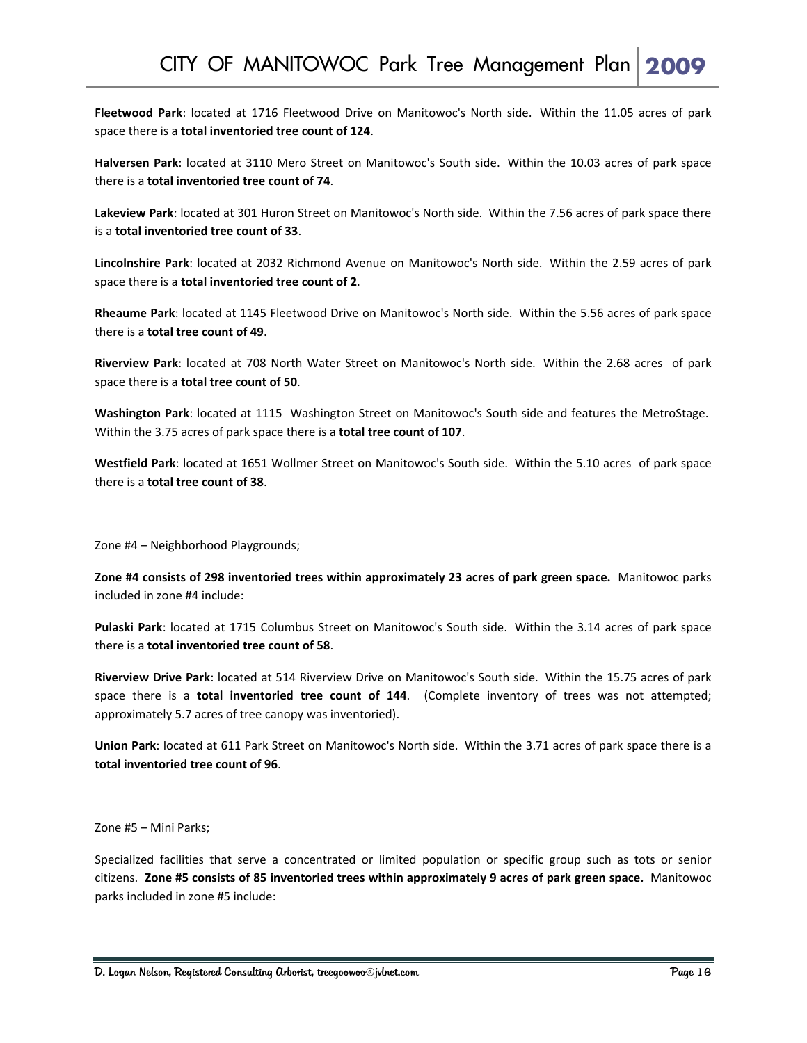**Fleetwood Park**: located at 1716 Fleetwood Drive on Manitowoc's North side. Within the 11.05 acres of park space there is a **total inventoried tree count of 124**.

**Halversen Park**: located at 3110 Mero Street on Manitowoc's South side. Within the 10.03 acres of park space there is a **total inventoried tree count of 74**.

**Lakeview Park**: located at 301 Huron Street on Manitowoc's North side. Within the 7.56 acres of park space there is a **total inventoried tree count of 33**.

**Lincolnshire Park**: located at 2032 Richmond Avenue on Manitowoc's North side. Within the 2.59 acres of park space there is a **total inventoried tree count of 2**.

**Rheaume Park**: located at 1145 Fleetwood Drive on Manitowoc's North side. Within the 5.56 acres of park space there is a **total tree count of 49**.

**Riverview Park**: located at 708 North Water Street on Manitowoc's North side. Within the 2.68 acres of park space there is a **total tree count of 50**.

**Washington Park**: located at 1115 Washington Street on Manitowoc's South side and features the MetroStage. Within the 3.75 acres of park space there is a **total tree count of 107**.

**Westfield Park**: located at 1651 Wollmer Street on Manitowoc's South side. Within the 5.10 acres of park space there is a **total tree count of 38**.

Zone #4 – Neighborhood Playgrounds;

**Zone #4 consists of 298 inventoried trees within approximately 23 acres of park green space.** Manitowoc parks included in zone #4 include:

**Pulaski Park**: located at 1715 Columbus Street on Manitowoc's South side. Within the 3.14 acres of park space there is a **total inventoried tree count of 58**.

**Riverview Drive Park**: located at 514 Riverview Drive on Manitowoc's South side. Within the 15.75 acres of park space there is a **total inventoried tree count of 144**. (Complete inventory of trees was not attempted; approximately 5.7 acres of tree canopy was inventoried).

**Union Park**: located at 611 Park Street on Manitowoc's North side. Within the 3.71 acres of park space there is a **total inventoried tree count of 96**.

Zone #5 – Mini Parks;

Specialized facilities that serve a concentrated or limited population or specific group such as tots or senior citizens. **Zone #5 consists of 85 inventoried trees within approximately 9 acres of park green space.** Manitowoc parks included in zone #5 include: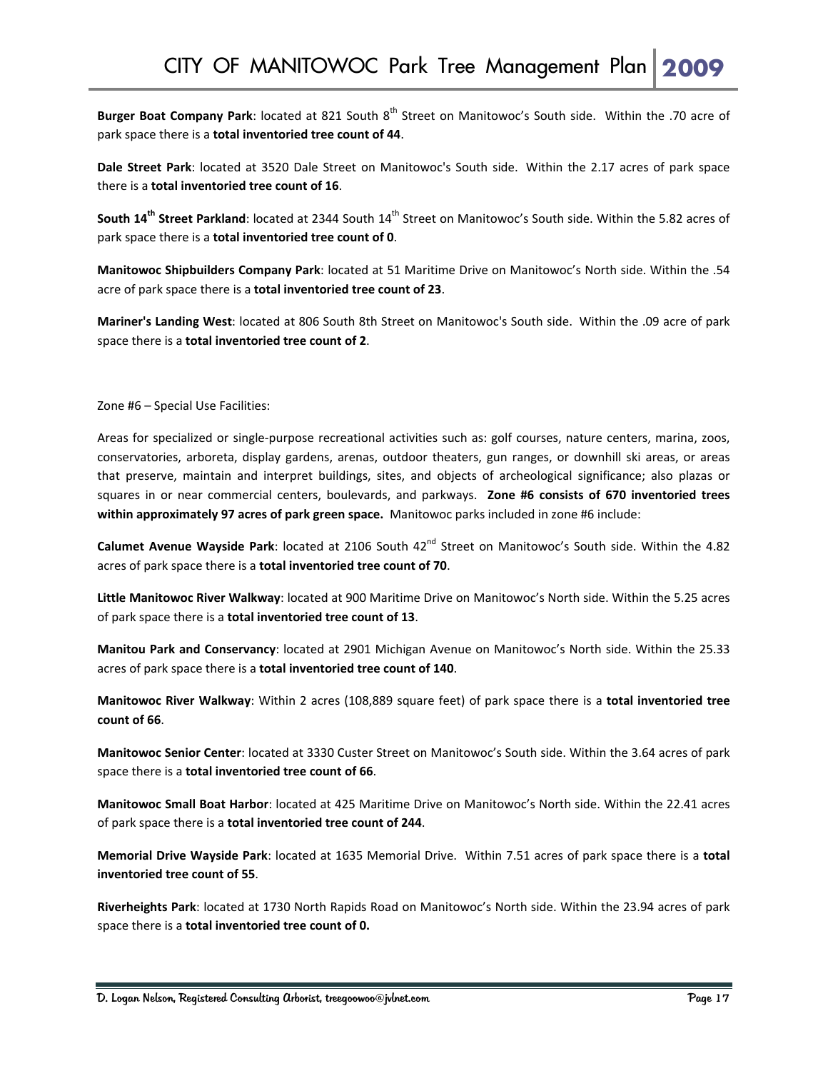**Burger Boat Company Park**: located at 821 South 8th Street on Manitowoc's South side. Within the .70 acre of park space there is a **total inventoried tree count of 44**.

**Dale Street Park**: located at 3520 Dale Street on Manitowoc's South side. Within the 2.17 acres of park space there is a **total inventoried tree count of 16**.

**South 14th Street Parkland**: located at 2344 South 14th Street on Manitowoc's South side. Within the 5.82 acres of park space there is a **total inventoried tree count of 0**.

**Manitowoc Shipbuilders Company Park**: located at 51 Maritime Drive on Manitowoc's North side. Within the .54 acre of park space there is a **total inventoried tree count of 23**.

**Mariner's Landing West**: located at 806 South 8th Street on Manitowoc's South side. Within the .09 acre of park space there is a **total inventoried tree count of 2**.

Zone #6 – Special Use Facilities:

Areas for specialized or single-purpose recreational activities such as: golf courses, nature centers, marina, zoos, conservatories, arboreta, display gardens, arenas, outdoor theaters, gun ranges, or downhill ski areas, or areas that preserve, maintain and interpret buildings, sites, and objects of archeological significance; also plazas or squares in or near commercial centers, boulevards, and parkways. **Zone #6 consists of 670 inventoried trees within approximately 97 acres of park green space.** Manitowoc parks included in zone #6 include:

**Calumet Avenue Wayside Park**: located at 2106 South 42nd Street on Manitowoc's South side. Within the 4.82 acres of park space there is a **total inventoried tree count of 70**.

**Little Manitowoc River Walkway**: located at 900 Maritime Drive on Manitowoc's North side. Within the 5.25 acres of park space there is a **total inventoried tree count of 13**.

**Manitou Park and Conservancy**: located at 2901 Michigan Avenue on Manitowoc's North side. Within the 25.33 acres of park space there is a **total inventoried tree count of 140**.

**Manitowoc River Walkway**: Within 2 acres (108,889 square feet) of park space there is a **total inventoried tree count of 66**.

**Manitowoc Senior Center**: located at 3330 Custer Street on Manitowoc's South side. Within the 3.64 acres of park space there is a **total inventoried tree count of 66**.

**Manitowoc Small Boat Harbor**: located at 425 Maritime Drive on Manitowoc's North side. Within the 22.41 acres of park space there is a **total inventoried tree count of 244**.

**Memorial Drive Wayside Park**: located at 1635 Memorial Drive. Within 7.51 acres of park space there is a **total inventoried tree count of 55**.

**Riverheights Park**: located at 1730 North Rapids Road on Manitowoc's North side. Within the 23.94 acres of park space there is a **total inventoried tree count of 0.**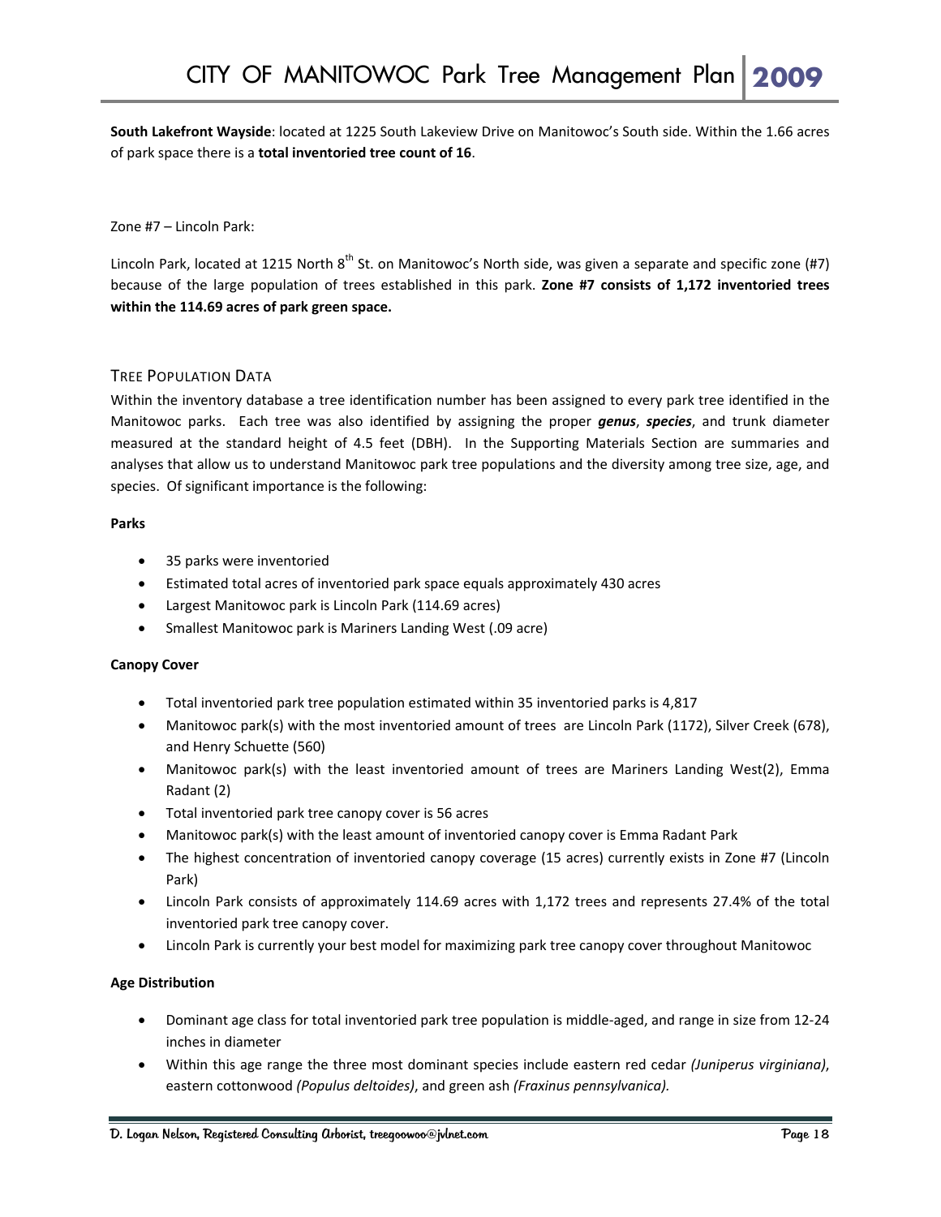**South Lakefront Wayside**: located at 1225 South Lakeview Drive on Manitowoc's South side. Within the 1.66 acres of park space there is a **total inventoried tree count of 16**.

Zone #7 – Lincoln Park:

Lincoln Park, located at 1215 North 8th St. on Manitowoc's North side, was given a separate and specific zone (#7) because of the large population of trees established in this park. **Zone #7 consists of 1,172 inventoried trees within the 114.69 acres of park green space.**

## Tree Population Data

Within the inventory database a tree identification number has been assigned to every park tree identified in the Manitowoc parks. Each tree was also identified by assigning the proper ***genus***, ***species***, and trunk diameter measured at the standard height of 4.5 feet (DBH). In the Supporting Materials Section are summaries and analyses that allow us to understand Manitowoc park tree populations and the diversity among tree size, age, and species. Of significant importance is the following:

**Parks**

- 35 parks were inventoried
- Estimated total acres of inventoried park space equals approximately 430 acres
- Largest Manitowoc park is Lincoln Park (114.69 acres)
- Smallest Manitowoc park is Mariners Landing West (.09 acre)

**Canopy Cover**

- Total inventoried park tree population estimated within 35 inventoried parks is 4,817
- Manitowoc park(s) with the most inventoried amount of trees are Lincoln Park (1172), Silver Creek (678), and Henry Schuette (560)
- Manitowoc park(s) with the least inventoried amount of trees are Mariners Landing West(2), Emma Radant (2)
- Total inventoried park tree canopy cover is 56 acres
- Manitowoc park(s) with the least amount of inventoried canopy cover is Emma Radant Park
- The highest concentration of inventoried canopy coverage (15 acres) currently exists in Zone #7 (Lincoln Park)
- Lincoln Park consists of approximately 114.69 acres with 1,172 trees and represents 27.4% of the total inventoried park tree canopy cover.
- Lincoln Park is currently your best model for maximizing park tree canopy cover throughout Manitowoc

**Age Distribution**

- Dominant age class for total inventoried park tree population is middle-aged, and range in size from 12-24 inches in diameter
- Within this age range the three most dominant species include eastern red cedar *(Juniperus virginiana)*, eastern cottonwood *(Populus deltoides)*, and green ash *(Fraxinus pennsylvanica).*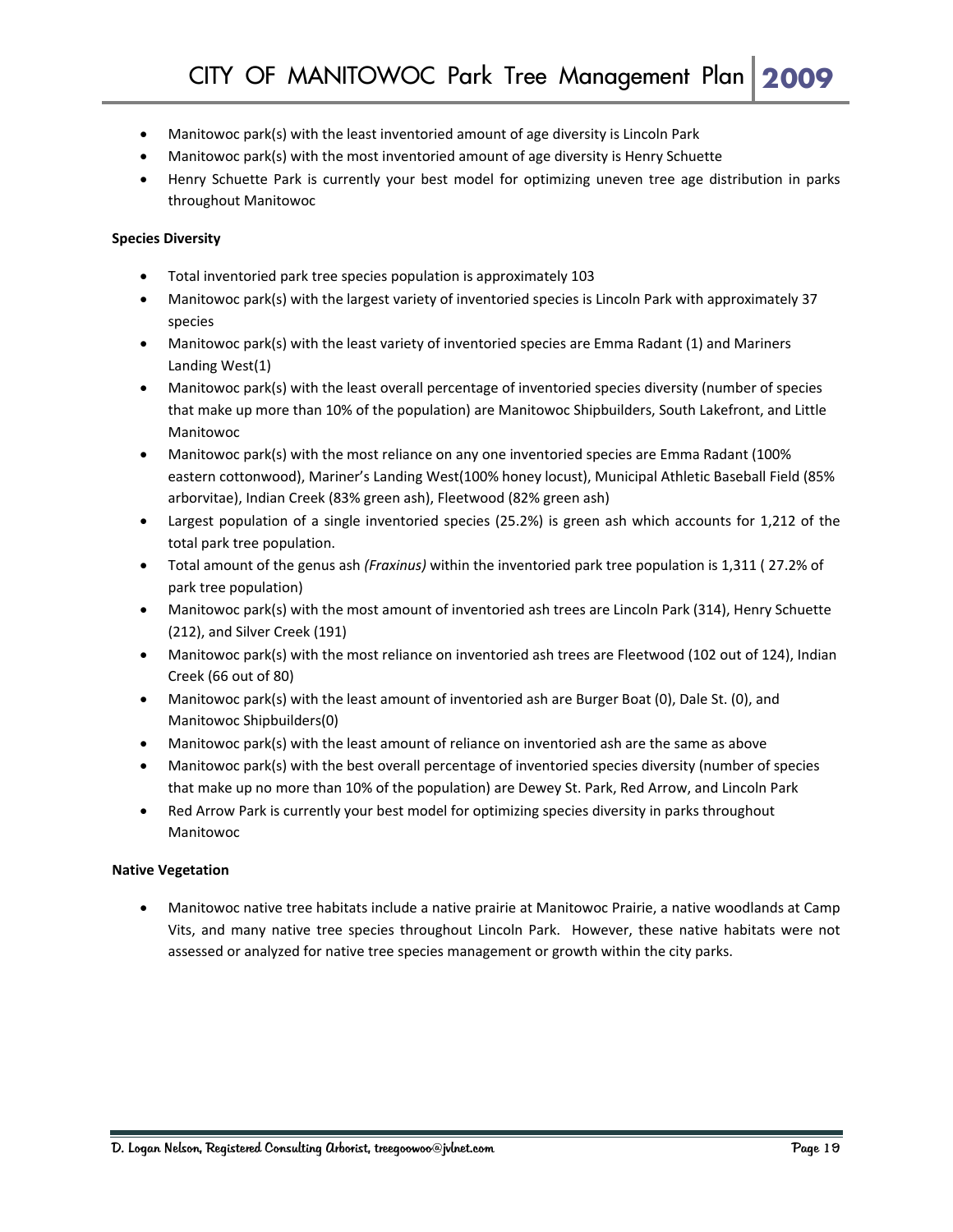- Manitowoc park(s) with the least inventoried amount of age diversity is Lincoln Park
- Manitowoc park(s) with the most inventoried amount of age diversity is Henry Schuette
- Henry Schuette Park is currently your best model for optimizing uneven tree age distribution in parks throughout Manitowoc

**Species Diversity**

- Total inventoried park tree species population is approximately 103
- Manitowoc park(s) with the largest variety of inventoried species is Lincoln Park with approximately 37 species
- Manitowoc park(s) with the least variety of inventoried species are Emma Radant (1) and Mariners Landing West(1)
- Manitowoc park(s) with the least overall percentage of inventoried species diversity (number of species that make up more than 10% of the population) are Manitowoc Shipbuilders, South Lakefront, and Little Manitowoc
- Manitowoc park(s) with the most reliance on any one inventoried species are Emma Radant (100% eastern cottonwood), Mariner's Landing West(100% honey locust), Municipal Athletic Baseball Field (85% arborvitae), Indian Creek (83% green ash), Fleetwood (82% green ash)
- Largest population of a single inventoried species (25.2%) is green ash which accounts for 1,212 of the total park tree population.
- Total amount of the genus ash *(Fraxinus)* within the inventoried park tree population is 1,311 ( 27.2% of park tree population)
- Manitowoc park(s) with the most amount of inventoried ash trees are Lincoln Park (314), Henry Schuette (212), and Silver Creek (191)
- Manitowoc park(s) with the most reliance on inventoried ash trees are Fleetwood (102 out of 124), Indian Creek (66 out of 80)
- Manitowoc park(s) with the least amount of inventoried ash are Burger Boat (0), Dale St. (0), and Manitowoc Shipbuilders(0)
- Manitowoc park(s) with the least amount of reliance on inventoried ash are the same as above
- Manitowoc park(s) with the best overall percentage of inventoried species diversity (number of species that make up no more than 10% of the population) are Dewey St. Park, Red Arrow, and Lincoln Park
- Red Arrow Park is currently your best model for optimizing species diversity in parks throughout Manitowoc

**Native Vegetation**

- Manitowoc native tree habitats include a native prairie at Manitowoc Prairie, a native woodlands at Camp Vits, and many native tree species throughout Lincoln Park. However, these native habitats were not assessed or analyzed for native tree species management or growth within the city parks.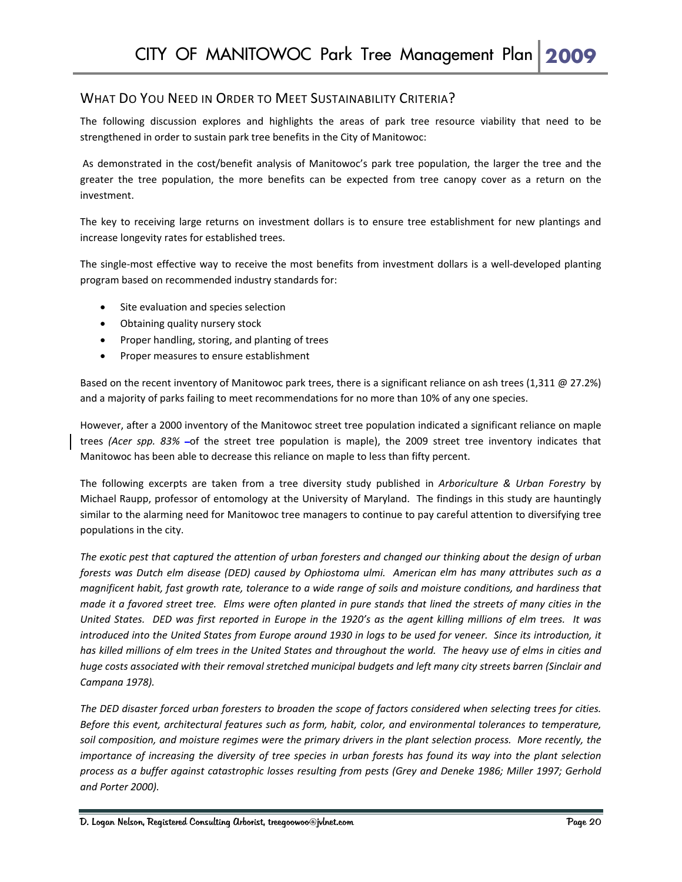## What Do You Need in Order to Meet Sustainability Criteria?

The following discussion explores and highlights the areas of park tree resource viability that need to be strengthened in order to sustain park tree benefits in the City of Manitowoc:

As demonstrated in the cost/benefit analysis of Manitowoc's park tree population, the larger the tree and the greater the tree population, the more benefits can be expected from tree canopy cover as a return on the investment.

The key to receiving large returns on investment dollars is to ensure tree establishment for new plantings and increase longevity rates for established trees.

The single-most effective way to receive the most benefits from investment dollars is a well-developed planting program based on recommended industry standards for:

- Site evaluation and species selection
- Obtaining quality nursery stock
- Proper handling, storing, and planting of trees
- Proper measures to ensure establishment

Based on the recent inventory of Manitowoc park trees, there is a significant reliance on ash trees (1,311 @ 27.2%) and a majority of parks failing to meet recommendations for no more than 10% of any one species.

However, after a 2000 inventory of the Manitowoc street tree population indicated a significant reliance on maple trees (*Acer spp. 83%* of the street tree population is maple), the 2009 street tree inventory indicates that Manitowoc has been able to decrease this reliance on maple to less than fifty percent.

The following excerpts are taken from a tree diversity study published in *Arboriculture & Urban Forestry* by Michael Raupp, professor of entomology at the University of Maryland. The findings in this study are hauntingly similar to the alarming need for Manitowoc tree managers to continue to pay careful attention to diversifying tree populations in the city.

*The exotic pest that captured the attention of urban foresters and changed our thinking about the design of urban forests was Dutch elm disease (DED) caused by Ophiostoma ulmi. American elm has many attributes such as a magnificent habit, fast growth rate, tolerance to a wide range of soils and moisture conditions, and hardiness that made it a favored street tree. Elms were often planted in pure stands that lined the streets of many cities in the United States. DED was first reported in Europe in the 1920's as the agent killing millions of elm trees. It was introduced into the United States from Europe around 1930 in logs to be used for veneer. Since its introduction, it has killed millions of elm trees in the United States and throughout the world. The heavy use of elms in cities and huge costs associated with their removal stretched municipal budgets and left many city streets barren (Sinclair and Campana 1978).*

*The DED disaster forced urban foresters to broaden the scope of factors considered when selecting trees for cities. Before this event, architectural features such as form, habit, color, and environmental tolerances to temperature, soil composition, and moisture regimes were the primary drivers in the plant selection process. More recently, the importance of increasing the diversity of tree species in urban forests has found its way into the plant selection process as a buffer against catastrophic losses resulting from pests (Grey and Deneke 1986; Miller 1997; Gerhold and Porter 2000).*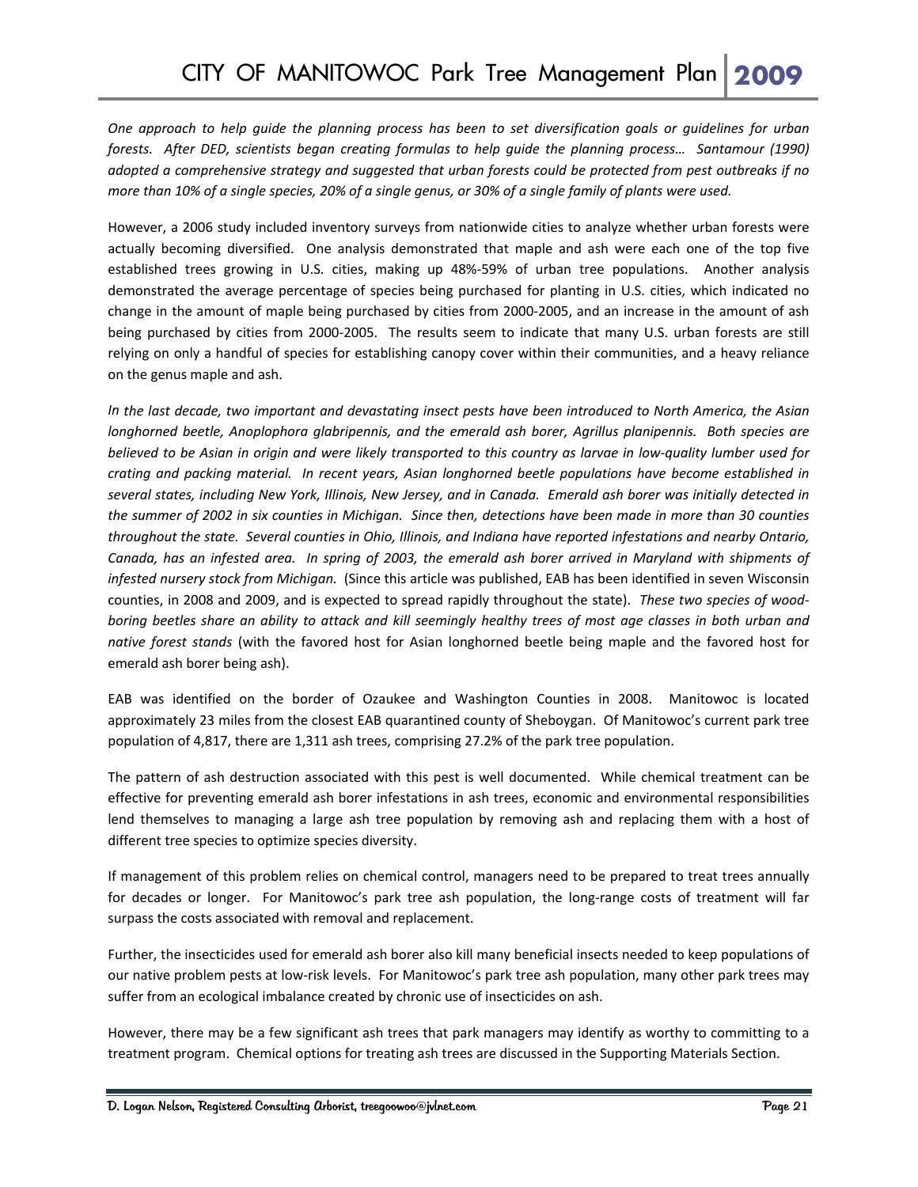*One approach to help guide the planning process has been to set diversification goals or guidelines for urban forests. After DED, scientists began creating formulas to help guide the planning process… Santamour (1990) adopted a comprehensive strategy and suggested that urban forests could be protected from pest outbreaks if no more than 10% of a single species, 20% of a single genus, or 30% of a single family of plants were used.*

However, a 2006 study included inventory surveys from nationwide cities to analyze whether urban forests were actually becoming diversified. One analysis demonstrated that maple and ash were each one of the top five established trees growing in U.S. cities, making up 48%-59% of urban tree populations. Another analysis demonstrated the average percentage of species being purchased for planting in U.S. cities, which indicated no change in the amount of maple being purchased by cities from 2000-2005, and an increase in the amount of ash being purchased by cities from 2000-2005. The results seem to indicate that many U.S. urban forests are still relying on only a handful of species for establishing canopy cover within their communities, and a heavy reliance on the genus maple and ash.

*In the last decade, two important and devastating insect pests have been introduced to North America, the Asian longhorned beetle, Anoplophora glabripennis, and the emerald ash borer, Agrillus planipennis. Both species are believed to be Asian in origin and were likely transported to this country as larvae in low-quality lumber used for crating and packing material. In recent years, Asian longhorned beetle populations have become established in several states, including New York, Illinois, New Jersey, and in Canada. Emerald ash borer was initially detected in the summer of 2002 in six counties in Michigan. Since then, detections have been made in more than 30 counties throughout the state. Several counties in Ohio, Illinois, and Indiana have reported infestations and nearby Ontario, Canada, has an infested area. In spring of 2003, the emerald ash borer arrived in Maryland with shipments of infested nursery stock from Michigan.* (Since this article was published, EAB has been identified in seven Wisconsin counties, in 2008 and 2009, and is expected to spread rapidly throughout the state). *These two species of wood-boring beetles share an ability to attack and kill seemingly healthy trees of most age classes in both urban and native forest stands* (with the favored host for Asian longhorned beetle being maple and the favored host for emerald ash borer being ash).

EAB was identified on the border of Ozaukee and Washington Counties in 2008. Manitowoc is located approximately 23 miles from the closest EAB quarantined county of Sheboygan. Of Manitowoc's current park tree population of 4,817, there are 1,311 ash trees, comprising 27.2% of the park tree population.

The pattern of ash destruction associated with this pest is well documented. While chemical treatment can be effective for preventing emerald ash borer infestations in ash trees, economic and environmental responsibilities lend themselves to managing a large ash tree population by removing ash and replacing them with a host of different tree species to optimize species diversity.

If management of this problem relies on chemical control, managers need to be prepared to treat trees annually for decades or longer. For Manitowoc's park tree ash population, the long-range costs of treatment will far surpass the costs associated with removal and replacement.

Further, the insecticides used for emerald ash borer also kill many beneficial insects needed to keep populations of our native problem pests at low-risk levels. For Manitowoc's park tree ash population, many other park trees may suffer from an ecological imbalance created by chronic use of insecticides on ash.

However, there may be a few significant ash trees that park managers may identify as worthy to committing to a treatment program. Chemical options for treating ash trees are discussed in the Supporting Materials Section.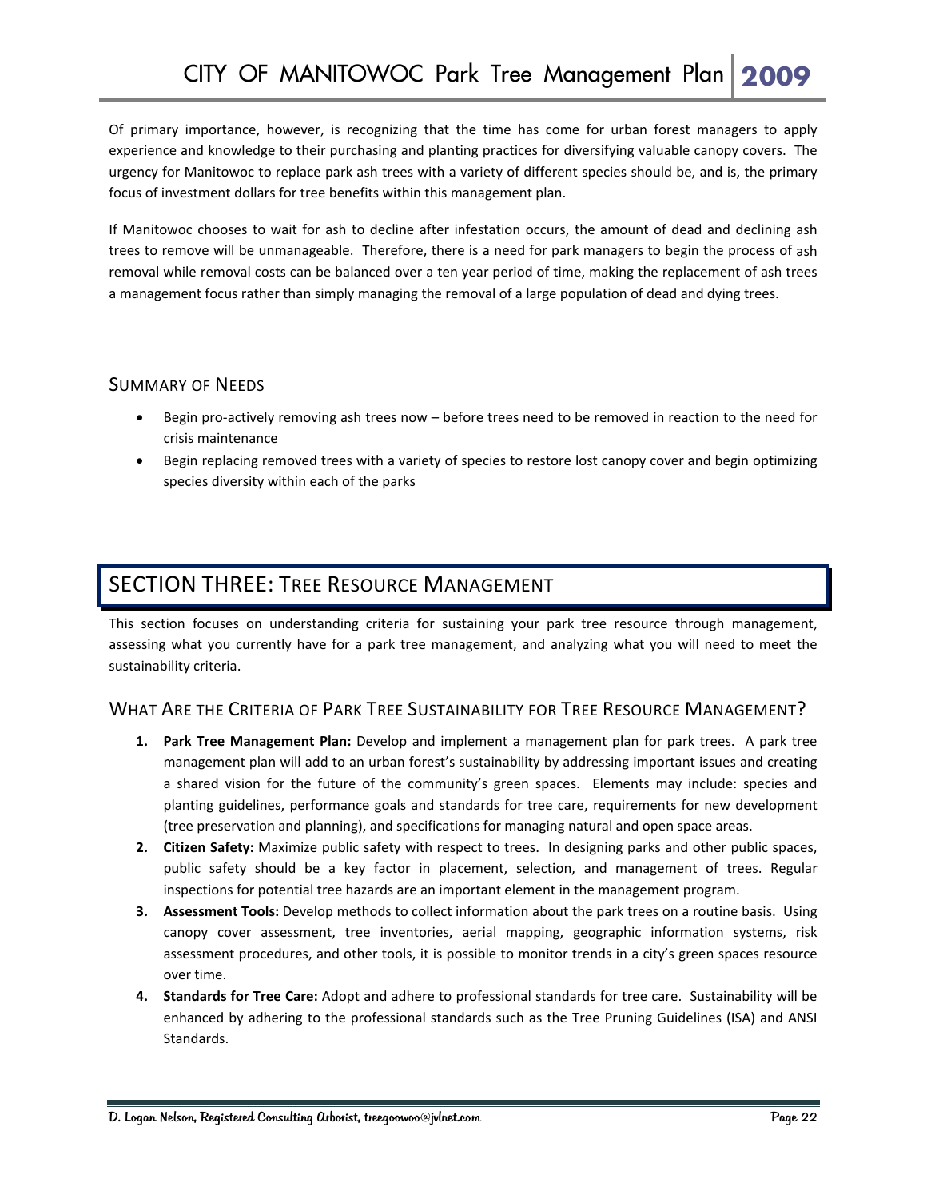Of primary importance, however, is recognizing that the time has come for urban forest managers to apply experience and knowledge to their purchasing and planting practices for diversifying valuable canopy covers. The urgency for Manitowoc to replace park ash trees with a variety of different species should be, and is, the primary focus of investment dollars for tree benefits within this management plan.

If Manitowoc chooses to wait for ash to decline after infestation occurs, the amount of dead and declining ash trees to remove will be unmanageable. Therefore, there is a need for park managers to begin the process of ash removal while removal costs can be balanced over a ten year period of time, making the replacement of ash trees a management focus rather than simply managing the removal of a large population of dead and dying trees.

### Summary of Needs

- Begin pro-actively removing ash trees now – before trees need to be removed in reaction to the need for crisis maintenance
- Begin replacing removed trees with a variety of species to restore lost canopy cover and begin optimizing species diversity within each of the parks

## SECTION THREE: Tree Resource Management

This section focuses on understanding criteria for sustaining your park tree resource through management, assessing what you currently have for a park tree management, and analyzing what you will need to meet the sustainability criteria.

### What Are the Criteria of Park Tree Sustainability for Tree Resource Management?

1. **Park Tree Management Plan:** Develop and implement a management plan for park trees. A park tree management plan will add to an urban forest's sustainability by addressing important issues and creating a shared vision for the future of the community's green spaces. Elements may include: species and planting guidelines, performance goals and standards for tree care, requirements for new development (tree preservation and planning), and specifications for managing natural and open space areas.
2. **Citizen Safety:** Maximize public safety with respect to trees. In designing parks and other public spaces, public safety should be a key factor in placement, selection, and management of trees. Regular inspections for potential tree hazards are an important element in the management program.
3. **Assessment Tools:** Develop methods to collect information about the park trees on a routine basis. Using canopy cover assessment, tree inventories, aerial mapping, geographic information systems, risk assessment procedures, and other tools, it is possible to monitor trends in a city's green spaces resource over time.
4. **Standards for Tree Care:** Adopt and adhere to professional standards for tree care. Sustainability will be enhanced by adhering to the professional standards such as the Tree Pruning Guidelines (ISA) and ANSI Standards.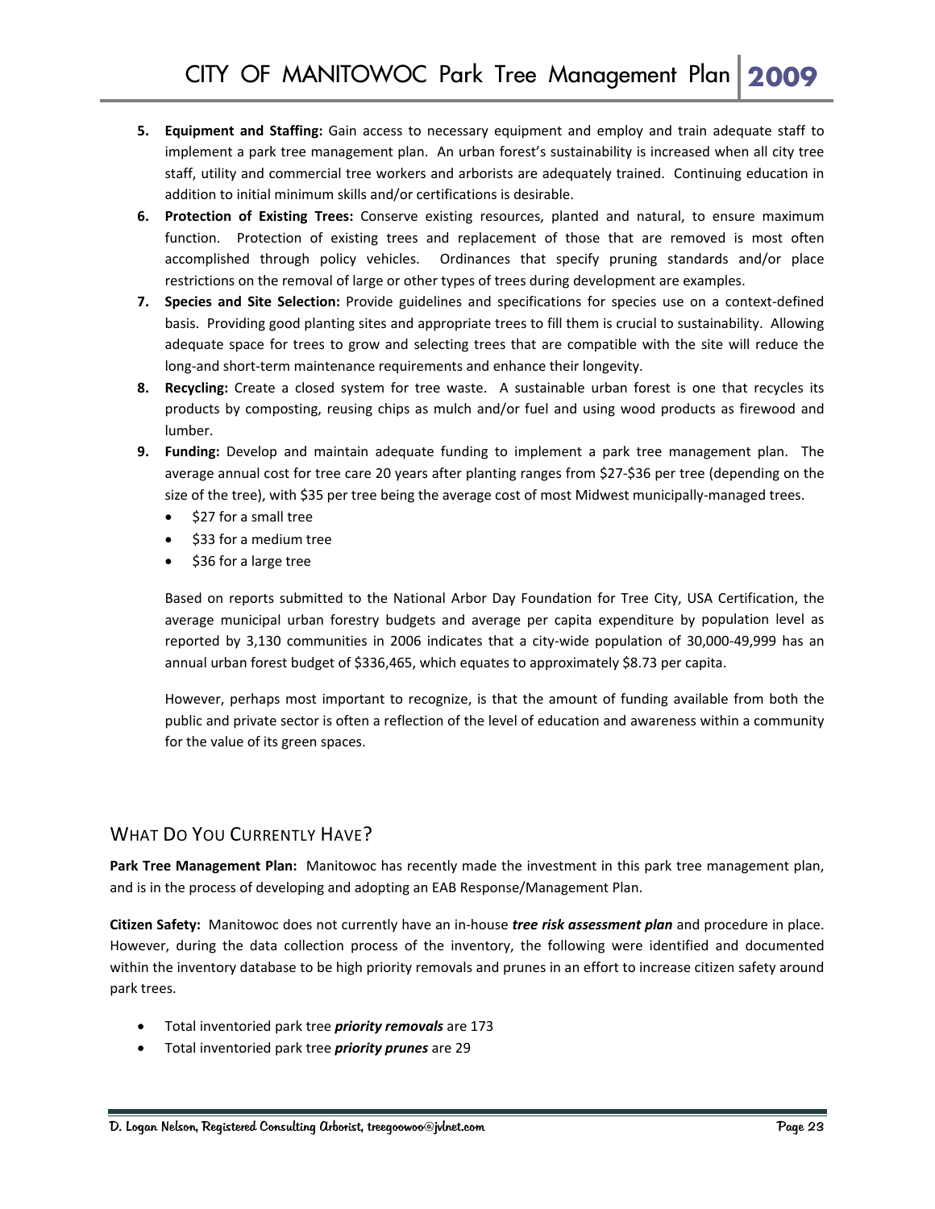5. **Equipment and Staffing:** Gain access to necessary equipment and employ and train adequate staff to implement a park tree management plan. An urban forest's sustainability is increased when all city tree staff, utility and commercial tree workers and arborists are adequately trained. Continuing education in addition to initial minimum skills and/or certifications is desirable.
6. **Protection of Existing Trees:** Conserve existing resources, planted and natural, to ensure maximum function. Protection of existing trees and replacement of those that are removed is most often accomplished through policy vehicles. Ordinances that specify pruning standards and/or place restrictions on the removal of large or other types of trees during development are examples.
7. **Species and Site Selection:** Provide guidelines and specifications for species use on a context-defined basis. Providing good planting sites and appropriate trees to fill them is crucial to sustainability. Allowing adequate space for trees to grow and selecting trees that are compatible with the site will reduce the long-and short-term maintenance requirements and enhance their longevity.
8. **Recycling:** Create a closed system for tree waste. A sustainable urban forest is one that recycles its products by composting, reusing chips as mulch and/or fuel and using wood products as firewood and lumber.
9. **Funding:** Develop and maintain adequate funding to implement a park tree management plan. The average annual cost for tree care 20 years after planting ranges from $27-$36 per tree (depending on the size of the tree), with $35 per tree being the average cost of most Midwest municipally-managed trees.
   - $27 for a small tree
   - $33 for a medium tree
   - $36 for a large tree

   Based on reports submitted to the National Arbor Day Foundation for Tree City, USA Certification, the average municipal urban forestry budgets and average per capita expenditure by population level as reported by 3,130 communities in 2006 indicates that a city-wide population of 30,000-49,999 has an annual urban forest budget of $336,465, which equates to approximately $8.73 per capita.

   However, perhaps most important to recognize, is that the amount of funding available from both the public and private sector is often a reflection of the level of education and awareness within a community for the value of its green spaces.

## What Do You Currently Have?

**Park Tree Management Plan:** Manitowoc has recently made the investment in this park tree management plan, and is in the process of developing and adopting an EAB Response/Management Plan.

**Citizen Safety:** Manitowoc does not currently have an in-house ***tree risk assessment plan*** and procedure in place. However, during the data collection process of the inventory, the following were identified and documented within the inventory database to be high priority removals and prunes in an effort to increase citizen safety around park trees.

- Total inventoried park tree ***priority removals*** are 173
- Total inventoried park tree ***priority prunes*** are 29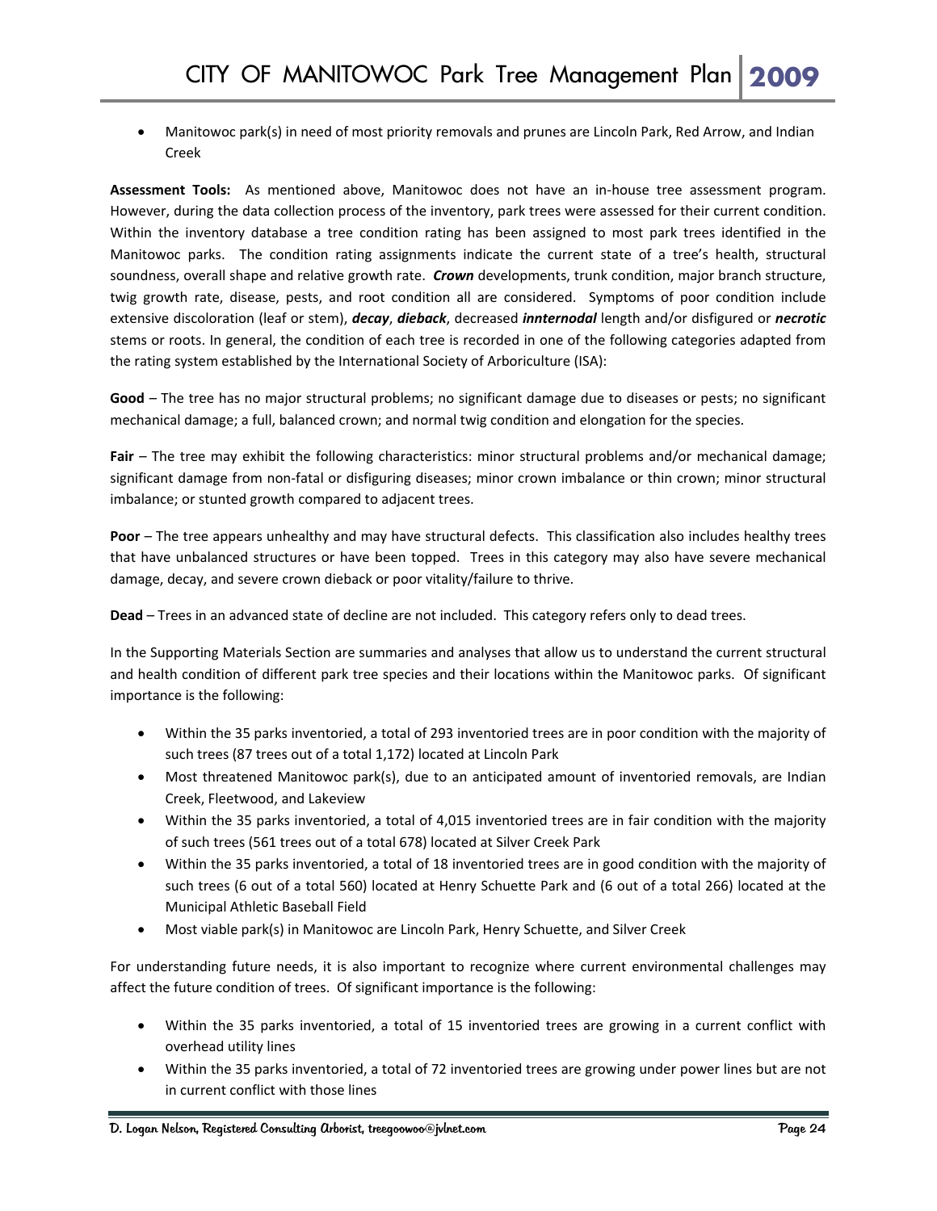- Manitowoc park(s) in need of most priority removals and prunes are Lincoln Park, Red Arrow, and Indian Creek

**Assessment Tools:** As mentioned above, Manitowoc does not have an in-house tree assessment program. However, during the data collection process of the inventory, park trees were assessed for their current condition. Within the inventory database a tree condition rating has been assigned to most park trees identified in the Manitowoc parks. The condition rating assignments indicate the current state of a tree's health, structural soundness, overall shape and relative growth rate. ***Crown*** developments, trunk condition, major branch structure, twig growth rate, disease, pests, and root condition all are considered. Symptoms of poor condition include extensive discoloration (leaf or stem), ***decay***, ***dieback***, decreased ***innternodal*** length and/or disfigured or ***necrotic*** stems or roots. In general, the condition of each tree is recorded in one of the following categories adapted from the rating system established by the International Society of Arboriculture (ISA):

**Good** – The tree has no major structural problems; no significant damage due to diseases or pests; no significant mechanical damage; a full, balanced crown; and normal twig condition and elongation for the species.

**Fair** – The tree may exhibit the following characteristics: minor structural problems and/or mechanical damage; significant damage from non-fatal or disfiguring diseases; minor crown imbalance or thin crown; minor structural imbalance; or stunted growth compared to adjacent trees.

**Poor** – The tree appears unhealthy and may have structural defects. This classification also includes healthy trees that have unbalanced structures or have been topped. Trees in this category may also have severe mechanical damage, decay, and severe crown dieback or poor vitality/failure to thrive.

**Dead** – Trees in an advanced state of decline are not included. This category refers only to dead trees.

In the Supporting Materials Section are summaries and analyses that allow us to understand the current structural and health condition of different park tree species and their locations within the Manitowoc parks. Of significant importance is the following:

- Within the 35 parks inventoried, a total of 293 inventoried trees are in poor condition with the majority of such trees (87 trees out of a total 1,172) located at Lincoln Park
- Most threatened Manitowoc park(s), due to an anticipated amount of inventoried removals, are Indian Creek, Fleetwood, and Lakeview
- Within the 35 parks inventoried, a total of 4,015 inventoried trees are in fair condition with the majority of such trees (561 trees out of a total 678) located at Silver Creek Park
- Within the 35 parks inventoried, a total of 18 inventoried trees are in good condition with the majority of such trees (6 out of a total 560) located at Henry Schuette Park and (6 out of a total 266) located at the Municipal Athletic Baseball Field
- Most viable park(s) in Manitowoc are Lincoln Park, Henry Schuette, and Silver Creek

For understanding future needs, it is also important to recognize where current environmental challenges may affect the future condition of trees. Of significant importance is the following:

- Within the 35 parks inventoried, a total of 15 inventoried trees are growing in a current conflict with overhead utility lines
- Within the 35 parks inventoried, a total of 72 inventoried trees are growing under power lines but are not in current conflict with those lines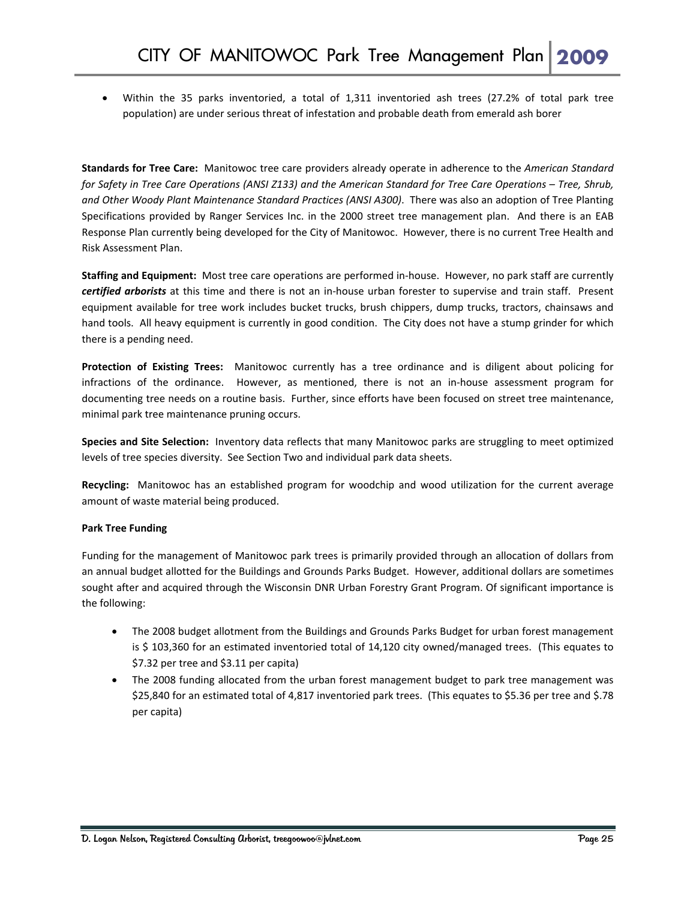- Within the 35 parks inventoried, a total of 1,311 inventoried ash trees (27.2% of total park tree population) are under serious threat of infestation and probable death from emerald ash borer

**Standards for Tree Care:** Manitowoc tree care providers already operate in adherence to the *American Standard for Safety in Tree Care Operations (ANSI Z133) and the American Standard for Tree Care Operations – Tree, Shrub, and Other Woody Plant Maintenance Standard Practices (ANSI A300)*. There was also an adoption of Tree Planting Specifications provided by Ranger Services Inc. in the 2000 street tree management plan. And there is an EAB Response Plan currently being developed for the City of Manitowoc. However, there is no current Tree Health and Risk Assessment Plan.

**Staffing and Equipment:** Most tree care operations are performed in-house. However, no park staff are currently ***certified arborists*** at this time and there is not an in-house urban forester to supervise and train staff. Present equipment available for tree work includes bucket trucks, brush chippers, dump trucks, tractors, chainsaws and hand tools. All heavy equipment is currently in good condition. The City does not have a stump grinder for which there is a pending need.

**Protection of Existing Trees:** Manitowoc currently has a tree ordinance and is diligent about policing for infractions of the ordinance. However, as mentioned, there is not an in-house assessment program for documenting tree needs on a routine basis. Further, since efforts have been focused on street tree maintenance, minimal park tree maintenance pruning occurs.

**Species and Site Selection:** Inventory data reflects that many Manitowoc parks are struggling to meet optimized levels of tree species diversity. See Section Two and individual park data sheets.

**Recycling:** Manitowoc has an established program for woodchip and wood utilization for the current average amount of waste material being produced.

**Park Tree Funding**

Funding for the management of Manitowoc park trees is primarily provided through an allocation of dollars from an annual budget allotted for the Buildings and Grounds Parks Budget. However, additional dollars are sometimes sought after and acquired through the Wisconsin DNR Urban Forestry Grant Program. Of significant importance is the following:

- The 2008 budget allotment from the Buildings and Grounds Parks Budget for urban forest management is $ 103,360 for an estimated inventoried total of 14,120 city owned/managed trees. (This equates to $7.32 per tree and $3.11 per capita)
- The 2008 funding allocated from the urban forest management budget to park tree management was $25,840 for an estimated total of 4,817 inventoried park trees. (This equates to $5.36 per tree and $.78 per capita)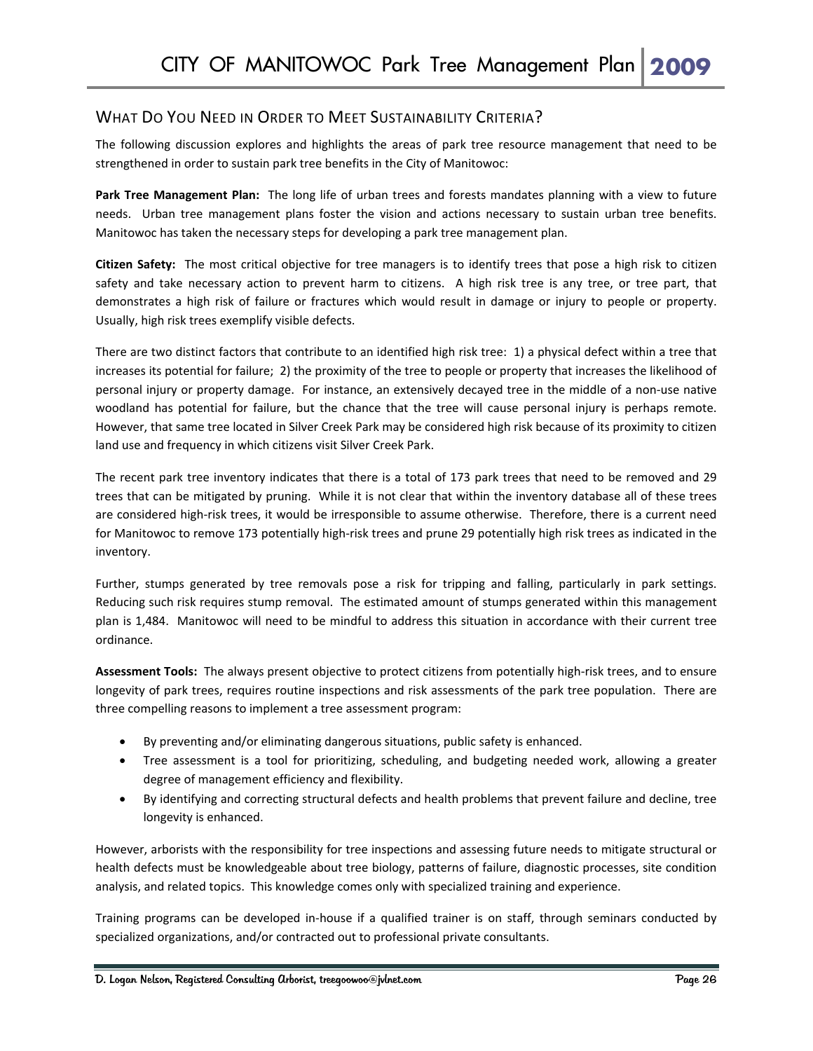## What Do You Need in Order to Meet Sustainability Criteria?

The following discussion explores and highlights the areas of park tree resource management that need to be strengthened in order to sustain park tree benefits in the City of Manitowoc:

**Park Tree Management Plan:** The long life of urban trees and forests mandates planning with a view to future needs. Urban tree management plans foster the vision and actions necessary to sustain urban tree benefits. Manitowoc has taken the necessary steps for developing a park tree management plan.

**Citizen Safety:** The most critical objective for tree managers is to identify trees that pose a high risk to citizen safety and take necessary action to prevent harm to citizens. A high risk tree is any tree, or tree part, that demonstrates a high risk of failure or fractures which would result in damage or injury to people or property. Usually, high risk trees exemplify visible defects.

There are two distinct factors that contribute to an identified high risk tree: 1) a physical defect within a tree that increases its potential for failure; 2) the proximity of the tree to people or property that increases the likelihood of personal injury or property damage. For instance, an extensively decayed tree in the middle of a non-use native woodland has potential for failure, but the chance that the tree will cause personal injury is perhaps remote. However, that same tree located in Silver Creek Park may be considered high risk because of its proximity to citizen land use and frequency in which citizens visit Silver Creek Park.

The recent park tree inventory indicates that there is a total of 173 park trees that need to be removed and 29 trees that can be mitigated by pruning. While it is not clear that within the inventory database all of these trees are considered high-risk trees, it would be irresponsible to assume otherwise. Therefore, there is a current need for Manitowoc to remove 173 potentially high-risk trees and prune 29 potentially high risk trees as indicated in the inventory.

Further, stumps generated by tree removals pose a risk for tripping and falling, particularly in park settings. Reducing such risk requires stump removal. The estimated amount of stumps generated within this management plan is 1,484. Manitowoc will need to be mindful to address this situation in accordance with their current tree ordinance.

**Assessment Tools:** The always present objective to protect citizens from potentially high-risk trees, and to ensure longevity of park trees, requires routine inspections and risk assessments of the park tree population. There are three compelling reasons to implement a tree assessment program:

- By preventing and/or eliminating dangerous situations, public safety is enhanced.
- Tree assessment is a tool for prioritizing, scheduling, and budgeting needed work, allowing a greater degree of management efficiency and flexibility.
- By identifying and correcting structural defects and health problems that prevent failure and decline, tree longevity is enhanced.

However, arborists with the responsibility for tree inspections and assessing future needs to mitigate structural or health defects must be knowledgeable about tree biology, patterns of failure, diagnostic processes, site condition analysis, and related topics. This knowledge comes only with specialized training and experience.

Training programs can be developed in-house if a qualified trainer is on staff, through seminars conducted by specialized organizations, and/or contracted out to professional private consultants.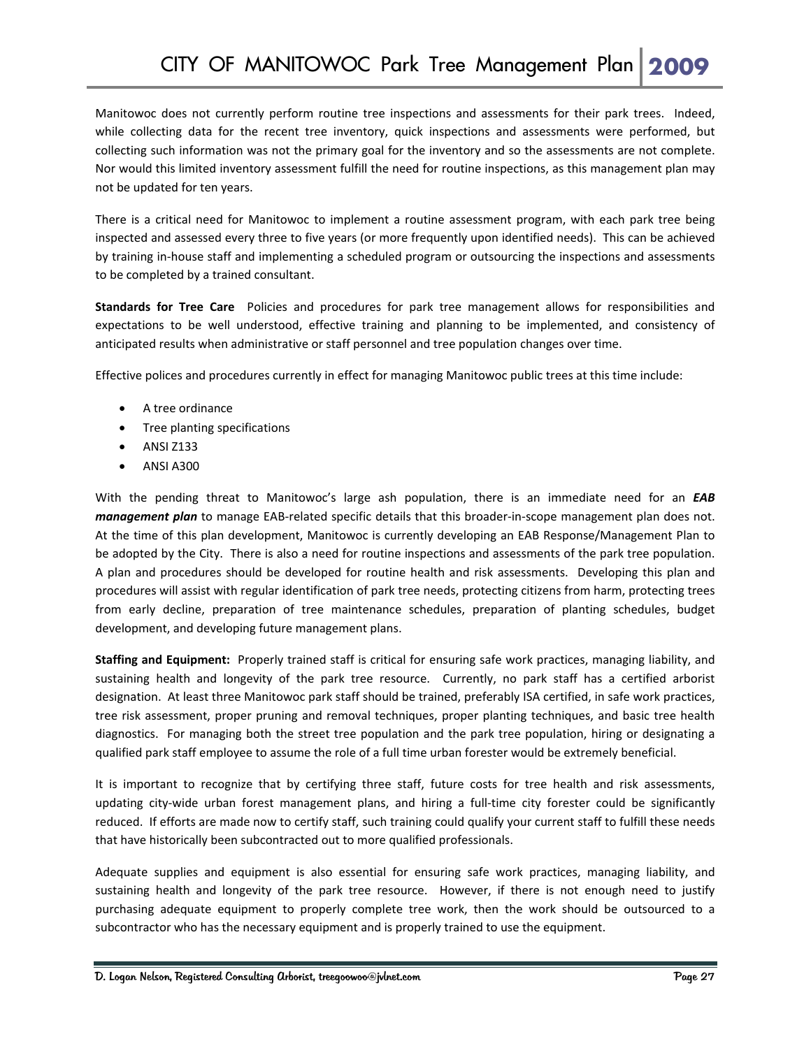Manitowoc does not currently perform routine tree inspections and assessments for their park trees. Indeed, while collecting data for the recent tree inventory, quick inspections and assessments were performed, but collecting such information was not the primary goal for the inventory and so the assessments are not complete. Nor would this limited inventory assessment fulfill the need for routine inspections, as this management plan may not be updated for ten years.

There is a critical need for Manitowoc to implement a routine assessment program, with each park tree being inspected and assessed every three to five years (or more frequently upon identified needs). This can be achieved by training in-house staff and implementing a scheduled program or outsourcing the inspections and assessments to be completed by a trained consultant.

**Standards for Tree Care** Policies and procedures for park tree management allows for responsibilities and expectations to be well understood, effective training and planning to be implemented, and consistency of anticipated results when administrative or staff personnel and tree population changes over time.

Effective polices and procedures currently in effect for managing Manitowoc public trees at this time include:

- A tree ordinance
- Tree planting specifications
- ANSI Z133
- ANSI A300

With the pending threat to Manitowoc's large ash population, there is an immediate need for an ***EAB management plan*** to manage EAB-related specific details that this broader-in-scope management plan does not. At the time of this plan development, Manitowoc is currently developing an EAB Response/Management Plan to be adopted by the City. There is also a need for routine inspections and assessments of the park tree population. A plan and procedures should be developed for routine health and risk assessments. Developing this plan and procedures will assist with regular identification of park tree needs, protecting citizens from harm, protecting trees from early decline, preparation of tree maintenance schedules, preparation of planting schedules, budget development, and developing future management plans.

**Staffing and Equipment:** Properly trained staff is critical for ensuring safe work practices, managing liability, and sustaining health and longevity of the park tree resource. Currently, no park staff has a certified arborist designation. At least three Manitowoc park staff should be trained, preferably ISA certified, in safe work practices, tree risk assessment, proper pruning and removal techniques, proper planting techniques, and basic tree health diagnostics. For managing both the street tree population and the park tree population, hiring or designating a qualified park staff employee to assume the role of a full time urban forester would be extremely beneficial.

It is important to recognize that by certifying three staff, future costs for tree health and risk assessments, updating city-wide urban forest management plans, and hiring a full-time city forester could be significantly reduced. If efforts are made now to certify staff, such training could qualify your current staff to fulfill these needs that have historically been subcontracted out to more qualified professionals.

Adequate supplies and equipment is also essential for ensuring safe work practices, managing liability, and sustaining health and longevity of the park tree resource. However, if there is not enough need to justify purchasing adequate equipment to properly complete tree work, then the work should be outsourced to a subcontractor who has the necessary equipment and is properly trained to use the equipment.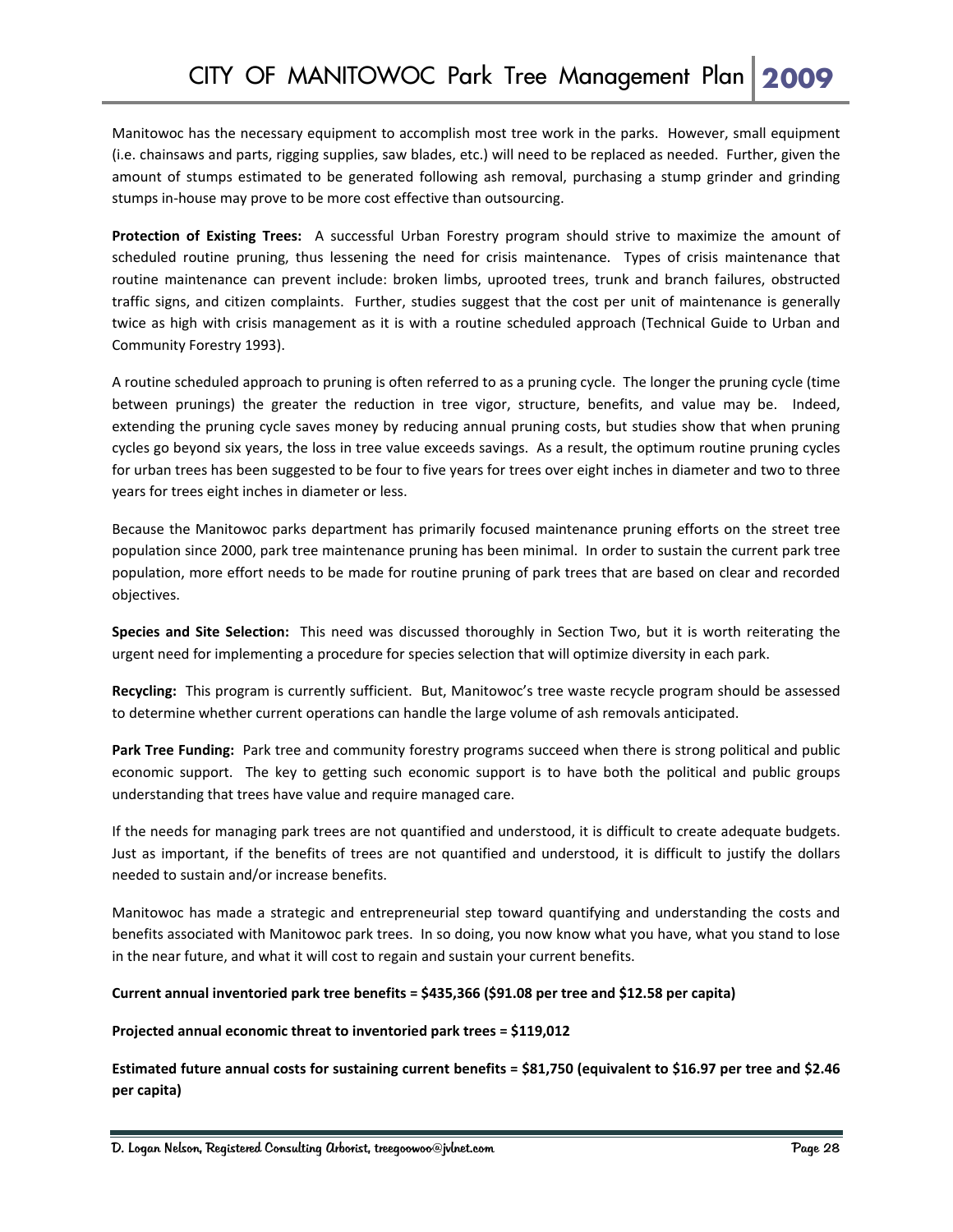Manitowoc has the necessary equipment to accomplish most tree work in the parks. However, small equipment (i.e. chainsaws and parts, rigging supplies, saw blades, etc.) will need to be replaced as needed. Further, given the amount of stumps estimated to be generated following ash removal, purchasing a stump grinder and grinding stumps in-house may prove to be more cost effective than outsourcing.

**Protection of Existing Trees:** A successful Urban Forestry program should strive to maximize the amount of scheduled routine pruning, thus lessening the need for crisis maintenance. Types of crisis maintenance that routine maintenance can prevent include: broken limbs, uprooted trees, trunk and branch failures, obstructed traffic signs, and citizen complaints. Further, studies suggest that the cost per unit of maintenance is generally twice as high with crisis management as it is with a routine scheduled approach (Technical Guide to Urban and Community Forestry 1993).

A routine scheduled approach to pruning is often referred to as a pruning cycle. The longer the pruning cycle (time between prunings) the greater the reduction in tree vigor, structure, benefits, and value may be. Indeed, extending the pruning cycle saves money by reducing annual pruning costs, but studies show that when pruning cycles go beyond six years, the loss in tree value exceeds savings. As a result, the optimum routine pruning cycles for urban trees has been suggested to be four to five years for trees over eight inches in diameter and two to three years for trees eight inches in diameter or less.

Because the Manitowoc parks department has primarily focused maintenance pruning efforts on the street tree population since 2000, park tree maintenance pruning has been minimal. In order to sustain the current park tree population, more effort needs to be made for routine pruning of park trees that are based on clear and recorded objectives.

**Species and Site Selection:** This need was discussed thoroughly in Section Two, but it is worth reiterating the urgent need for implementing a procedure for species selection that will optimize diversity in each park.

**Recycling:** This program is currently sufficient. But, Manitowoc's tree waste recycle program should be assessed to determine whether current operations can handle the large volume of ash removals anticipated.

**Park Tree Funding:** Park tree and community forestry programs succeed when there is strong political and public economic support. The key to getting such economic support is to have both the political and public groups understanding that trees have value and require managed care.

If the needs for managing park trees are not quantified and understood, it is difficult to create adequate budgets. Just as important, if the benefits of trees are not quantified and understood, it is difficult to justify the dollars needed to sustain and/or increase benefits.

Manitowoc has made a strategic and entrepreneurial step toward quantifying and understanding the costs and benefits associated with Manitowoc park trees. In so doing, you now know what you have, what you stand to lose in the near future, and what it will cost to regain and sustain your current benefits.

**Current annual inventoried park tree benefits = $435,366 ($91.08 per tree and $12.58 per capita)**

**Projected annual economic threat to inventoried park trees = $119,012**

**Estimated future annual costs for sustaining current benefits = $81,750 (equivalent to $16.97 per tree and $2.46 per capita)**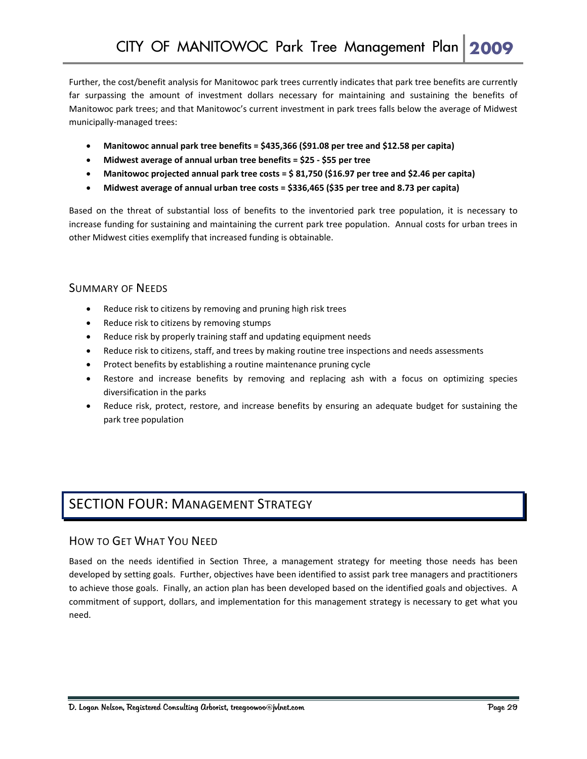Further, the cost/benefit analysis for Manitowoc park trees currently indicates that park tree benefits are currently far surpassing the amount of investment dollars necessary for maintaining and sustaining the benefits of Manitowoc park trees; and that Manitowoc's current investment in park trees falls below the average of Midwest municipally-managed trees:

- **Manitowoc annual park tree benefits = $435,366 ($91.08 per tree and $12.58 per capita)**
- **Midwest average of annual urban tree benefits = $25 - $55 per tree**
- **Manitowoc projected annual park tree costs = $ 81,750 ($16.97 per tree and $2.46 per capita)**
- **Midwest average of annual urban tree costs = $336,465 ($35 per tree and 8.73 per capita)**

Based on the threat of substantial loss of benefits to the inventoried park tree population, it is necessary to increase funding for sustaining and maintaining the current park tree population. Annual costs for urban trees in other Midwest cities exemplify that increased funding is obtainable.

### Summary of Needs

- Reduce risk to citizens by removing and pruning high risk trees
- Reduce risk to citizens by removing stumps
- Reduce risk by properly training staff and updating equipment needs
- Reduce risk to citizens, staff, and trees by making routine tree inspections and needs assessments
- Protect benefits by establishing a routine maintenance pruning cycle
- Restore and increase benefits by removing and replacing ash with a focus on optimizing species diversification in the parks
- Reduce risk, protect, restore, and increase benefits by ensuring an adequate budget for sustaining the park tree population

## SECTION FOUR: Management Strategy

### How to Get What You Need

Based on the needs identified in Section Three, a management strategy for meeting those needs has been developed by setting goals. Further, objectives have been identified to assist park tree managers and practitioners to achieve those goals. Finally, an action plan has been developed based on the identified goals and objectives. A commitment of support, dollars, and implementation for this management strategy is necessary to get what you need.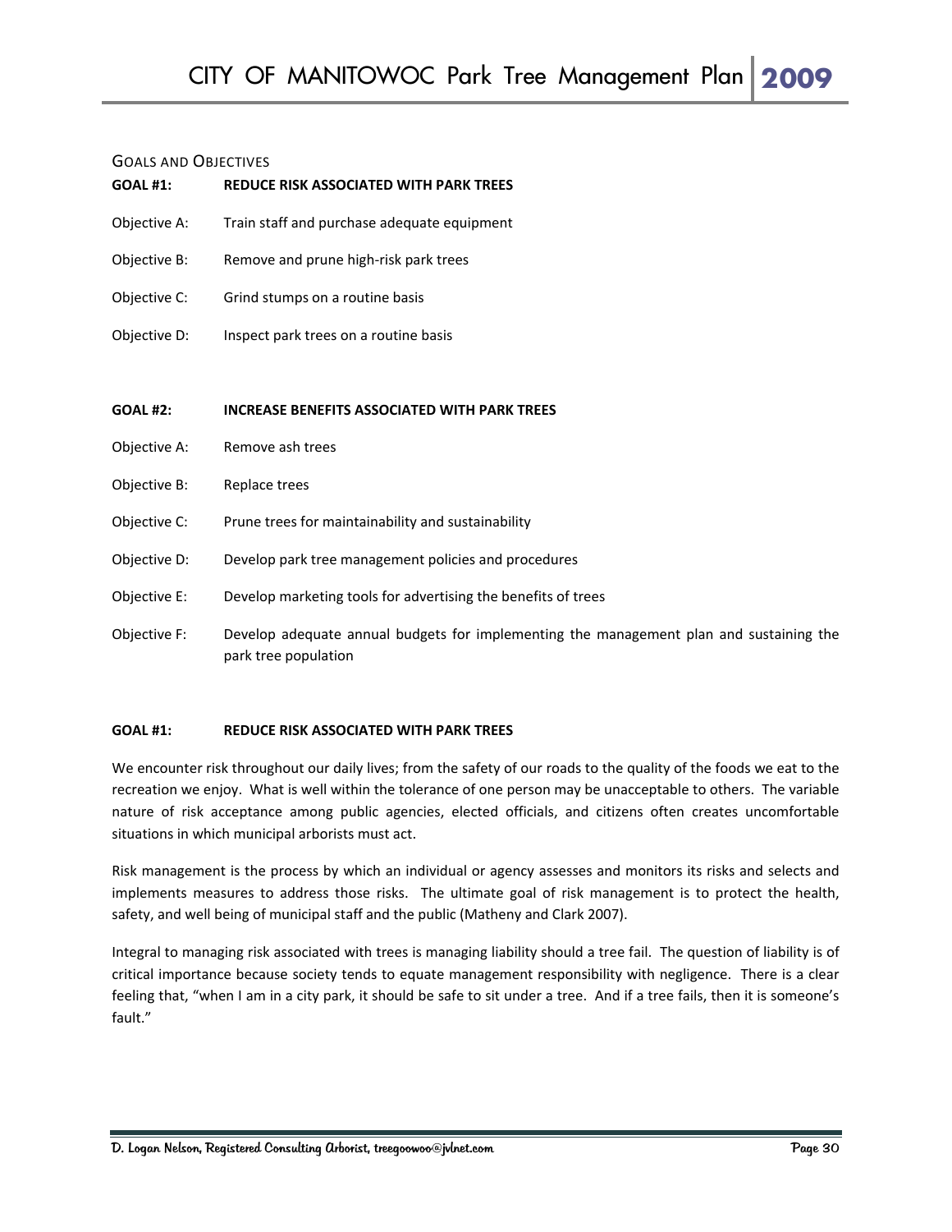## Goals and Objectives

**GOAL #1: REDUCE RISK ASSOCIATED WITH PARK TREES**

Objective A: Train staff and purchase adequate equipment

Objective B: Remove and prune high-risk park trees

Objective C: Grind stumps on a routine basis

Objective D: Inspect park trees on a routine basis

**GOAL #2: INCREASE BENEFITS ASSOCIATED WITH PARK TREES**

Objective A: Remove ash trees

Objective B: Replace trees

Objective C: Prune trees for maintainability and sustainability

Objective D: Develop park tree management policies and procedures

Objective E: Develop marketing tools for advertising the benefits of trees

Objective F: Develop adequate annual budgets for implementing the management plan and sustaining the park tree population

### GOAL #1: REDUCE RISK ASSOCIATED WITH PARK TREES

We encounter risk throughout our daily lives; from the safety of our roads to the quality of the foods we eat to the recreation we enjoy. What is well within the tolerance of one person may be unacceptable to others. The variable nature of risk acceptance among public agencies, elected officials, and citizens often creates uncomfortable situations in which municipal arborists must act.

Risk management is the process by which an individual or agency assesses and monitors its risks and selects and implements measures to address those risks. The ultimate goal of risk management is to protect the health, safety, and well being of municipal staff and the public (Matheny and Clark 2007).

Integral to managing risk associated with trees is managing liability should a tree fail. The question of liability is of critical importance because society tends to equate management responsibility with negligence. There is a clear feeling that, "when I am in a city park, it should be safe to sit under a tree. And if a tree fails, then it is someone's fault."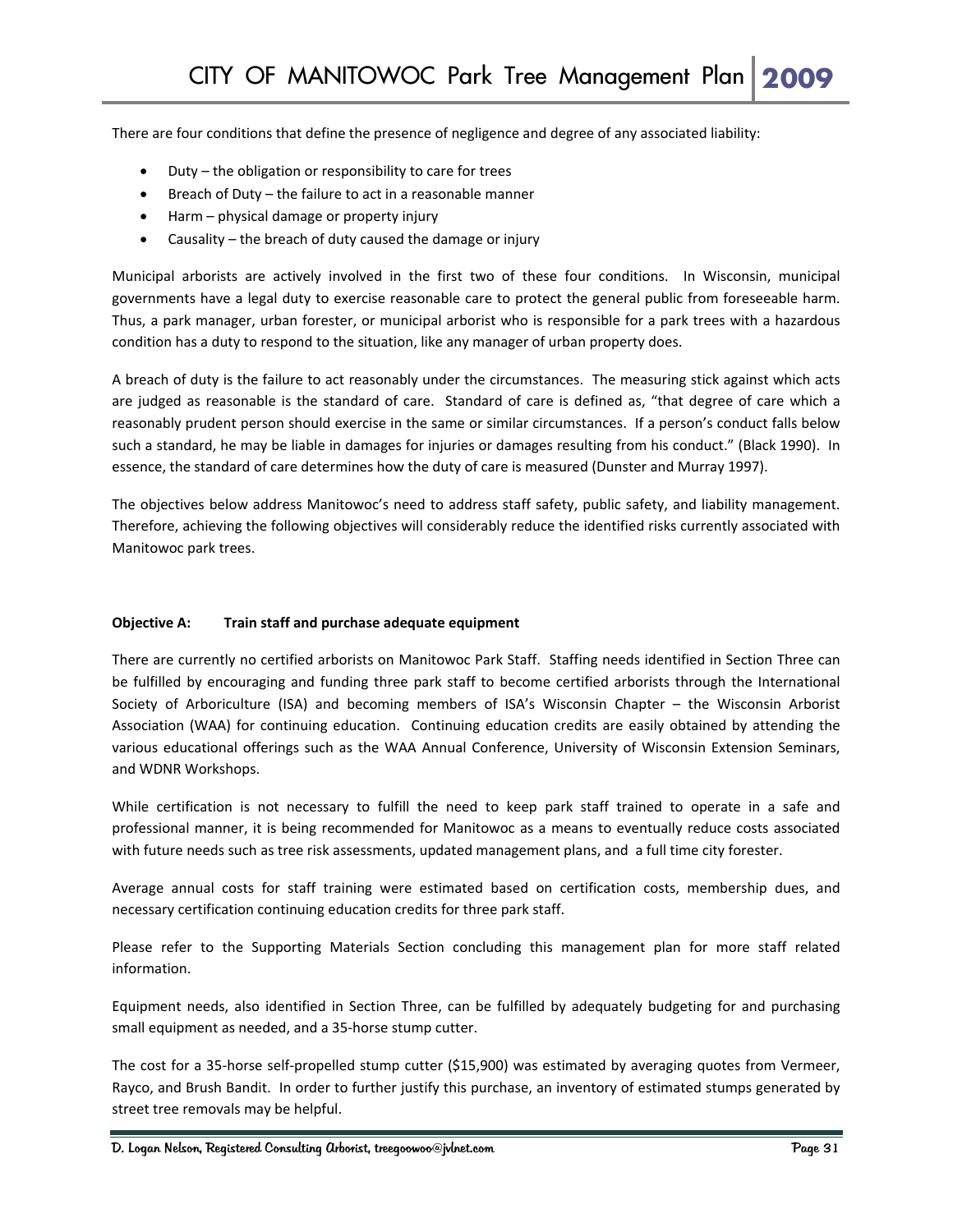There are four conditions that define the presence of negligence and degree of any associated liability:

- Duty – the obligation or responsibility to care for trees
- Breach of Duty – the failure to act in a reasonable manner
- Harm – physical damage or property injury
- Causality – the breach of duty caused the damage or injury

Municipal arborists are actively involved in the first two of these four conditions. In Wisconsin, municipal governments have a legal duty to exercise reasonable care to protect the general public from foreseeable harm. Thus, a park manager, urban forester, or municipal arborist who is responsible for a park trees with a hazardous condition has a duty to respond to the situation, like any manager of urban property does.

A breach of duty is the failure to act reasonably under the circumstances. The measuring stick against which acts are judged as reasonable is the standard of care. Standard of care is defined as, "that degree of care which a reasonably prudent person should exercise in the same or similar circumstances. If a person's conduct falls below such a standard, he may be liable in damages for injuries or damages resulting from his conduct." (Black 1990). In essence, the standard of care determines how the duty of care is measured (Dunster and Murray 1997).

The objectives below address Manitowoc's need to address staff safety, public safety, and liability management. Therefore, achieving the following objectives will considerably reduce the identified risks currently associated with Manitowoc park trees.

**Objective A: Train staff and purchase adequate equipment**

There are currently no certified arborists on Manitowoc Park Staff. Staffing needs identified in Section Three can be fulfilled by encouraging and funding three park staff to become certified arborists through the International Society of Arboriculture (ISA) and becoming members of ISA's Wisconsin Chapter – the Wisconsin Arborist Association (WAA) for continuing education. Continuing education credits are easily obtained by attending the various educational offerings such as the WAA Annual Conference, University of Wisconsin Extension Seminars, and WDNR Workshops.

While certification is not necessary to fulfill the need to keep park staff trained to operate in a safe and professional manner, it is being recommended for Manitowoc as a means to eventually reduce costs associated with future needs such as tree risk assessments, updated management plans, and a full time city forester.

Average annual costs for staff training were estimated based on certification costs, membership dues, and necessary certification continuing education credits for three park staff.

Please refer to the Supporting Materials Section concluding this management plan for more staff related information.

Equipment needs, also identified in Section Three, can be fulfilled by adequately budgeting for and purchasing small equipment as needed, and a 35-horse stump cutter.

The cost for a 35-horse self-propelled stump cutter ($15,900) was estimated by averaging quotes from Vermeer, Rayco, and Brush Bandit. In order to further justify this purchase, an inventory of estimated stumps generated by street tree removals may be helpful.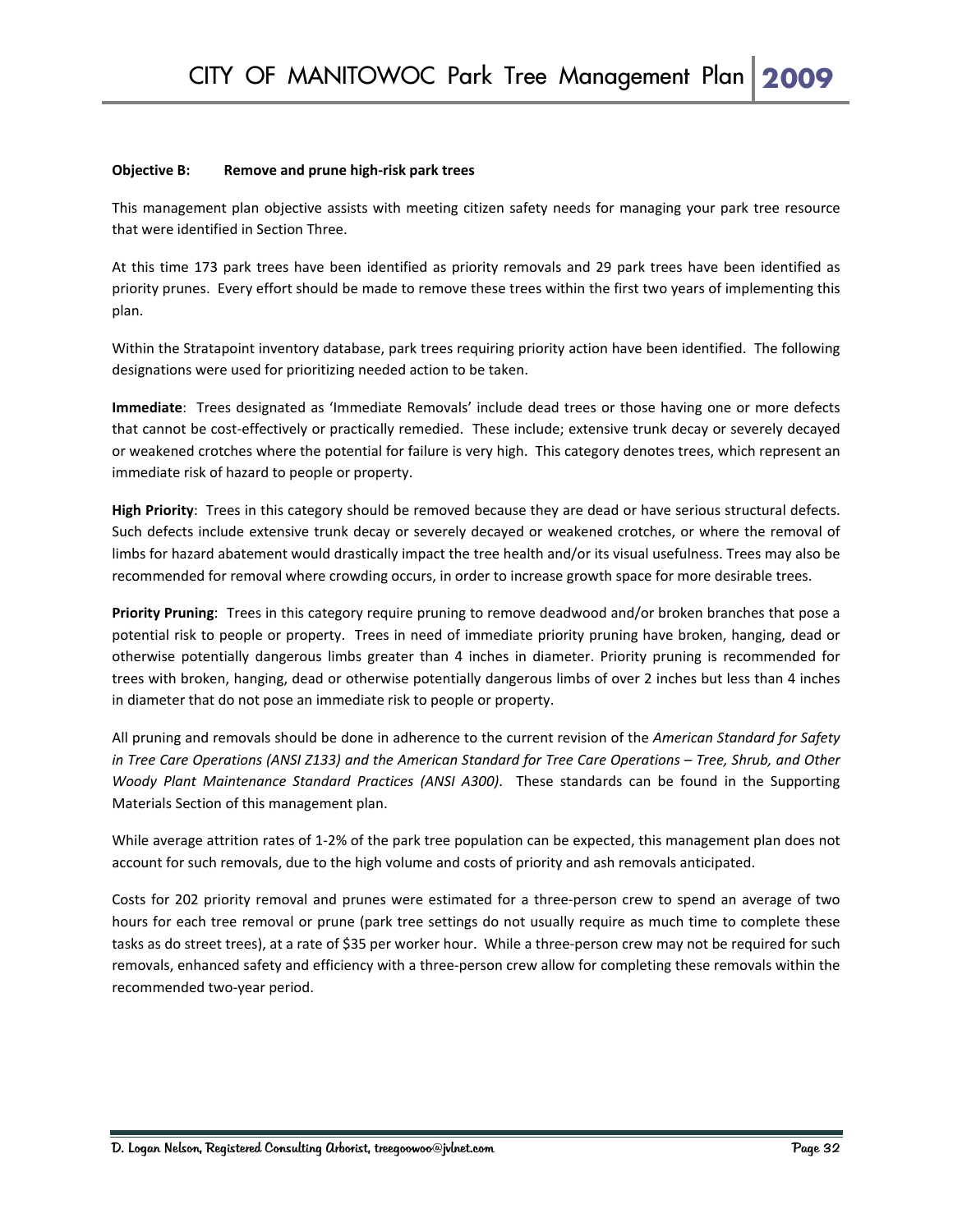**Objective B: Remove and prune high-risk park trees**

This management plan objective assists with meeting citizen safety needs for managing your park tree resource that were identified in Section Three.

At this time 173 park trees have been identified as priority removals and 29 park trees have been identified as priority prunes. Every effort should be made to remove these trees within the first two years of implementing this plan.

Within the Stratapoint inventory database, park trees requiring priority action have been identified. The following designations were used for prioritizing needed action to be taken.

**Immediate**: Trees designated as 'Immediate Removals' include dead trees or those having one or more defects that cannot be cost-effectively or practically remedied. These include; extensive trunk decay or severely decayed or weakened crotches where the potential for failure is very high. This category denotes trees, which represent an immediate risk of hazard to people or property.

**High Priority**: Trees in this category should be removed because they are dead or have serious structural defects. Such defects include extensive trunk decay or severely decayed or weakened crotches, or where the removal of limbs for hazard abatement would drastically impact the tree health and/or its visual usefulness. Trees may also be recommended for removal where crowding occurs, in order to increase growth space for more desirable trees.

**Priority Pruning**: Trees in this category require pruning to remove deadwood and/or broken branches that pose a potential risk to people or property. Trees in need of immediate priority pruning have broken, hanging, dead or otherwise potentially dangerous limbs greater than 4 inches in diameter. Priority pruning is recommended for trees with broken, hanging, dead or otherwise potentially dangerous limbs of over 2 inches but less than 4 inches in diameter that do not pose an immediate risk to people or property.

All pruning and removals should be done in adherence to the current revision of the *American Standard for Safety in Tree Care Operations (ANSI Z133) and the American Standard for Tree Care Operations – Tree, Shrub, and Other Woody Plant Maintenance Standard Practices (ANSI A300)*. These standards can be found in the Supporting Materials Section of this management plan.

While average attrition rates of 1-2% of the park tree population can be expected, this management plan does not account for such removals, due to the high volume and costs of priority and ash removals anticipated.

Costs for 202 priority removal and prunes were estimated for a three-person crew to spend an average of two hours for each tree removal or prune (park tree settings do not usually require as much time to complete these tasks as do street trees), at a rate of $35 per worker hour. While a three-person crew may not be required for such removals, enhanced safety and efficiency with a three-person crew allow for completing these removals within the recommended two-year period.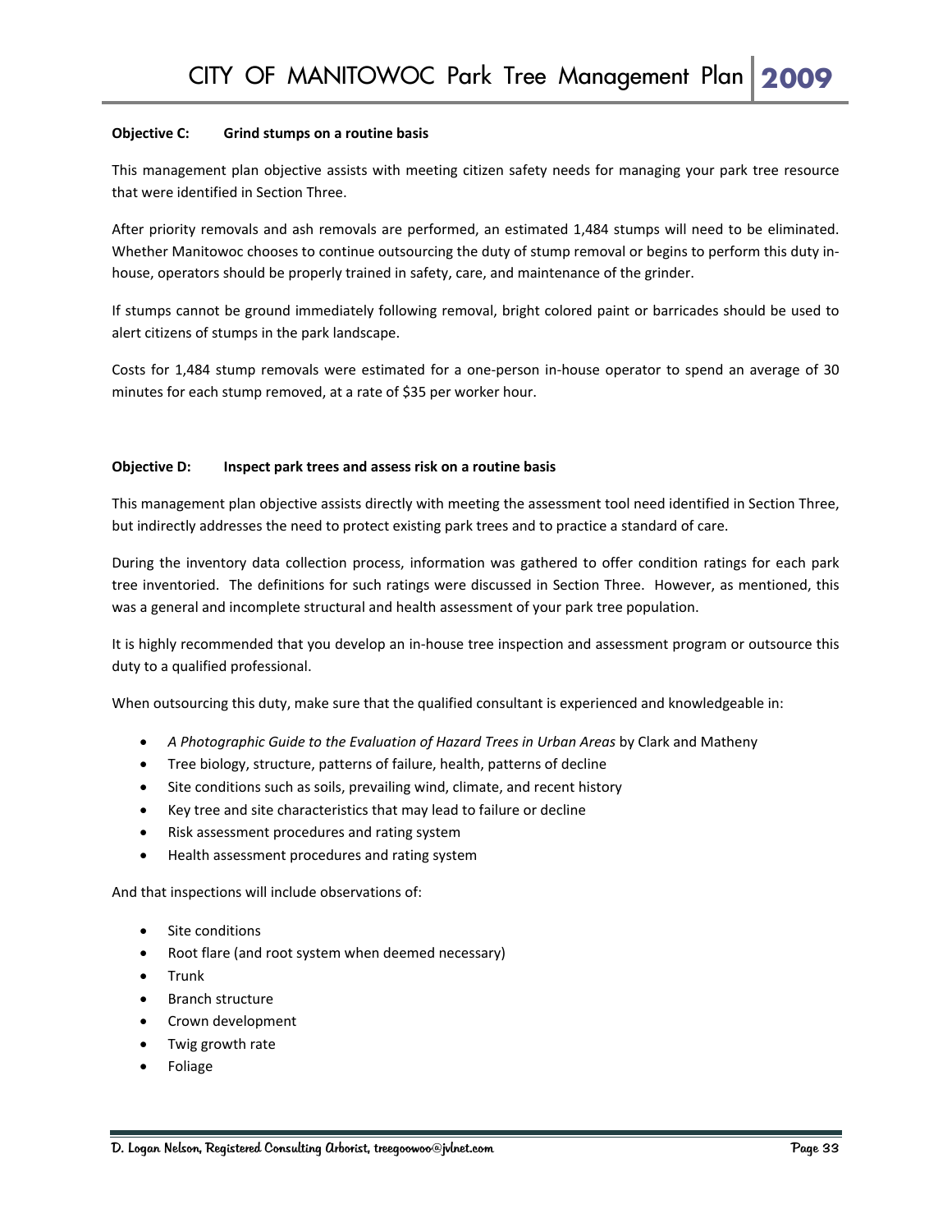**Objective C: Grind stumps on a routine basis**

This management plan objective assists with meeting citizen safety needs for managing your park tree resource that were identified in Section Three.

After priority removals and ash removals are performed, an estimated 1,484 stumps will need to be eliminated. Whether Manitowoc chooses to continue outsourcing the duty of stump removal or begins to perform this duty in-house, operators should be properly trained in safety, care, and maintenance of the grinder.

If stumps cannot be ground immediately following removal, bright colored paint or barricades should be used to alert citizens of stumps in the park landscape.

Costs for 1,484 stump removals were estimated for a one-person in-house operator to spend an average of 30 minutes for each stump removed, at a rate of $35 per worker hour.

**Objective D: Inspect park trees and assess risk on a routine basis**

This management plan objective assists directly with meeting the assessment tool need identified in Section Three, but indirectly addresses the need to protect existing park trees and to practice a standard of care.

During the inventory data collection process, information was gathered to offer condition ratings for each park tree inventoried. The definitions for such ratings were discussed in Section Three. However, as mentioned, this was a general and incomplete structural and health assessment of your park tree population.

It is highly recommended that you develop an in-house tree inspection and assessment program or outsource this duty to a qualified professional.

When outsourcing this duty, make sure that the qualified consultant is experienced and knowledgeable in:

- *A Photographic Guide to the Evaluation of Hazard Trees in Urban Areas* by Clark and Matheny
- Tree biology, structure, patterns of failure, health, patterns of decline
- Site conditions such as soils, prevailing wind, climate, and recent history
- Key tree and site characteristics that may lead to failure or decline
- Risk assessment procedures and rating system
- Health assessment procedures and rating system

And that inspections will include observations of:

- Site conditions
- Root flare (and root system when deemed necessary)
- Trunk
- Branch structure
- Crown development
- Twig growth rate
- Foliage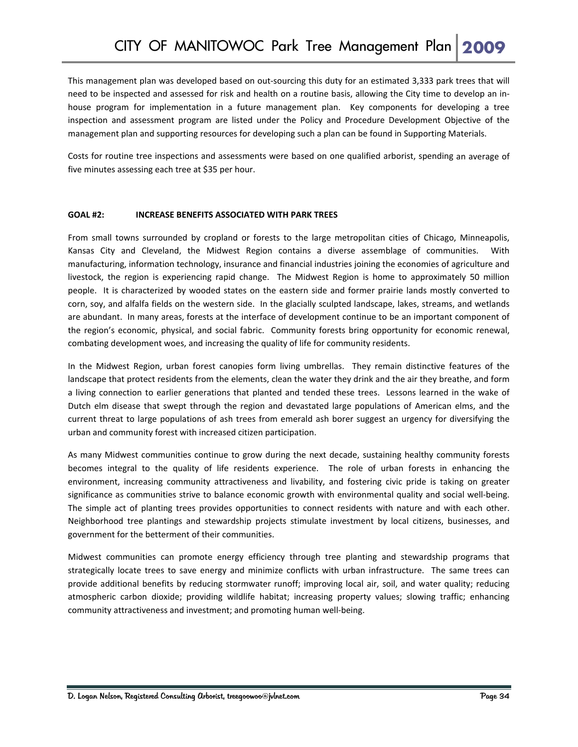This management plan was developed based on out-sourcing this duty for an estimated 3,333 park trees that will need to be inspected and assessed for risk and health on a routine basis, allowing the City time to develop an in-house program for implementation in a future management plan. Key components for developing a tree inspection and assessment program are listed under the Policy and Procedure Development Objective of the management plan and supporting resources for developing such a plan can be found in Supporting Materials.

Costs for routine tree inspections and assessments were based on one qualified arborist, spending an average of five minutes assessing each tree at $35 per hour.

**GOAL #2: INCREASE BENEFITS ASSOCIATED WITH PARK TREES**

From small towns surrounded by cropland or forests to the large metropolitan cities of Chicago, Minneapolis, Kansas City and Cleveland, the Midwest Region contains a diverse assemblage of communities. With manufacturing, information technology, insurance and financial industries joining the economies of agriculture and livestock, the region is experiencing rapid change. The Midwest Region is home to approximately 50 million people. It is characterized by wooded states on the eastern side and former prairie lands mostly converted to corn, soy, and alfalfa fields on the western side. In the glacially sculpted landscape, lakes, streams, and wetlands are abundant. In many areas, forests at the interface of development continue to be an important component of the region's economic, physical, and social fabric. Community forests bring opportunity for economic renewal, combating development woes, and increasing the quality of life for community residents.

In the Midwest Region, urban forest canopies form living umbrellas. They remain distinctive features of the landscape that protect residents from the elements, clean the water they drink and the air they breathe, and form a living connection to earlier generations that planted and tended these trees. Lessons learned in the wake of Dutch elm disease that swept through the region and devastated large populations of American elms, and the current threat to large populations of ash trees from emerald ash borer suggest an urgency for diversifying the urban and community forest with increased citizen participation.

As many Midwest communities continue to grow during the next decade, sustaining healthy community forests becomes integral to the quality of life residents experience. The role of urban forests in enhancing the environment, increasing community attractiveness and livability, and fostering civic pride is taking on greater significance as communities strive to balance economic growth with environmental quality and social well-being. The simple act of planting trees provides opportunities to connect residents with nature and with each other. Neighborhood tree plantings and stewardship projects stimulate investment by local citizens, businesses, and government for the betterment of their communities.

Midwest communities can promote energy efficiency through tree planting and stewardship programs that strategically locate trees to save energy and minimize conflicts with urban infrastructure. The same trees can provide additional benefits by reducing stormwater runoff; improving local air, soil, and water quality; reducing atmospheric carbon dioxide; providing wildlife habitat; increasing property values; slowing traffic; enhancing community attractiveness and investment; and promoting human well-being.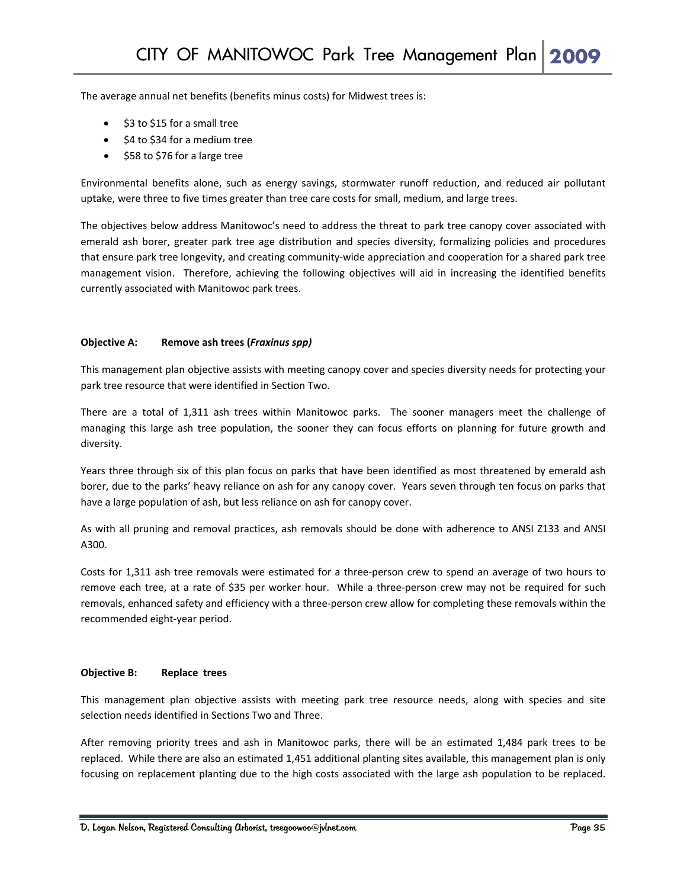The average annual net benefits (benefits minus costs) for Midwest trees is:

- $3 to $15 for a small tree
- $4 to $34 for a medium tree
- $58 to $76 for a large tree

Environmental benefits alone, such as energy savings, stormwater runoff reduction, and reduced air pollutant uptake, were three to five times greater than tree care costs for small, medium, and large trees.

The objectives below address Manitowoc's need to address the threat to park tree canopy cover associated with emerald ash borer, greater park tree age distribution and species diversity, formalizing policies and procedures that ensure park tree longevity, and creating community-wide appreciation and cooperation for a shared park tree management vision. Therefore, achieving the following objectives will aid in increasing the identified benefits currently associated with Manitowoc park trees.

**Objective A: Remove ash trees (*Fraxinus spp)***

This management plan objective assists with meeting canopy cover and species diversity needs for protecting your park tree resource that were identified in Section Two.

There are a total of 1,311 ash trees within Manitowoc parks. The sooner managers meet the challenge of managing this large ash tree population, the sooner they can focus efforts on planning for future growth and diversity.

Years three through six of this plan focus on parks that have been identified as most threatened by emerald ash borer, due to the parks' heavy reliance on ash for any canopy cover. Years seven through ten focus on parks that have a large population of ash, but less reliance on ash for canopy cover.

As with all pruning and removal practices, ash removals should be done with adherence to ANSI Z133 and ANSI A300.

Costs for 1,311 ash tree removals were estimated for a three-person crew to spend an average of two hours to remove each tree, at a rate of $35 per worker hour. While a three-person crew may not be required for such removals, enhanced safety and efficiency with a three-person crew allow for completing these removals within the recommended eight-year period.

**Objective B: Replace trees**

This management plan objective assists with meeting park tree resource needs, along with species and site selection needs identified in Sections Two and Three.

After removing priority trees and ash in Manitowoc parks, there will be an estimated 1,484 park trees to be replaced. While there are also an estimated 1,451 additional planting sites available, this management plan is only focusing on replacement planting due to the high costs associated with the large ash population to be replaced.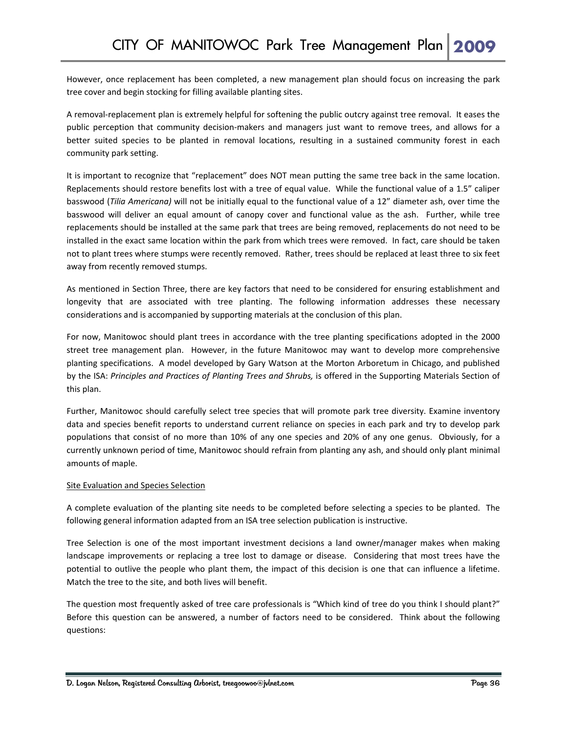However, once replacement has been completed, a new management plan should focus on increasing the park tree cover and begin stocking for filling available planting sites.

A removal-replacement plan is extremely helpful for softening the public outcry against tree removal. It eases the public perception that community decision-makers and managers just want to remove trees, and allows for a better suited species to be planted in removal locations, resulting in a sustained community forest in each community park setting.

It is important to recognize that "replacement" does NOT mean putting the same tree back in the same location. Replacements should restore benefits lost with a tree of equal value. While the functional value of a 1.5" caliper basswood (*Tilia Americana)* will not be initially equal to the functional value of a 12" diameter ash, over time the basswood will deliver an equal amount of canopy cover and functional value as the ash. Further, while tree replacements should be installed at the same park that trees are being removed, replacements do not need to be installed in the exact same location within the park from which trees were removed. In fact, care should be taken not to plant trees where stumps were recently removed. Rather, trees should be replaced at least three to six feet away from recently removed stumps.

As mentioned in Section Three, there are key factors that need to be considered for ensuring establishment and longevity that are associated with tree planting. The following information addresses these necessary considerations and is accompanied by supporting materials at the conclusion of this plan.

For now, Manitowoc should plant trees in accordance with the tree planting specifications adopted in the 2000 street tree management plan. However, in the future Manitowoc may want to develop more comprehensive planting specifications. A model developed by Gary Watson at the Morton Arboretum in Chicago, and published by the ISA: *Principles and Practices of Planting Trees and Shrubs,* is offered in the Supporting Materials Section of this plan.

Further, Manitowoc should carefully select tree species that will promote park tree diversity. Examine inventory data and species benefit reports to understand current reliance on species in each park and try to develop park populations that consist of no more than 10% of any one species and 20% of any one genus. Obviously, for a currently unknown period of time, Manitowoc should refrain from planting any ash, and should only plant minimal amounts of maple.

<u>Site Evaluation and Species Selection</u>

A complete evaluation of the planting site needs to be completed before selecting a species to be planted. The following general information adapted from an ISA tree selection publication is instructive.

Tree Selection is one of the most important investment decisions a land owner/manager makes when making landscape improvements or replacing a tree lost to damage or disease. Considering that most trees have the potential to outlive the people who plant them, the impact of this decision is one that can influence a lifetime. Match the tree to the site, and both lives will benefit.

The question most frequently asked of tree care professionals is "Which kind of tree do you think I should plant?" Before this question can be answered, a number of factors need to be considered. Think about the following questions: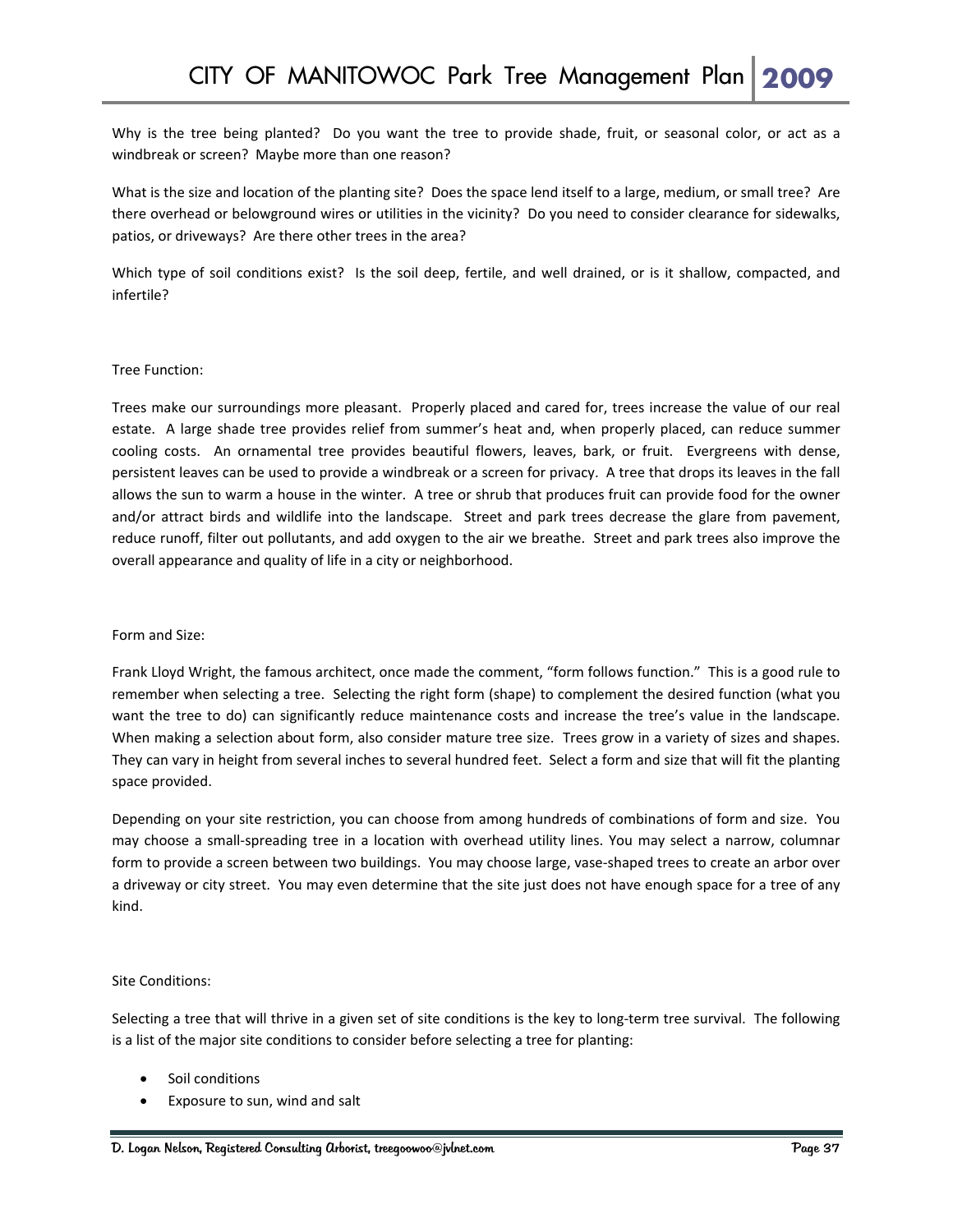Why is the tree being planted? Do you want the tree to provide shade, fruit, or seasonal color, or act as a windbreak or screen? Maybe more than one reason?

What is the size and location of the planting site? Does the space lend itself to a large, medium, or small tree? Are there overhead or belowground wires or utilities in the vicinity? Do you need to consider clearance for sidewalks, patios, or driveways? Are there other trees in the area?

Which type of soil conditions exist? Is the soil deep, fertile, and well drained, or is it shallow, compacted, and infertile?

Tree Function:

Trees make our surroundings more pleasant. Properly placed and cared for, trees increase the value of our real estate. A large shade tree provides relief from summer's heat and, when properly placed, can reduce summer cooling costs. An ornamental tree provides beautiful flowers, leaves, bark, or fruit. Evergreens with dense, persistent leaves can be used to provide a windbreak or a screen for privacy. A tree that drops its leaves in the fall allows the sun to warm a house in the winter. A tree or shrub that produces fruit can provide food for the owner and/or attract birds and wildlife into the landscape. Street and park trees decrease the glare from pavement, reduce runoff, filter out pollutants, and add oxygen to the air we breathe. Street and park trees also improve the overall appearance and quality of life in a city or neighborhood.

Form and Size:

Frank Lloyd Wright, the famous architect, once made the comment, "form follows function." This is a good rule to remember when selecting a tree. Selecting the right form (shape) to complement the desired function (what you want the tree to do) can significantly reduce maintenance costs and increase the tree's value in the landscape. When making a selection about form, also consider mature tree size. Trees grow in a variety of sizes and shapes. They can vary in height from several inches to several hundred feet. Select a form and size that will fit the planting space provided.

Depending on your site restriction, you can choose from among hundreds of combinations of form and size. You may choose a small-spreading tree in a location with overhead utility lines. You may select a narrow, columnar form to provide a screen between two buildings. You may choose large, vase-shaped trees to create an arbor over a driveway or city street. You may even determine that the site just does not have enough space for a tree of any kind.

Site Conditions:

Selecting a tree that will thrive in a given set of site conditions is the key to long-term tree survival. The following is a list of the major site conditions to consider before selecting a tree for planting:

- Soil conditions
- Exposure to sun, wind and salt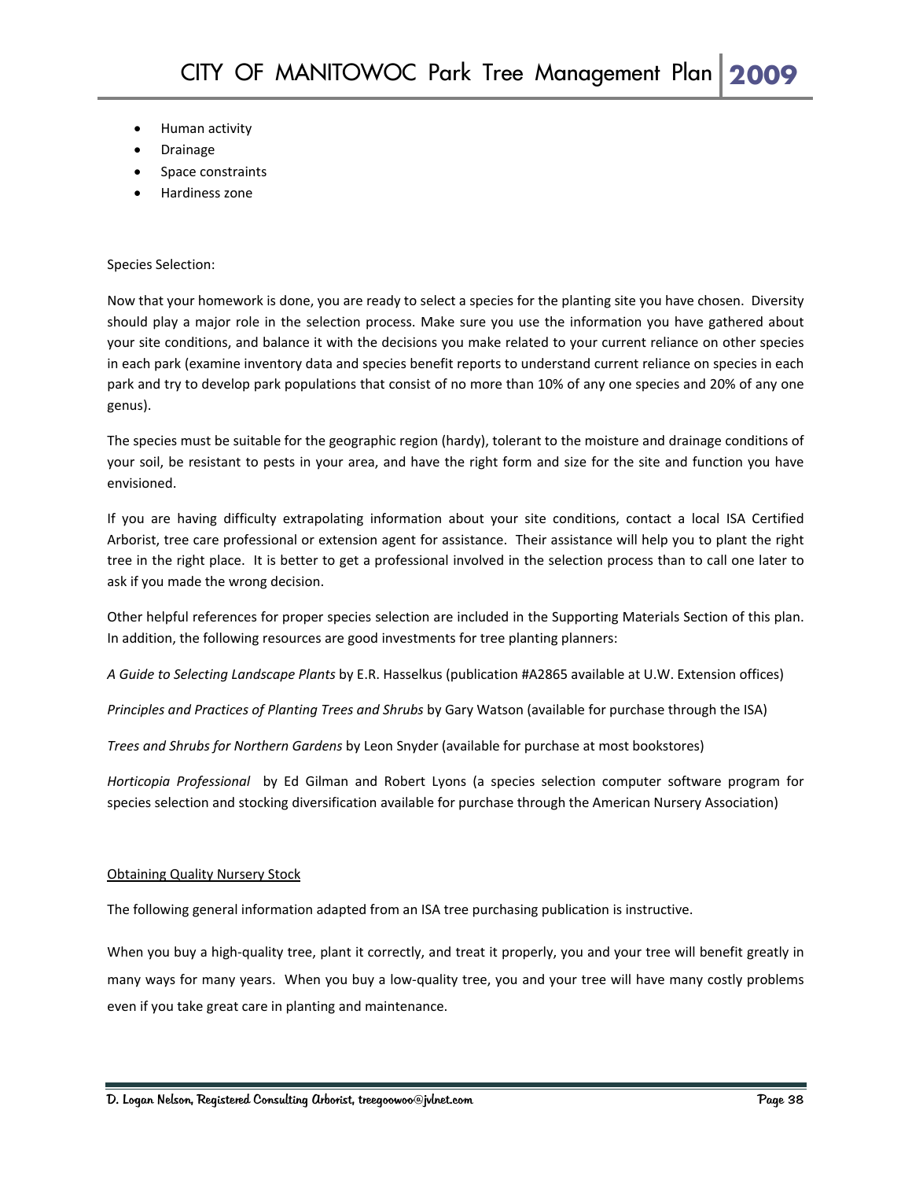- Human activity
- Drainage
- Space constraints
- Hardiness zone

Species Selection:

Now that your homework is done, you are ready to select a species for the planting site you have chosen. Diversity should play a major role in the selection process. Make sure you use the information you have gathered about your site conditions, and balance it with the decisions you make related to your current reliance on other species in each park (examine inventory data and species benefit reports to understand current reliance on species in each park and try to develop park populations that consist of no more than 10% of any one species and 20% of any one genus).

The species must be suitable for the geographic region (hardy), tolerant to the moisture and drainage conditions of your soil, be resistant to pests in your area, and have the right form and size for the site and function you have envisioned.

If you are having difficulty extrapolating information about your site conditions, contact a local ISA Certified Arborist, tree care professional or extension agent for assistance. Their assistance will help you to plant the right tree in the right place. It is better to get a professional involved in the selection process than to call one later to ask if you made the wrong decision.

Other helpful references for proper species selection are included in the Supporting Materials Section of this plan. In addition, the following resources are good investments for tree planting planners:

*A Guide to Selecting Landscape Plants* by E.R. Hasselkus (publication #A2865 available at U.W. Extension offices)

*Principles and Practices of Planting Trees and Shrubs* by Gary Watson (available for purchase through the ISA)

*Trees and Shrubs for Northern Gardens* by Leon Snyder (available for purchase at most bookstores)

*Horticopia Professional* by Ed Gilman and Robert Lyons (a species selection computer software program for species selection and stocking diversification available for purchase through the American Nursery Association)

<u>Obtaining Quality Nursery Stock</u>

The following general information adapted from an ISA tree purchasing publication is instructive.

When you buy a high-quality tree, plant it correctly, and treat it properly, you and your tree will benefit greatly in many ways for many years. When you buy a low-quality tree, you and your tree will have many costly problems even if you take great care in planting and maintenance.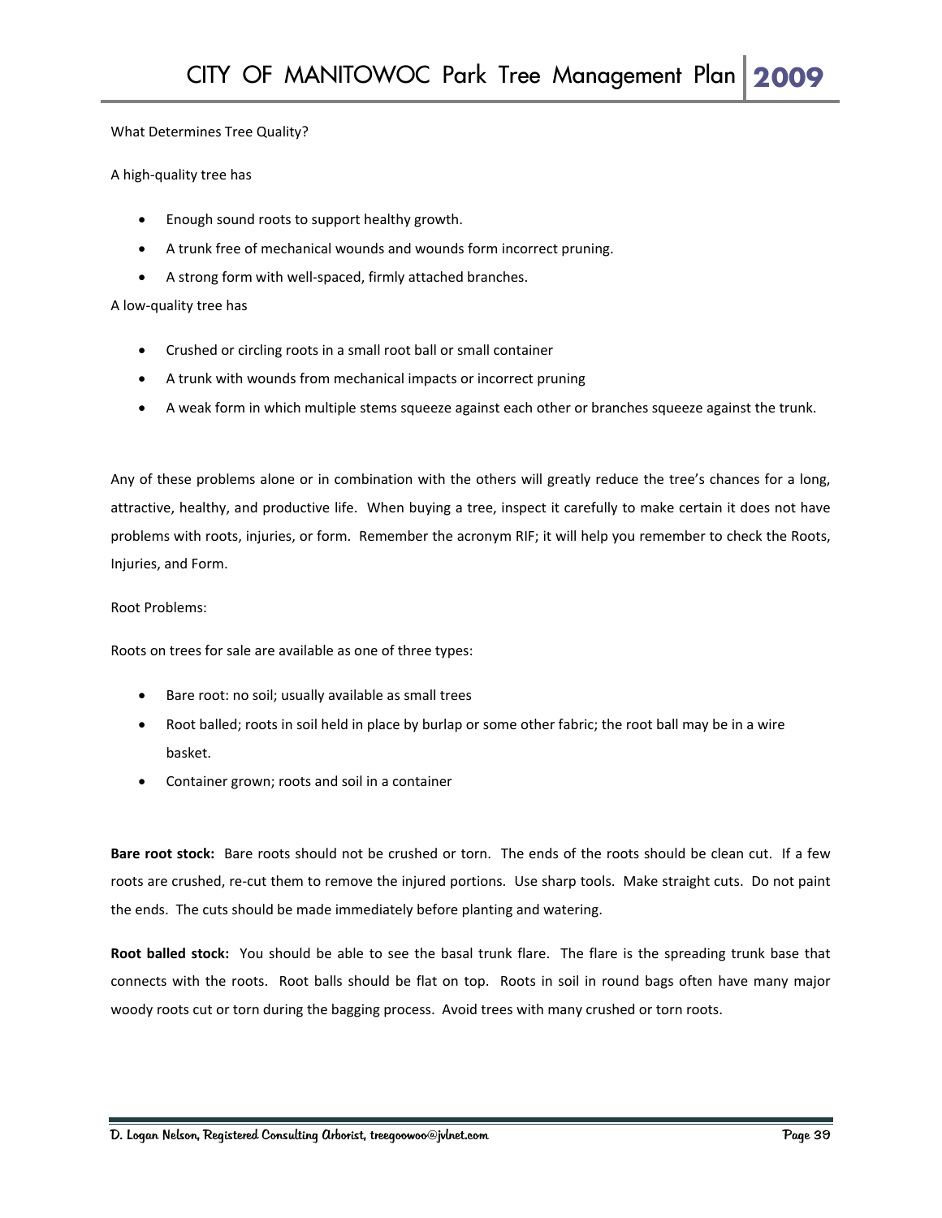What Determines Tree Quality?

A high-quality tree has

- Enough sound roots to support healthy growth.
- A trunk free of mechanical wounds and wounds form incorrect pruning.
- A strong form with well-spaced, firmly attached branches.

A low-quality tree has

- Crushed or circling roots in a small root ball or small container
- A trunk with wounds from mechanical impacts or incorrect pruning
- A weak form in which multiple stems squeeze against each other or branches squeeze against the trunk.

Any of these problems alone or in combination with the others will greatly reduce the tree's chances for a long, attractive, healthy, and productive life. When buying a tree, inspect it carefully to make certain it does not have problems with roots, injuries, or form. Remember the acronym RIF; it will help you remember to check the Roots, Injuries, and Form.

Root Problems:

Roots on trees for sale are available as one of three types:

- Bare root: no soil; usually available as small trees
- Root balled; roots in soil held in place by burlap or some other fabric; the root ball may be in a wire basket.
- Container grown; roots and soil in a container

**Bare root stock:** Bare roots should not be crushed or torn. The ends of the roots should be clean cut. If a few roots are crushed, re-cut them to remove the injured portions. Use sharp tools. Make straight cuts. Do not paint the ends. The cuts should be made immediately before planting and watering.

**Root balled stock:** You should be able to see the basal trunk flare. The flare is the spreading trunk base that connects with the roots. Root balls should be flat on top. Roots in soil in round bags often have many major woody roots cut or torn during the bagging process. Avoid trees with many crushed or torn roots.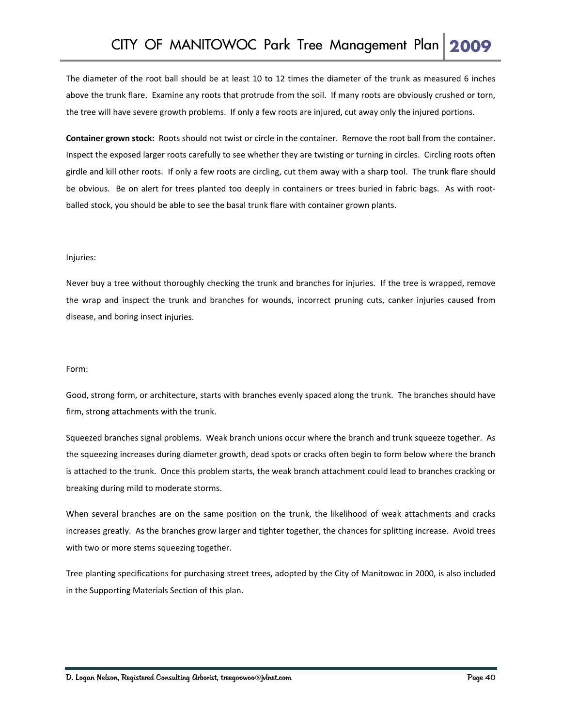The diameter of the root ball should be at least 10 to 12 times the diameter of the trunk as measured 6 inches above the trunk flare. Examine any roots that protrude from the soil. If many roots are obviously crushed or torn, the tree will have severe growth problems. If only a few roots are injured, cut away only the injured portions.

**Container grown stock:** Roots should not twist or circle in the container. Remove the root ball from the container. Inspect the exposed larger roots carefully to see whether they are twisting or turning in circles. Circling roots often girdle and kill other roots. If only a few roots are circling, cut them away with a sharp tool. The trunk flare should be obvious. Be on alert for trees planted too deeply in containers or trees buried in fabric bags. As with root-balled stock, you should be able to see the basal trunk flare with container grown plants.

Injuries:

Never buy a tree without thoroughly checking the trunk and branches for injuries. If the tree is wrapped, remove the wrap and inspect the trunk and branches for wounds, incorrect pruning cuts, canker injuries caused from disease, and boring insect injuries.

Form:

Good, strong form, or architecture, starts with branches evenly spaced along the trunk. The branches should have firm, strong attachments with the trunk.

Squeezed branches signal problems. Weak branch unions occur where the branch and trunk squeeze together. As the squeezing increases during diameter growth, dead spots or cracks often begin to form below where the branch is attached to the trunk. Once this problem starts, the weak branch attachment could lead to branches cracking or breaking during mild to moderate storms.

When several branches are on the same position on the trunk, the likelihood of weak attachments and cracks increases greatly. As the branches grow larger and tighter together, the chances for splitting increase. Avoid trees with two or more stems squeezing together.

Tree planting specifications for purchasing street trees, adopted by the City of Manitowoc in 2000, is also included in the Supporting Materials Section of this plan.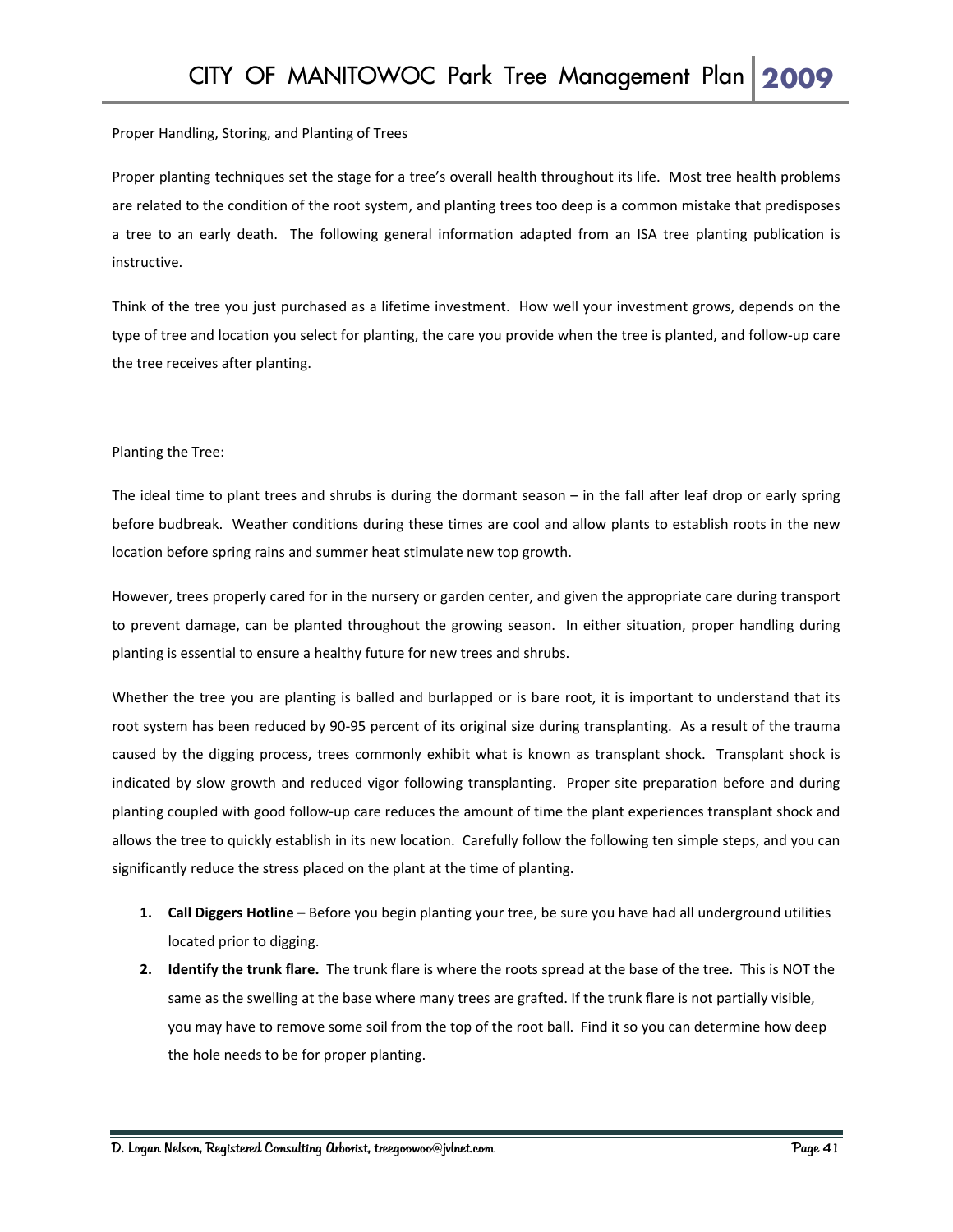Proper Handling, Storing, and Planting of Trees

Proper planting techniques set the stage for a tree's overall health throughout its life. Most tree health problems are related to the condition of the root system, and planting trees too deep is a common mistake that predisposes a tree to an early death. The following general information adapted from an ISA tree planting publication is instructive.

Think of the tree you just purchased as a lifetime investment. How well your investment grows, depends on the type of tree and location you select for planting, the care you provide when the tree is planted, and follow-up care the tree receives after planting.

Planting the Tree:

The ideal time to plant trees and shrubs is during the dormant season – in the fall after leaf drop or early spring before budbreak. Weather conditions during these times are cool and allow plants to establish roots in the new location before spring rains and summer heat stimulate new top growth.

However, trees properly cared for in the nursery or garden center, and given the appropriate care during transport to prevent damage, can be planted throughout the growing season. In either situation, proper handling during planting is essential to ensure a healthy future for new trees and shrubs.

Whether the tree you are planting is balled and burlapped or is bare root, it is important to understand that its root system has been reduced by 90-95 percent of its original size during transplanting. As a result of the trauma caused by the digging process, trees commonly exhibit what is known as transplant shock. Transplant shock is indicated by slow growth and reduced vigor following transplanting. Proper site preparation before and during planting coupled with good follow-up care reduces the amount of time the plant experiences transplant shock and allows the tree to quickly establish in its new location. Carefully follow the following ten simple steps, and you can significantly reduce the stress placed on the plant at the time of planting.

1. **Call Diggers Hotline –** Before you begin planting your tree, be sure you have had all underground utilities located prior to digging.
2. **Identify the trunk flare.** The trunk flare is where the roots spread at the base of the tree. This is NOT the same as the swelling at the base where many trees are grafted. If the trunk flare is not partially visible, you may have to remove some soil from the top of the root ball. Find it so you can determine how deep the hole needs to be for proper planting.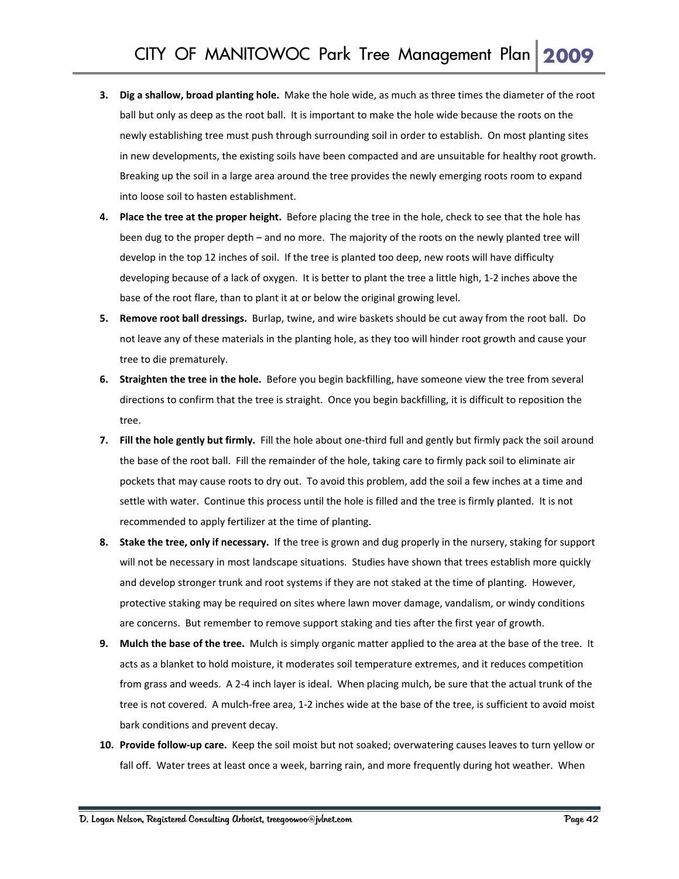3. **Dig a shallow, broad planting hole.** Make the hole wide, as much as three times the diameter of the root ball but only as deep as the root ball. It is important to make the hole wide because the roots on the newly establishing tree must push through surrounding soil in order to establish. On most planting sites in new developments, the existing soils have been compacted and are unsuitable for healthy root growth. Breaking up the soil in a large area around the tree provides the newly emerging roots room to expand into loose soil to hasten establishment.
4. **Place the tree at the proper height.** Before placing the tree in the hole, check to see that the hole has been dug to the proper depth – and no more. The majority of the roots on the newly planted tree will develop in the top 12 inches of soil. If the tree is planted too deep, new roots will have difficulty developing because of a lack of oxygen. It is better to plant the tree a little high, 1-2 inches above the base of the root flare, than to plant it at or below the original growing level.
5. **Remove root ball dressings.** Burlap, twine, and wire baskets should be cut away from the root ball. Do not leave any of these materials in the planting hole, as they too will hinder root growth and cause your tree to die prematurely.
6. **Straighten the tree in the hole.** Before you begin backfilling, have someone view the tree from several directions to confirm that the tree is straight. Once you begin backfilling, it is difficult to reposition the tree.
7. **Fill the hole gently but firmly.** Fill the hole about one-third full and gently but firmly pack the soil around the base of the root ball. Fill the remainder of the hole, taking care to firmly pack soil to eliminate air pockets that may cause roots to dry out. To avoid this problem, add the soil a few inches at a time and settle with water. Continue this process until the hole is filled and the tree is firmly planted. It is not recommended to apply fertilizer at the time of planting.
8. **Stake the tree, only if necessary.** If the tree is grown and dug properly in the nursery, staking for support will not be necessary in most landscape situations. Studies have shown that trees establish more quickly and develop stronger trunk and root systems if they are not staked at the time of planting. However, protective staking may be required on sites where lawn mover damage, vandalism, or windy conditions are concerns. But remember to remove support staking and ties after the first year of growth.
9. **Mulch the base of the tree.** Mulch is simply organic matter applied to the area at the base of the tree. It acts as a blanket to hold moisture, it moderates soil temperature extremes, and it reduces competition from grass and weeds. A 2-4 inch layer is ideal. When placing mulch, be sure that the actual trunk of the tree is not covered. A mulch-free area, 1-2 inches wide at the base of the tree, is sufficient to avoid moist bark conditions and prevent decay.
10. **Provide follow-up care.** Keep the soil moist but not soaked; overwatering causes leaves to turn yellow or fall off. Water trees at least once a week, barring rain, and more frequently during hot weather. When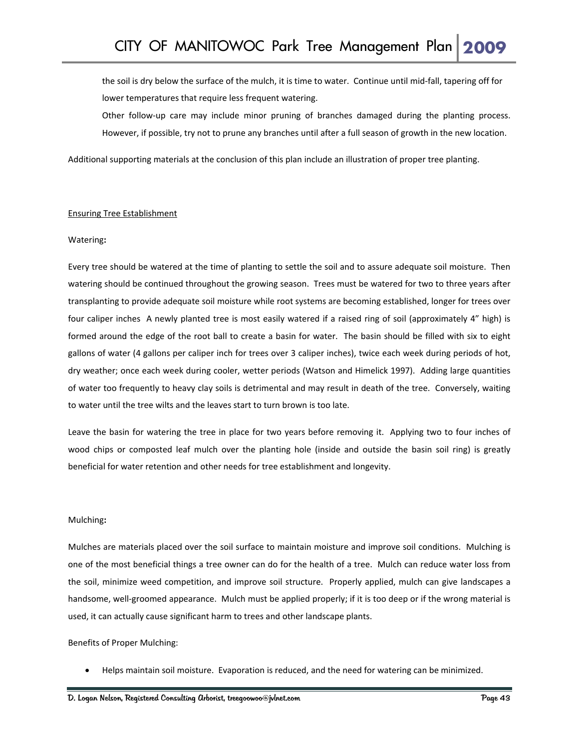the soil is dry below the surface of the mulch, it is time to water. Continue until mid-fall, tapering off for lower temperatures that require less frequent watering.

Other follow-up care may include minor pruning of branches damaged during the planting process. However, if possible, try not to prune any branches until after a full season of growth in the new location.

Additional supporting materials at the conclusion of this plan include an illustration of proper tree planting.

## Ensuring Tree Establishment

### Watering:

Every tree should be watered at the time of planting to settle the soil and to assure adequate soil moisture. Then watering should be continued throughout the growing season. Trees must be watered for two to three years after transplanting to provide adequate soil moisture while root systems are becoming established, longer for trees over four caliper inches A newly planted tree is most easily watered if a raised ring of soil (approximately 4" high) is formed around the edge of the root ball to create a basin for water. The basin should be filled with six to eight gallons of water (4 gallons per caliper inch for trees over 3 caliper inches), twice each week during periods of hot, dry weather; once each week during cooler, wetter periods (Watson and Himelick 1997). Adding large quantities of water too frequently to heavy clay soils is detrimental and may result in death of the tree. Conversely, waiting to water until the tree wilts and the leaves start to turn brown is too late.

Leave the basin for watering the tree in place for two years before removing it. Applying two to four inches of wood chips or composted leaf mulch over the planting hole (inside and outside the basin soil ring) is greatly beneficial for water retention and other needs for tree establishment and longevity.

### Mulching:

Mulches are materials placed over the soil surface to maintain moisture and improve soil conditions. Mulching is one of the most beneficial things a tree owner can do for the health of a tree. Mulch can reduce water loss from the soil, minimize weed competition, and improve soil structure. Properly applied, mulch can give landscapes a handsome, well-groomed appearance. Mulch must be applied properly; if it is too deep or if the wrong material is used, it can actually cause significant harm to trees and other landscape plants.

Benefits of Proper Mulching:

- Helps maintain soil moisture. Evaporation is reduced, and the need for watering can be minimized.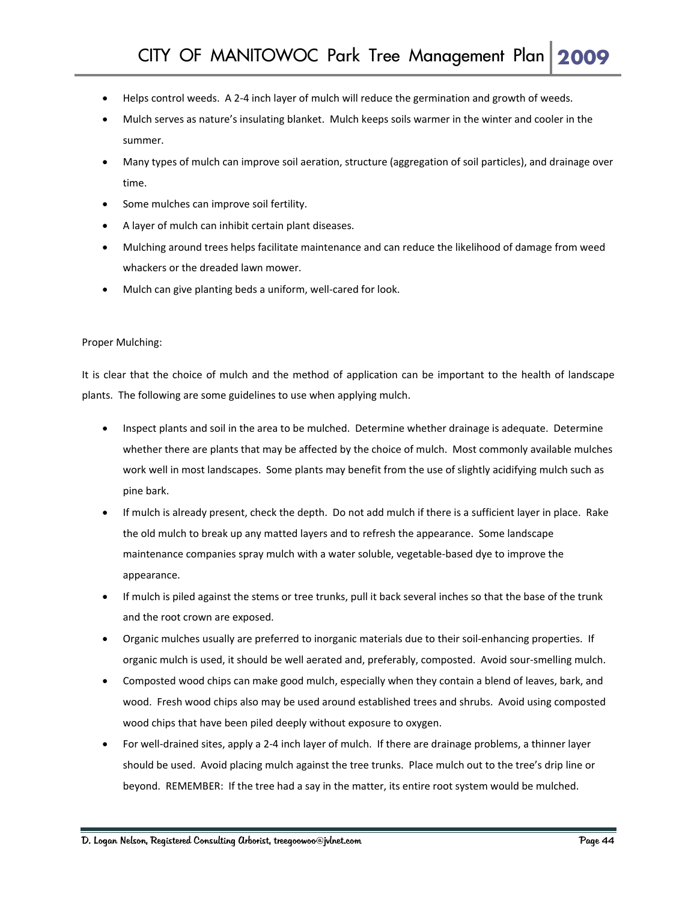- Helps control weeds. A 2-4 inch layer of mulch will reduce the germination and growth of weeds.
- Mulch serves as nature's insulating blanket. Mulch keeps soils warmer in the winter and cooler in the summer.
- Many types of mulch can improve soil aeration, structure (aggregation of soil particles), and drainage over time.
- Some mulches can improve soil fertility.
- A layer of mulch can inhibit certain plant diseases.
- Mulching around trees helps facilitate maintenance and can reduce the likelihood of damage from weed whackers or the dreaded lawn mower.
- Mulch can give planting beds a uniform, well-cared for look.

Proper Mulching:

It is clear that the choice of mulch and the method of application can be important to the health of landscape plants. The following are some guidelines to use when applying mulch.

- Inspect plants and soil in the area to be mulched. Determine whether drainage is adequate. Determine whether there are plants that may be affected by the choice of mulch. Most commonly available mulches work well in most landscapes. Some plants may benefit from the use of slightly acidifying mulch such as pine bark.
- If mulch is already present, check the depth. Do not add mulch if there is a sufficient layer in place. Rake the old mulch to break up any matted layers and to refresh the appearance. Some landscape maintenance companies spray mulch with a water soluble, vegetable-based dye to improve the appearance.
- If mulch is piled against the stems or tree trunks, pull it back several inches so that the base of the trunk and the root crown are exposed.
- Organic mulches usually are preferred to inorganic materials due to their soil-enhancing properties. If organic mulch is used, it should be well aerated and, preferably, composted. Avoid sour-smelling mulch.
- Composted wood chips can make good mulch, especially when they contain a blend of leaves, bark, and wood. Fresh wood chips also may be used around established trees and shrubs. Avoid using composted wood chips that have been piled deeply without exposure to oxygen.
- For well-drained sites, apply a 2-4 inch layer of mulch. If there are drainage problems, a thinner layer should be used. Avoid placing mulch against the tree trunks. Place mulch out to the tree's drip line or beyond. REMEMBER: If the tree had a say in the matter, its entire root system would be mulched.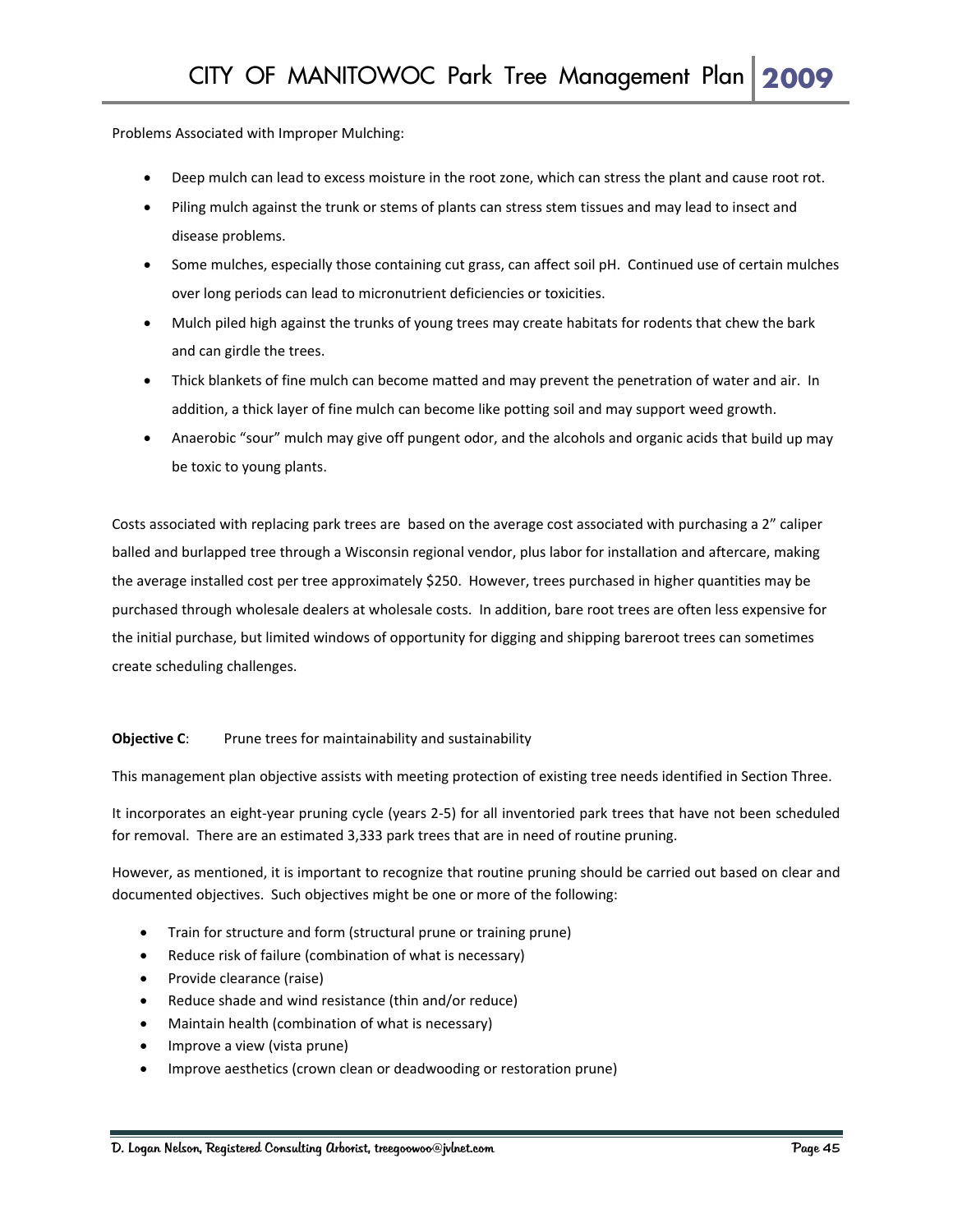Problems Associated with Improper Mulching:

- Deep mulch can lead to excess moisture in the root zone, which can stress the plant and cause root rot.
- Piling mulch against the trunk or stems of plants can stress stem tissues and may lead to insect and disease problems.
- Some mulches, especially those containing cut grass, can affect soil pH. Continued use of certain mulches over long periods can lead to micronutrient deficiencies or toxicities.
- Mulch piled high against the trunks of young trees may create habitats for rodents that chew the bark and can girdle the trees.
- Thick blankets of fine mulch can become matted and may prevent the penetration of water and air. In addition, a thick layer of fine mulch can become like potting soil and may support weed growth.
- Anaerobic "sour" mulch may give off pungent odor, and the alcohols and organic acids that build up may be toxic to young plants.

Costs associated with replacing park trees are based on the average cost associated with purchasing a 2" caliper balled and burlapped tree through a Wisconsin regional vendor, plus labor for installation and aftercare, making the average installed cost per tree approximately $250. However, trees purchased in higher quantities may be purchased through wholesale dealers at wholesale costs. In addition, bare root trees are often less expensive for the initial purchase, but limited windows of opportunity for digging and shipping bareroot trees can sometimes create scheduling challenges.

**Objective C**: Prune trees for maintainability and sustainability

This management plan objective assists with meeting protection of existing tree needs identified in Section Three.

It incorporates an eight-year pruning cycle (years 2-5) for all inventoried park trees that have not been scheduled for removal. There are an estimated 3,333 park trees that are in need of routine pruning.

However, as mentioned, it is important to recognize that routine pruning should be carried out based on clear and documented objectives. Such objectives might be one or more of the following:

- Train for structure and form (structural prune or training prune)
- Reduce risk of failure (combination of what is necessary)
- Provide clearance (raise)
- Reduce shade and wind resistance (thin and/or reduce)
- Maintain health (combination of what is necessary)
- Improve a view (vista prune)
- Improve aesthetics (crown clean or deadwooding or restoration prune)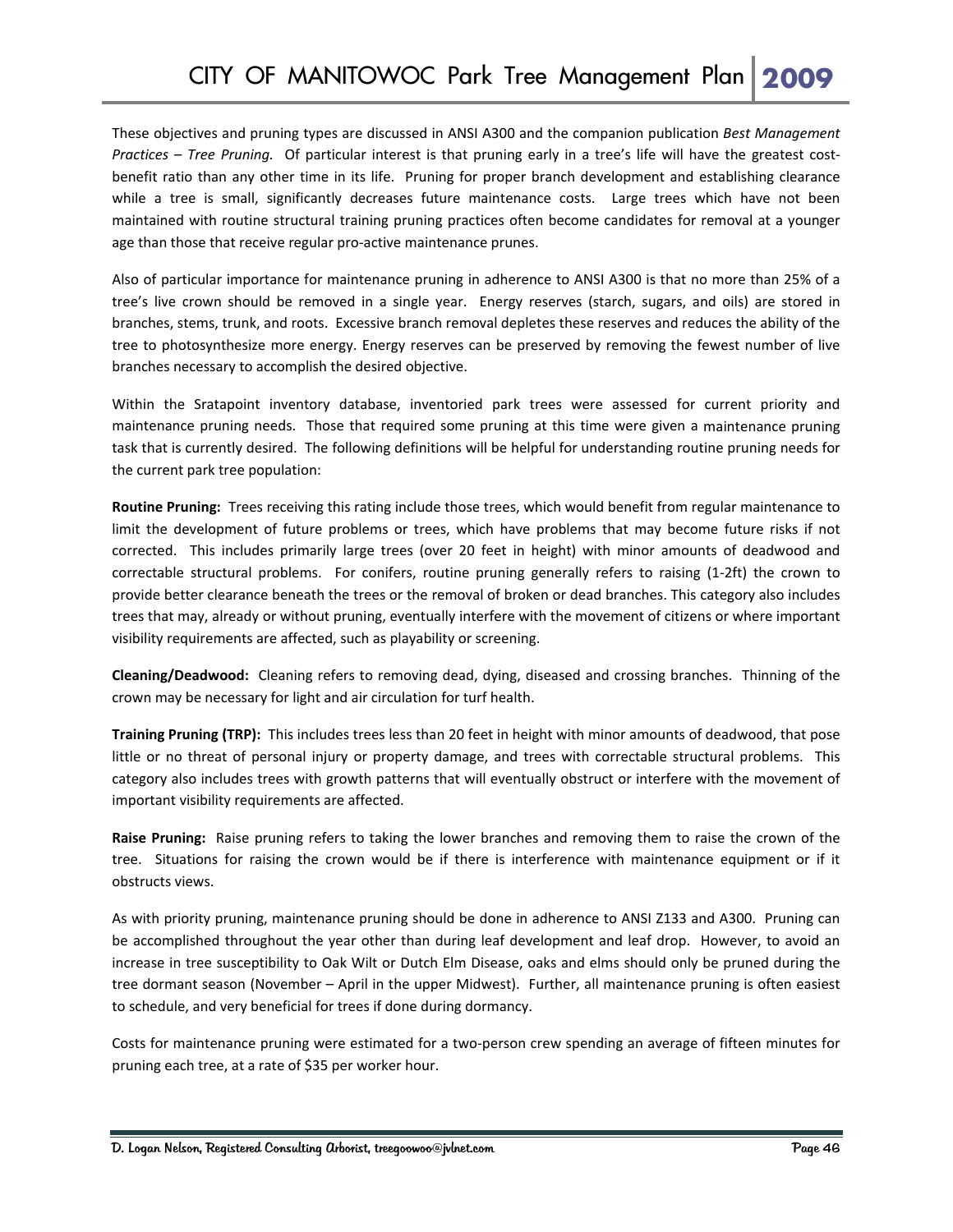These objectives and pruning types are discussed in ANSI A300 and the companion publication *Best Management Practices – Tree Pruning.* Of particular interest is that pruning early in a tree's life will have the greatest cost-benefit ratio than any other time in its life. Pruning for proper branch development and establishing clearance while a tree is small, significantly decreases future maintenance costs. Large trees which have not been maintained with routine structural training pruning practices often become candidates for removal at a younger age than those that receive regular pro-active maintenance prunes.

Also of particular importance for maintenance pruning in adherence to ANSI A300 is that no more than 25% of a tree's live crown should be removed in a single year. Energy reserves (starch, sugars, and oils) are stored in branches, stems, trunk, and roots. Excessive branch removal depletes these reserves and reduces the ability of the tree to photosynthesize more energy. Energy reserves can be preserved by removing the fewest number of live branches necessary to accomplish the desired objective.

Within the Sratapoint inventory database, inventoried park trees were assessed for current priority and maintenance pruning needs. Those that required some pruning at this time were given a maintenance pruning task that is currently desired. The following definitions will be helpful for understanding routine pruning needs for the current park tree population:

**Routine Pruning:** Trees receiving this rating include those trees, which would benefit from regular maintenance to limit the development of future problems or trees, which have problems that may become future risks if not corrected. This includes primarily large trees (over 20 feet in height) with minor amounts of deadwood and correctable structural problems. For conifers, routine pruning generally refers to raising (1-2ft) the crown to provide better clearance beneath the trees or the removal of broken or dead branches. This category also includes trees that may, already or without pruning, eventually interfere with the movement of citizens or where important visibility requirements are affected, such as playability or screening.

**Cleaning/Deadwood:** Cleaning refers to removing dead, dying, diseased and crossing branches. Thinning of the crown may be necessary for light and air circulation for turf health.

**Training Pruning (TRP):** This includes trees less than 20 feet in height with minor amounts of deadwood, that pose little or no threat of personal injury or property damage, and trees with correctable structural problems. This category also includes trees with growth patterns that will eventually obstruct or interfere with the movement of important visibility requirements are affected.

**Raise Pruning:** Raise pruning refers to taking the lower branches and removing them to raise the crown of the tree. Situations for raising the crown would be if there is interference with maintenance equipment or if it obstructs views.

As with priority pruning, maintenance pruning should be done in adherence to ANSI Z133 and A300. Pruning can be accomplished throughout the year other than during leaf development and leaf drop. However, to avoid an increase in tree susceptibility to Oak Wilt or Dutch Elm Disease, oaks and elms should only be pruned during the tree dormant season (November – April in the upper Midwest). Further, all maintenance pruning is often easiest to schedule, and very beneficial for trees if done during dormancy.

Costs for maintenance pruning were estimated for a two-person crew spending an average of fifteen minutes for pruning each tree, at a rate of $35 per worker hour.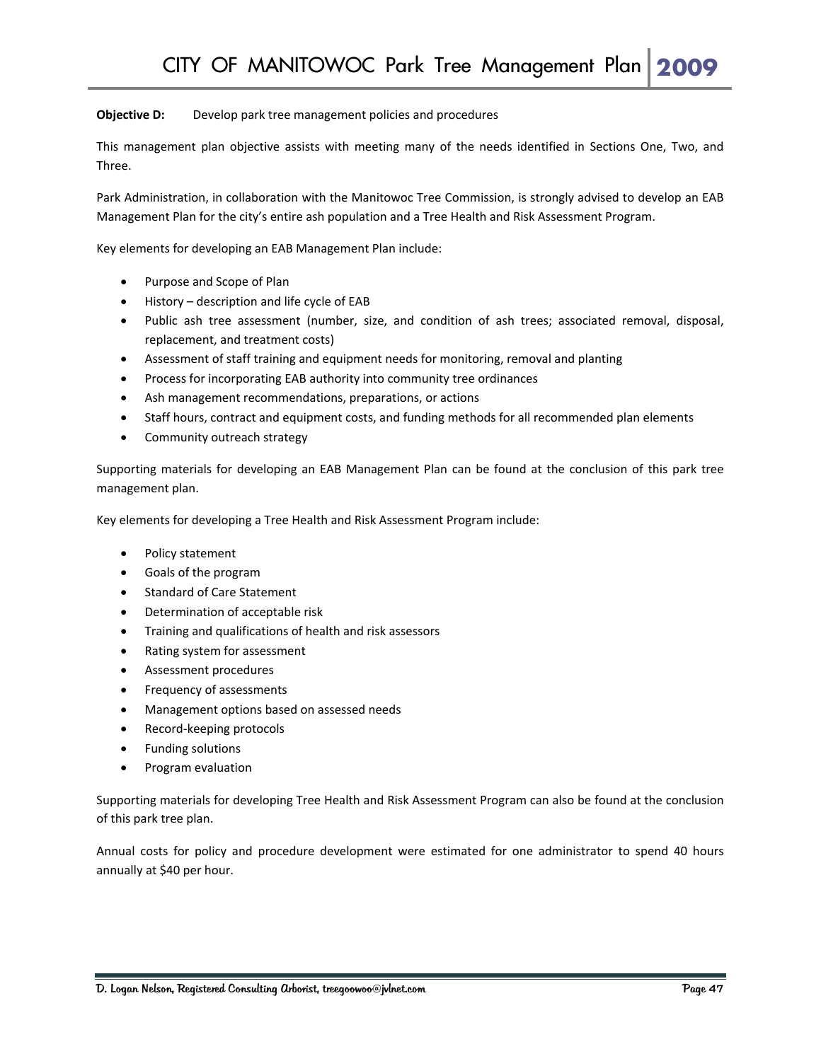**Objective D:** Develop park tree management policies and procedures

This management plan objective assists with meeting many of the needs identified in Sections One, Two, and Three.

Park Administration, in collaboration with the Manitowoc Tree Commission, is strongly advised to develop an EAB Management Plan for the city's entire ash population and a Tree Health and Risk Assessment Program.

Key elements for developing an EAB Management Plan include:

- Purpose and Scope of Plan
- History – description and life cycle of EAB
- Public ash tree assessment (number, size, and condition of ash trees; associated removal, disposal, replacement, and treatment costs)
- Assessment of staff training and equipment needs for monitoring, removal and planting
- Process for incorporating EAB authority into community tree ordinances
- Ash management recommendations, preparations, or actions
- Staff hours, contract and equipment costs, and funding methods for all recommended plan elements
- Community outreach strategy

Supporting materials for developing an EAB Management Plan can be found at the conclusion of this park tree management plan.

Key elements for developing a Tree Health and Risk Assessment Program include:

- Policy statement
- Goals of the program
- Standard of Care Statement
- Determination of acceptable risk
- Training and qualifications of health and risk assessors
- Rating system for assessment
- Assessment procedures
- Frequency of assessments
- Management options based on assessed needs
- Record-keeping protocols
- Funding solutions
- Program evaluation

Supporting materials for developing Tree Health and Risk Assessment Program can also be found at the conclusion of this park tree plan.

Annual costs for policy and procedure development were estimated for one administrator to spend 40 hours annually at $40 per hour.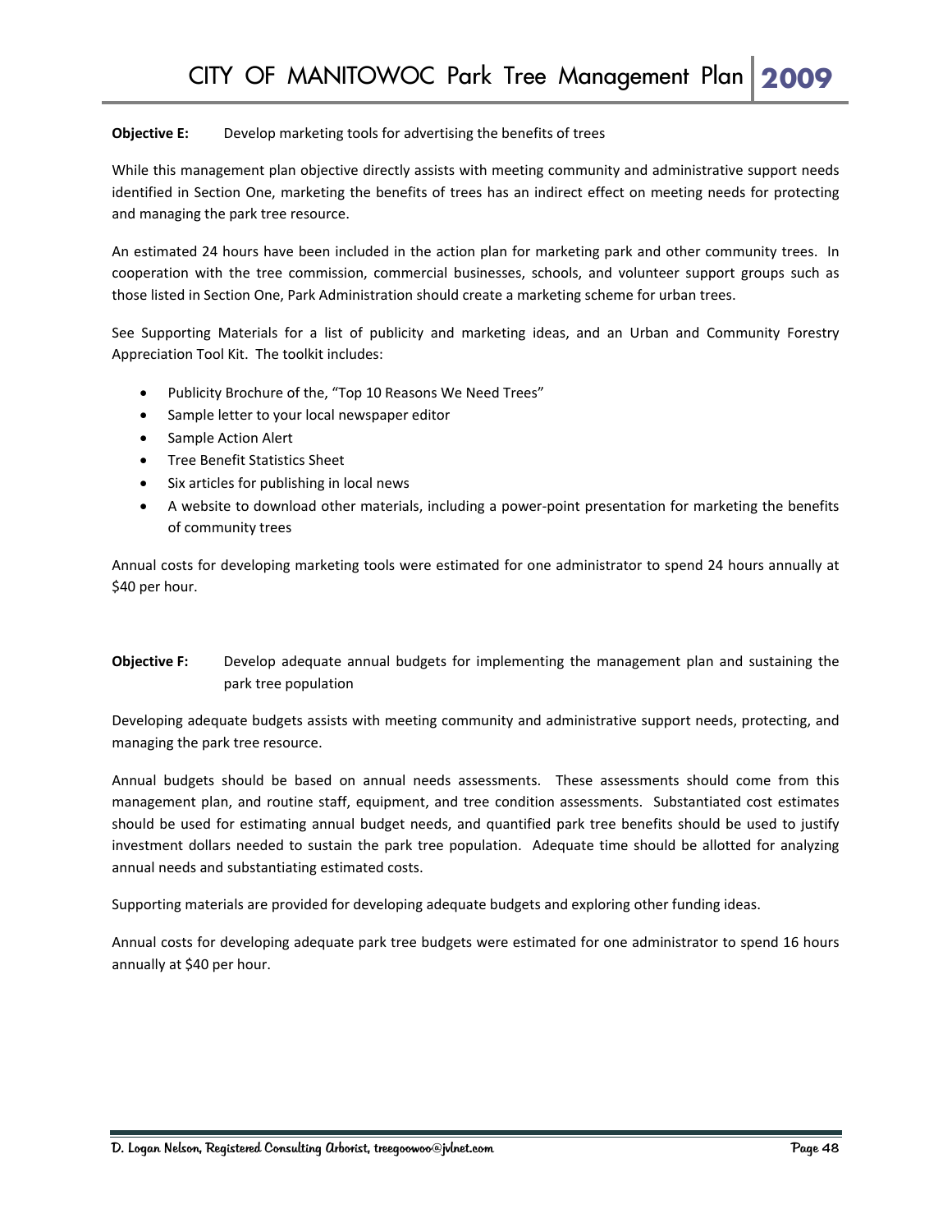**Objective E:** Develop marketing tools for advertising the benefits of trees

While this management plan objective directly assists with meeting community and administrative support needs identified in Section One, marketing the benefits of trees has an indirect effect on meeting needs for protecting and managing the park tree resource.

An estimated 24 hours have been included in the action plan for marketing park and other community trees. In cooperation with the tree commission, commercial businesses, schools, and volunteer support groups such as those listed in Section One, Park Administration should create a marketing scheme for urban trees.

See Supporting Materials for a list of publicity and marketing ideas, and an Urban and Community Forestry Appreciation Tool Kit. The toolkit includes:

- Publicity Brochure of the, "Top 10 Reasons We Need Trees"
- Sample letter to your local newspaper editor
- Sample Action Alert
- Tree Benefit Statistics Sheet
- Six articles for publishing in local news
- A website to download other materials, including a power-point presentation for marketing the benefits of community trees

Annual costs for developing marketing tools were estimated for one administrator to spend 24 hours annually at $40 per hour.

**Objective F:** Develop adequate annual budgets for implementing the management plan and sustaining the park tree population

Developing adequate budgets assists with meeting community and administrative support needs, protecting, and managing the park tree resource.

Annual budgets should be based on annual needs assessments. These assessments should come from this management plan, and routine staff, equipment, and tree condition assessments. Substantiated cost estimates should be used for estimating annual budget needs, and quantified park tree benefits should be used to justify investment dollars needed to sustain the park tree population. Adequate time should be allotted for analyzing annual needs and substantiating estimated costs.

Supporting materials are provided for developing adequate budgets and exploring other funding ideas.

Annual costs for developing adequate park tree budgets were estimated for one administrator to spend 16 hours annually at $40 per hour.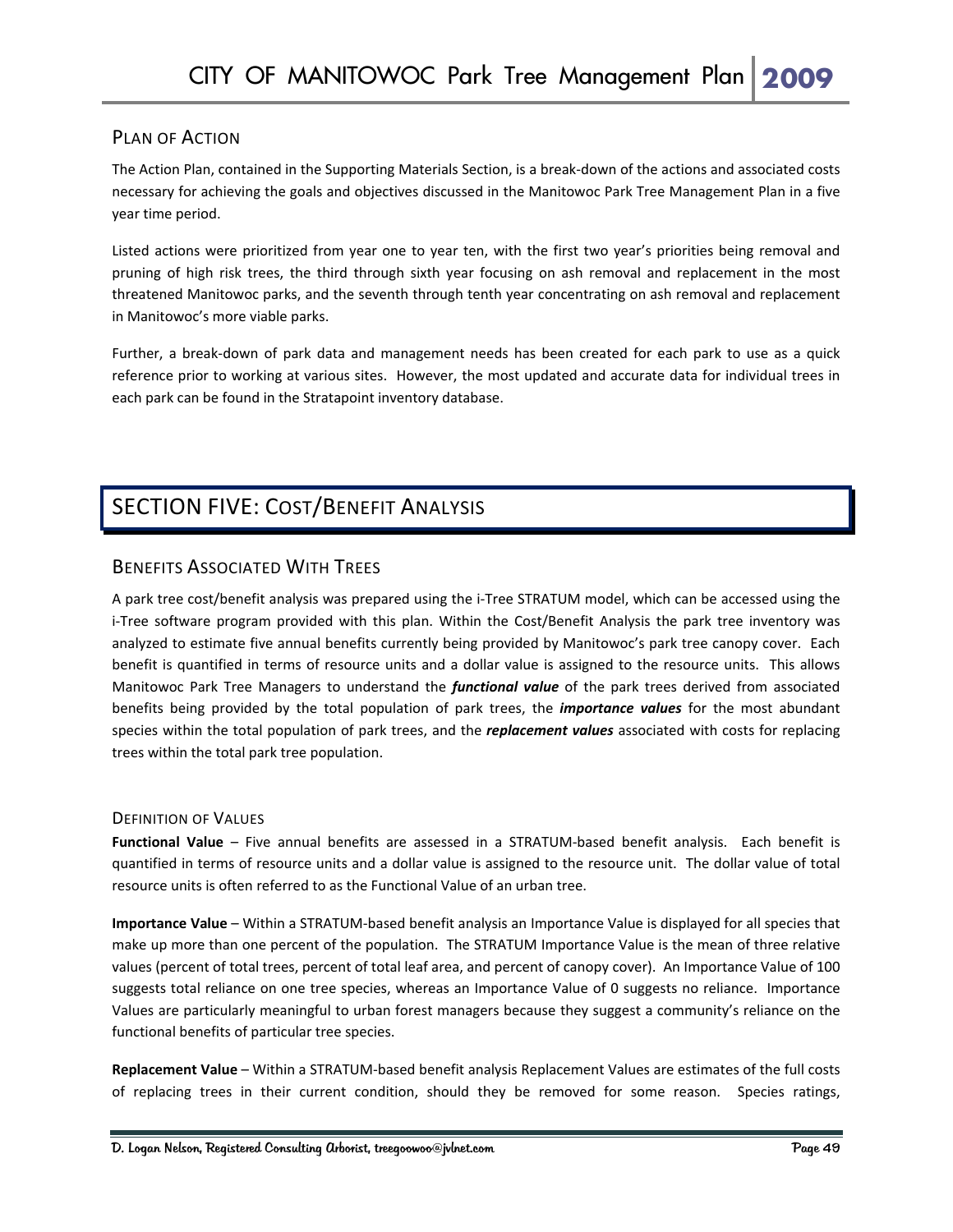## Plan of Action

The Action Plan, contained in the Supporting Materials Section, is a break-down of the actions and associated costs necessary for achieving the goals and objectives discussed in the Manitowoc Park Tree Management Plan in a five year time period.

Listed actions were prioritized from year one to year ten, with the first two year's priorities being removal and pruning of high risk trees, the third through sixth year focusing on ash removal and replacement in the most threatened Manitowoc parks, and the seventh through tenth year concentrating on ash removal and replacement in Manitowoc's more viable parks.

Further, a break-down of park data and management needs has been created for each park to use as a quick reference prior to working at various sites. However, the most updated and accurate data for individual trees in each park can be found in the Stratapoint inventory database.

# SECTION FIVE: Cost/Benefit Analysis

## Benefits Associated With Trees

A park tree cost/benefit analysis was prepared using the i-Tree STRATUM model, which can be accessed using the i-Tree software program provided with this plan. Within the Cost/Benefit Analysis the park tree inventory was analyzed to estimate five annual benefits currently being provided by Manitowoc's park tree canopy cover. Each benefit is quantified in terms of resource units and a dollar value is assigned to the resource units. This allows Manitowoc Park Tree Managers to understand the ***functional value*** of the park trees derived from associated benefits being provided by the total population of park trees, the ***importance values*** for the most abundant species within the total population of park trees, and the ***replacement values*** associated with costs for replacing trees within the total park tree population.

### Definition of Values

**Functional Value** – Five annual benefits are assessed in a STRATUM-based benefit analysis. Each benefit is quantified in terms of resource units and a dollar value is assigned to the resource unit. The dollar value of total resource units is often referred to as the Functional Value of an urban tree.

**Importance Value** – Within a STRATUM-based benefit analysis an Importance Value is displayed for all species that make up more than one percent of the population. The STRATUM Importance Value is the mean of three relative values (percent of total trees, percent of total leaf area, and percent of canopy cover). An Importance Value of 100 suggests total reliance on one tree species, whereas an Importance Value of 0 suggests no reliance. Importance Values are particularly meaningful to urban forest managers because they suggest a community's reliance on the functional benefits of particular tree species.

**Replacement Value** – Within a STRATUM-based benefit analysis Replacement Values are estimates of the full costs of replacing trees in their current condition, should they be removed for some reason. Species ratings,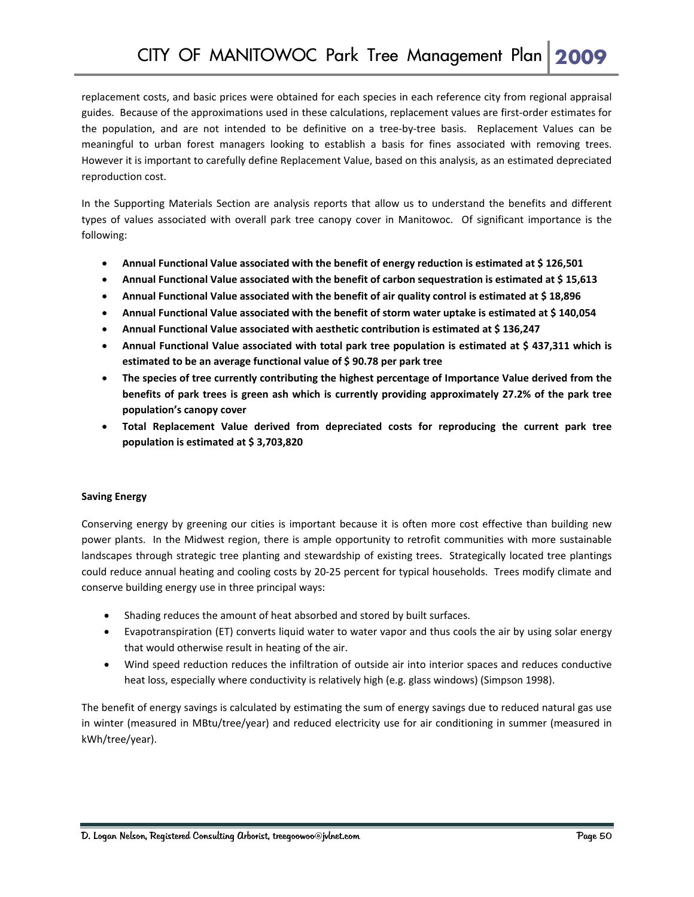replacement costs, and basic prices were obtained for each species in each reference city from regional appraisal guides. Because of the approximations used in these calculations, replacement values are first-order estimates for the population, and are not intended to be definitive on a tree-by-tree basis. Replacement Values can be meaningful to urban forest managers looking to establish a basis for fines associated with removing trees. However it is important to carefully define Replacement Value, based on this analysis, as an estimated depreciated reproduction cost.

In the Supporting Materials Section are analysis reports that allow us to understand the benefits and different types of values associated with overall park tree canopy cover in Manitowoc. Of significant importance is the following:

- **Annual Functional Value associated with the benefit of energy reduction is estimated at $ 126,501**
- **Annual Functional Value associated with the benefit of carbon sequestration is estimated at $ 15,613**
- **Annual Functional Value associated with the benefit of air quality control is estimated at $ 18,896**
- **Annual Functional Value associated with the benefit of storm water uptake is estimated at $ 140,054**
- **Annual Functional Value associated with aesthetic contribution is estimated at $ 136,247**
- **Annual Functional Value associated with total park tree population is estimated at $ 437,311 which is estimated to be an average functional value of $ 90.78 per park tree**
- **The species of tree currently contributing the highest percentage of Importance Value derived from the benefits of park trees is green ash which is currently providing approximately 27.2% of the park tree population's canopy cover**
- **Total Replacement Value derived from depreciated costs for reproducing the current park tree population is estimated at $ 3,703,820**

**Saving Energy**

Conserving energy by greening our cities is important because it is often more cost effective than building new power plants. In the Midwest region, there is ample opportunity to retrofit communities with more sustainable landscapes through strategic tree planting and stewardship of existing trees. Strategically located tree plantings could reduce annual heating and cooling costs by 20-25 percent for typical households. Trees modify climate and conserve building energy use in three principal ways:

- Shading reduces the amount of heat absorbed and stored by built surfaces.
- Evapotranspiration (ET) converts liquid water to water vapor and thus cools the air by using solar energy that would otherwise result in heating of the air.
- Wind speed reduction reduces the infiltration of outside air into interior spaces and reduces conductive heat loss, especially where conductivity is relatively high (e.g. glass windows) (Simpson 1998).

The benefit of energy savings is calculated by estimating the sum of energy savings due to reduced natural gas use in winter (measured in MBtu/tree/year) and reduced electricity use for air conditioning in summer (measured in kWh/tree/year).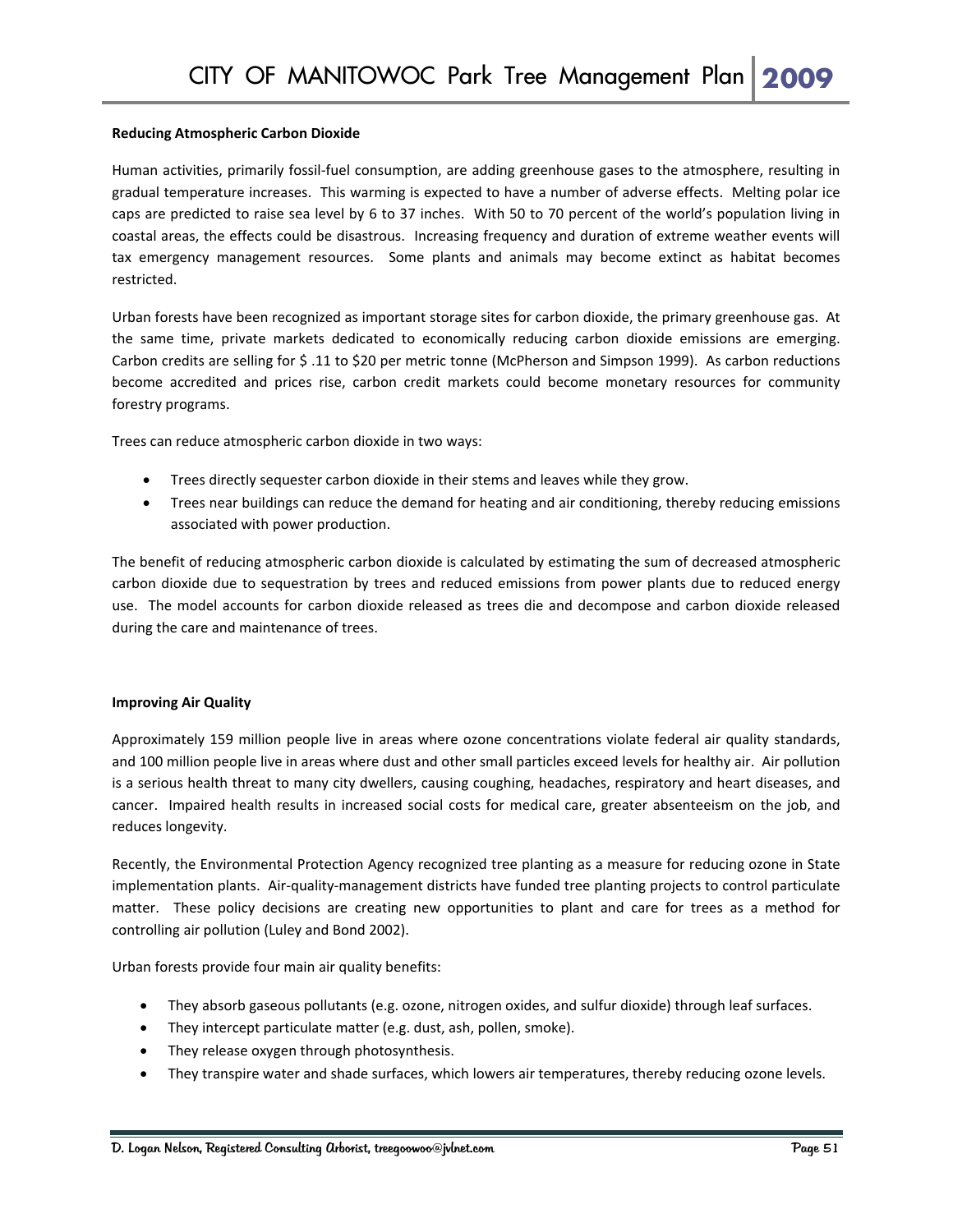**Reducing Atmospheric Carbon Dioxide**

Human activities, primarily fossil-fuel consumption, are adding greenhouse gases to the atmosphere, resulting in gradual temperature increases. This warming is expected to have a number of adverse effects. Melting polar ice caps are predicted to raise sea level by 6 to 37 inches. With 50 to 70 percent of the world's population living in coastal areas, the effects could be disastrous. Increasing frequency and duration of extreme weather events will tax emergency management resources. Some plants and animals may become extinct as habitat becomes restricted.

Urban forests have been recognized as important storage sites for carbon dioxide, the primary greenhouse gas. At the same time, private markets dedicated to economically reducing carbon dioxide emissions are emerging. Carbon credits are selling for $ .11 to $20 per metric tonne (McPherson and Simpson 1999). As carbon reductions become accredited and prices rise, carbon credit markets could become monetary resources for community forestry programs.

Trees can reduce atmospheric carbon dioxide in two ways:

- Trees directly sequester carbon dioxide in their stems and leaves while they grow.
- Trees near buildings can reduce the demand for heating and air conditioning, thereby reducing emissions associated with power production.

The benefit of reducing atmospheric carbon dioxide is calculated by estimating the sum of decreased atmospheric carbon dioxide due to sequestration by trees and reduced emissions from power plants due to reduced energy use. The model accounts for carbon dioxide released as trees die and decompose and carbon dioxide released during the care and maintenance of trees.

**Improving Air Quality**

Approximately 159 million people live in areas where ozone concentrations violate federal air quality standards, and 100 million people live in areas where dust and other small particles exceed levels for healthy air. Air pollution is a serious health threat to many city dwellers, causing coughing, headaches, respiratory and heart diseases, and cancer. Impaired health results in increased social costs for medical care, greater absenteeism on the job, and reduces longevity.

Recently, the Environmental Protection Agency recognized tree planting as a measure for reducing ozone in State implementation plants. Air-quality-management districts have funded tree planting projects to control particulate matter. These policy decisions are creating new opportunities to plant and care for trees as a method for controlling air pollution (Luley and Bond 2002).

Urban forests provide four main air quality benefits:

- They absorb gaseous pollutants (e.g. ozone, nitrogen oxides, and sulfur dioxide) through leaf surfaces.
- They intercept particulate matter (e.g. dust, ash, pollen, smoke).
- They release oxygen through photosynthesis.
- They transpire water and shade surfaces, which lowers air temperatures, thereby reducing ozone levels.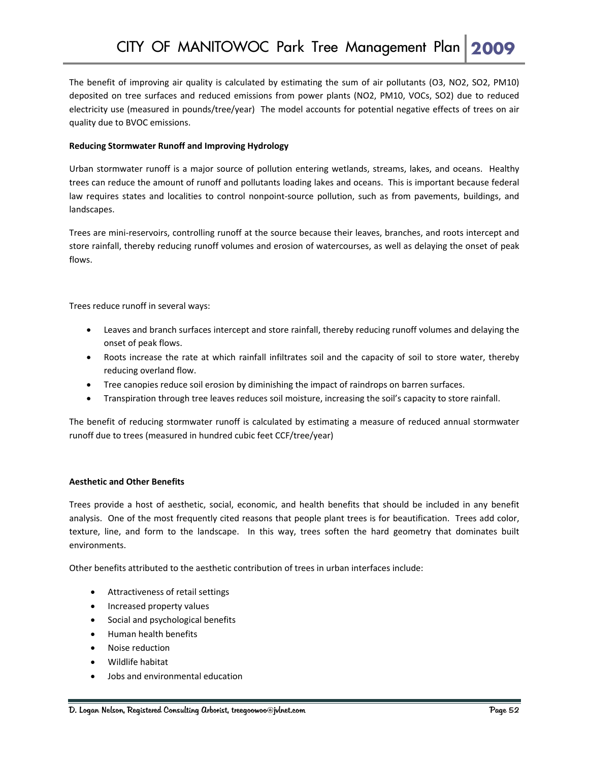The benefit of improving air quality is calculated by estimating the sum of air pollutants ($O_3$, $NO_2$, $SO_2$, $PM_{10}$) deposited on tree surfaces and reduced emissions from power plants ($NO_2$, $PM_{10}$, VOCs, $SO_2$) due to reduced electricity use (measured in pounds/tree/year) The model accounts for potential negative effects of trees on air quality due to BVOC emissions.

**Reducing Stormwater Runoff and Improving Hydrology**

Urban stormwater runoff is a major source of pollution entering wetlands, streams, lakes, and oceans. Healthy trees can reduce the amount of runoff and pollutants loading lakes and oceans. This is important because federal law requires states and localities to control nonpoint-source pollution, such as from pavements, buildings, and landscapes.

Trees are mini-reservoirs, controlling runoff at the source because their leaves, branches, and roots intercept and store rainfall, thereby reducing runoff volumes and erosion of watercourses, as well as delaying the onset of peak flows.

Trees reduce runoff in several ways:

- Leaves and branch surfaces intercept and store rainfall, thereby reducing runoff volumes and delaying the onset of peak flows.
- Roots increase the rate at which rainfall infiltrates soil and the capacity of soil to store water, thereby reducing overland flow.
- Tree canopies reduce soil erosion by diminishing the impact of raindrops on barren surfaces.
- Transpiration through tree leaves reduces soil moisture, increasing the soil's capacity to store rainfall.

The benefit of reducing stormwater runoff is calculated by estimating a measure of reduced annual stormwater runoff due to trees (measured in hundred cubic feet CCF/tree/year)

**Aesthetic and Other Benefits**

Trees provide a host of aesthetic, social, economic, and health benefits that should be included in any benefit analysis. One of the most frequently cited reasons that people plant trees is for beautification. Trees add color, texture, line, and form to the landscape. In this way, trees soften the hard geometry that dominates built environments.

Other benefits attributed to the aesthetic contribution of trees in urban interfaces include:

- Attractiveness of retail settings
- Increased property values
- Social and psychological benefits
- Human health benefits
- Noise reduction
- Wildlife habitat
- Jobs and environmental education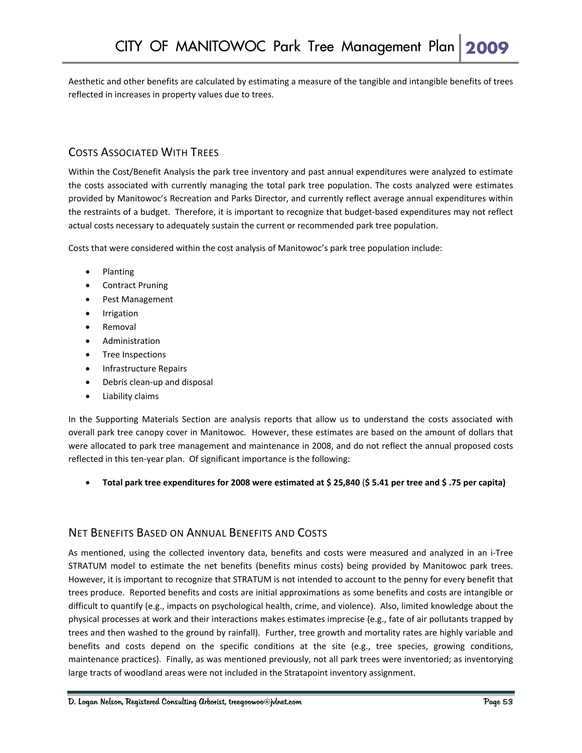Aesthetic and other benefits are calculated by estimating a measure of the tangible and intangible benefits of trees reflected in increases in property values due to trees.

## Costs Associated With Trees

Within the Cost/Benefit Analysis the park tree inventory and past annual expenditures were analyzed to estimate the costs associated with currently managing the total park tree population. The costs analyzed were estimates provided by Manitowoc's Recreation and Parks Director, and currently reflect average annual expenditures within the restraints of a budget. Therefore, it is important to recognize that budget-based expenditures may not reflect actual costs necessary to adequately sustain the current or recommended park tree population.

Costs that were considered within the cost analysis of Manitowoc's park tree population include:

- Planting
- Contract Pruning
- Pest Management
- Irrigation
- Removal
- Administration
- Tree Inspections
- Infrastructure Repairs
- Debris clean-up and disposal
- Liability claims

In the Supporting Materials Section are analysis reports that allow us to understand the costs associated with overall park tree canopy cover in Manitowoc. However, these estimates are based on the amount of dollars that were allocated to park tree management and maintenance in 2008, and do not reflect the annual proposed costs reflected in this ten-year plan. Of significant importance is the following:

- **Total park tree expenditures for 2008 were estimated at $ 25,840** (**$ 5.41 per tree and $ .75 per capita)**

## Net Benefits Based on Annual Benefits and Costs

As mentioned, using the collected inventory data, benefits and costs were measured and analyzed in an i-Tree STRATUM model to estimate the net benefits (benefits minus costs) being provided by Manitowoc park trees. However, it is important to recognize that STRATUM is not intended to account to the penny for every benefit that trees produce. Reported benefits and costs are initial approximations as some benefits and costs are intangible or difficult to quantify (e.g., impacts on psychological health, crime, and violence). Also, limited knowledge about the physical processes at work and their interactions makes estimates imprecise (e.g., fate of air pollutants trapped by trees and then washed to the ground by rainfall). Further, tree growth and mortality rates are highly variable and benefits and costs depend on the specific conditions at the site (e.g., tree species, growing conditions, maintenance practices). Finally, as was mentioned previously, not all park trees were inventoried; as inventorying large tracts of woodland areas were not included in the Stratapoint inventory assignment.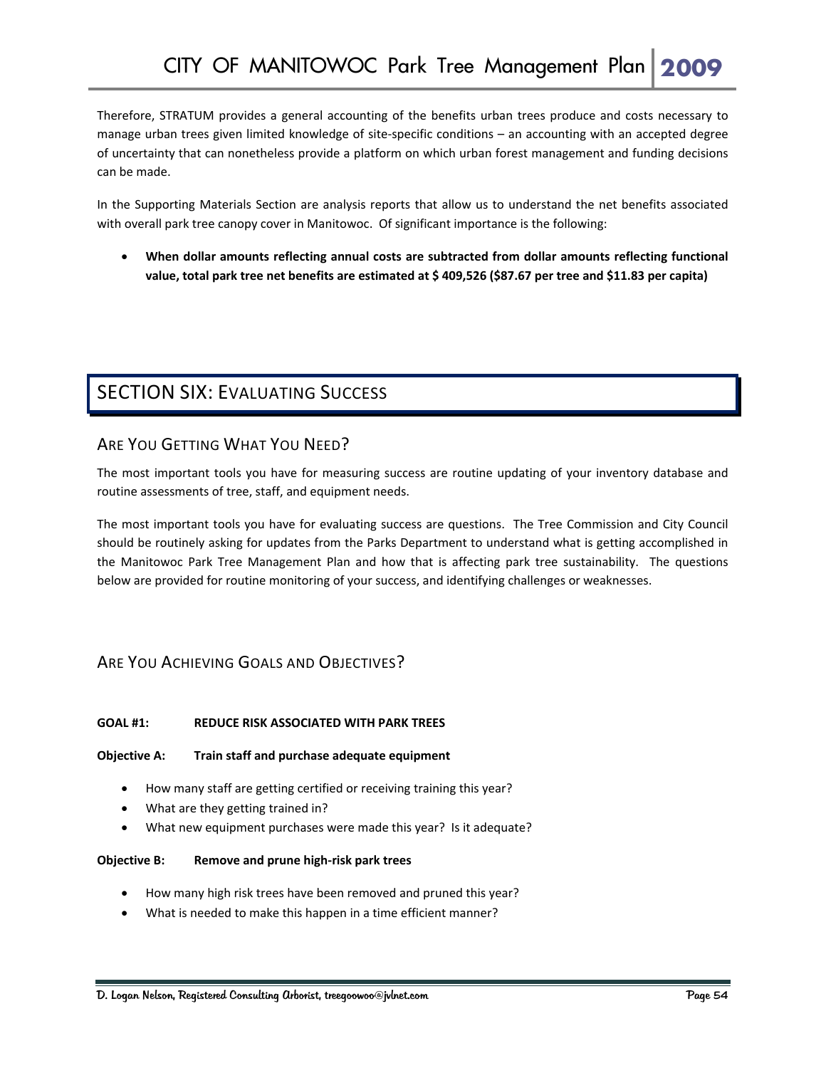Therefore, STRATUM provides a general accounting of the benefits urban trees produce and costs necessary to manage urban trees given limited knowledge of site-specific conditions – an accounting with an accepted degree of uncertainty that can nonetheless provide a platform on which urban forest management and funding decisions can be made.

In the Supporting Materials Section are analysis reports that allow us to understand the net benefits associated with overall park tree canopy cover in Manitowoc. Of significant importance is the following:

- **When dollar amounts reflecting annual costs are subtracted from dollar amounts reflecting functional value, total park tree net benefits are estimated at $ 409,526 ($87.67 per tree and $11.83 per capita)**

# SECTION SIX: Evaluating Success

## Are You Getting What You Need?

The most important tools you have for measuring success are routine updating of your inventory database and routine assessments of tree, staff, and equipment needs.

The most important tools you have for evaluating success are questions. The Tree Commission and City Council should be routinely asking for updates from the Parks Department to understand what is getting accomplished in the Manitowoc Park Tree Management Plan and how that is affecting park tree sustainability. The questions below are provided for routine monitoring of your success, and identifying challenges or weaknesses.

## Are You Achieving Goals and Objectives?

**GOAL #1: REDUCE RISK ASSOCIATED WITH PARK TREES**

**Objective A: Train staff and purchase adequate equipment**

- How many staff are getting certified or receiving training this year?
- What are they getting trained in?
- What new equipment purchases were made this year? Is it adequate?

**Objective B: Remove and prune high-risk park trees**

- How many high risk trees have been removed and pruned this year?
- What is needed to make this happen in a time efficient manner?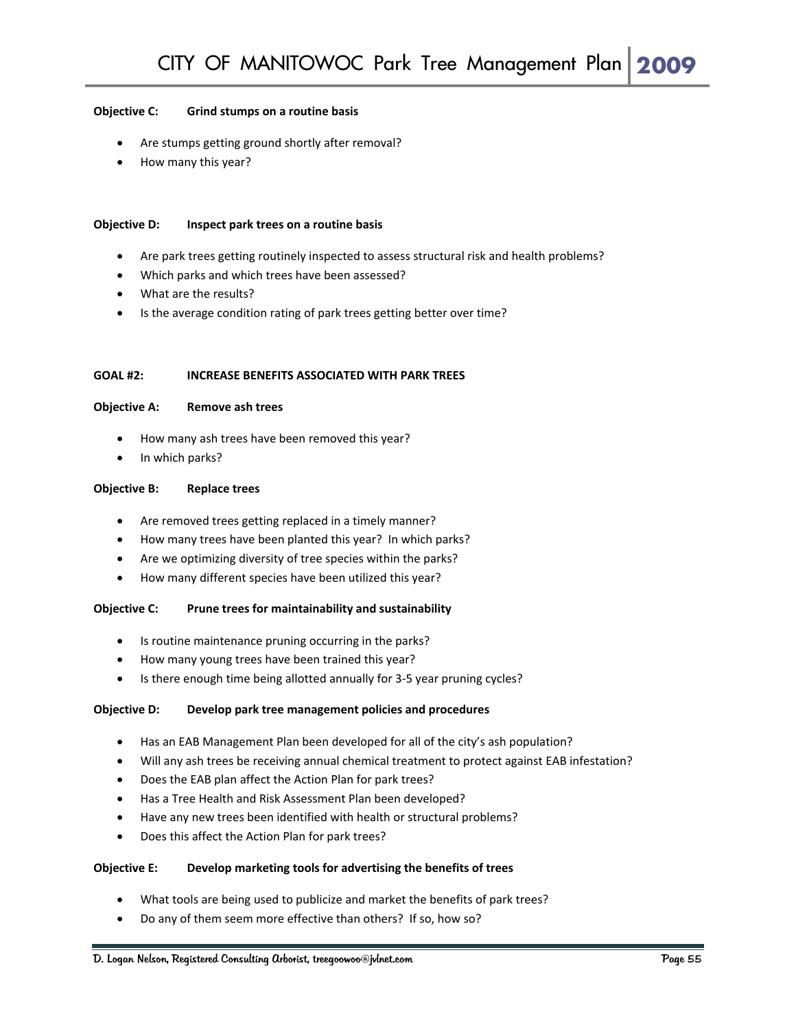**Objective C:** **Grind stumps on a routine basis**

- Are stumps getting ground shortly after removal?
- How many this year?

**Objective D:** **Inspect park trees on a routine basis**

- Are park trees getting routinely inspected to assess structural risk and health problems?
- Which parks and which trees have been assessed?
- What are the results?
- Is the average condition rating of park trees getting better over time?

**GOAL #2:** **INCREASE BENEFITS ASSOCIATED WITH PARK TREES**

**Objective A:** **Remove ash trees**

- How many ash trees have been removed this year?
- In which parks?

**Objective B:** **Replace trees**

- Are removed trees getting replaced in a timely manner?
- How many trees have been planted this year? In which parks?
- Are we optimizing diversity of tree species within the parks?
- How many different species have been utilized this year?

**Objective C:** **Prune trees for maintainability and sustainability**

- Is routine maintenance pruning occurring in the parks?
- How many young trees have been trained this year?
- Is there enough time being allotted annually for 3-5 year pruning cycles?

**Objective D:** **Develop park tree management policies and procedures**

- Has an EAB Management Plan been developed for all of the city's ash population?
- Will any ash trees be receiving annual chemical treatment to protect against EAB infestation?
- Does the EAB plan affect the Action Plan for park trees?
- Has a Tree Health and Risk Assessment Plan been developed?
- Have any new trees been identified with health or structural problems?
- Does this affect the Action Plan for park trees?

**Objective E:** **Develop marketing tools for advertising the benefits of trees**

- What tools are being used to publicize and market the benefits of park trees?
- Do any of them seem more effective than others? If so, how so?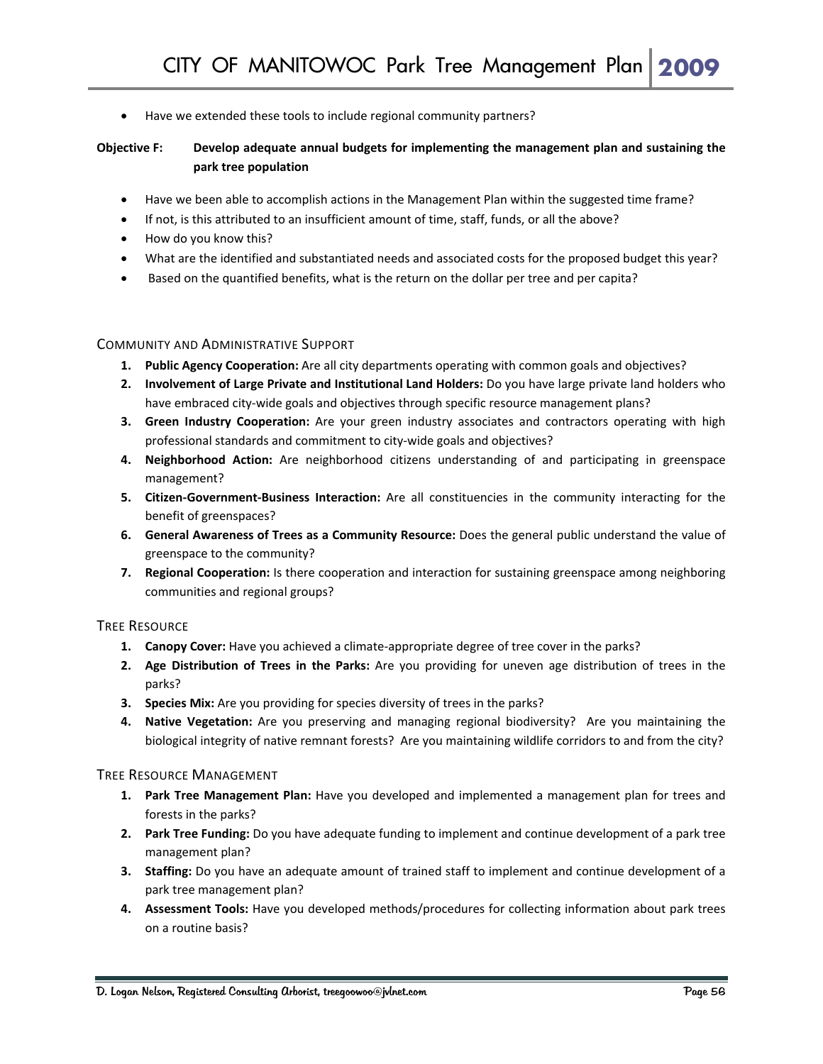- Have we extended these tools to include regional community partners?

**Objective F: Develop adequate annual budgets for implementing the management plan and sustaining the park tree population**

- Have we been able to accomplish actions in the Management Plan within the suggested time frame?
- If not, is this attributed to an insufficient amount of time, staff, funds, or all the above?
- How do you know this?
- What are the identified and substantiated needs and associated costs for the proposed budget this year?
- Based on the quantified benefits, what is the return on the dollar per tree and per capita?

### Community and Administrative Support

1. **Public Agency Cooperation:** Are all city departments operating with common goals and objectives?
2. **Involvement of Large Private and Institutional Land Holders:** Do you have large private land holders who have embraced city-wide goals and objectives through specific resource management plans?
3. **Green Industry Cooperation:** Are your green industry associates and contractors operating with high professional standards and commitment to city-wide goals and objectives?
4. **Neighborhood Action:** Are neighborhood citizens understanding of and participating in greenspace management?
5. **Citizen-Government-Business Interaction:** Are all constituencies in the community interacting for the benefit of greenspaces?
6. **General Awareness of Trees as a Community Resource:** Does the general public understand the value of greenspace to the community?
7. **Regional Cooperation:** Is there cooperation and interaction for sustaining greenspace among neighboring communities and regional groups?

### Tree Resource

1. **Canopy Cover:** Have you achieved a climate-appropriate degree of tree cover in the parks?
2. **Age Distribution of Trees in the Parks:** Are you providing for uneven age distribution of trees in the parks?
3. **Species Mix:** Are you providing for species diversity of trees in the parks?
4. **Native Vegetation:** Are you preserving and managing regional biodiversity? Are you maintaining the biological integrity of native remnant forests? Are you maintaining wildlife corridors to and from the city?

### Tree Resource Management

1. **Park Tree Management Plan:** Have you developed and implemented a management plan for trees and forests in the parks?
2. **Park Tree Funding:** Do you have adequate funding to implement and continue development of a park tree management plan?
3. **Staffing:** Do you have an adequate amount of trained staff to implement and continue development of a park tree management plan?
4. **Assessment Tools:** Have you developed methods/procedures for collecting information about park trees on a routine basis?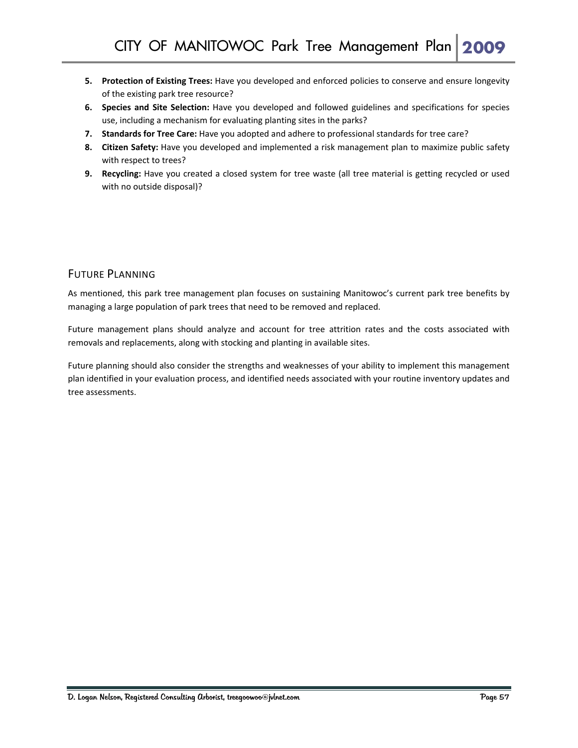5. **Protection of Existing Trees:** Have you developed and enforced policies to conserve and ensure longevity of the existing park tree resource?
6. **Species and Site Selection:** Have you developed and followed guidelines and specifications for species use, including a mechanism for evaluating planting sites in the parks?
7. **Standards for Tree Care:** Have you adopted and adhere to professional standards for tree care?
8. **Citizen Safety:** Have you developed and implemented a risk management plan to maximize public safety with respect to trees?
9. **Recycling:** Have you created a closed system for tree waste (all tree material is getting recycled or used with no outside disposal)?

## Future Planning

As mentioned, this park tree management plan focuses on sustaining Manitowoc's current park tree benefits by managing a large population of park trees that need to be removed and replaced.

Future management plans should analyze and account for tree attrition rates and the costs associated with removals and replacements, along with stocking and planting in available sites.

Future planning should also consider the strengths and weaknesses of your ability to implement this management plan identified in your evaluation process, and identified needs associated with your routine inventory updates and tree assessments.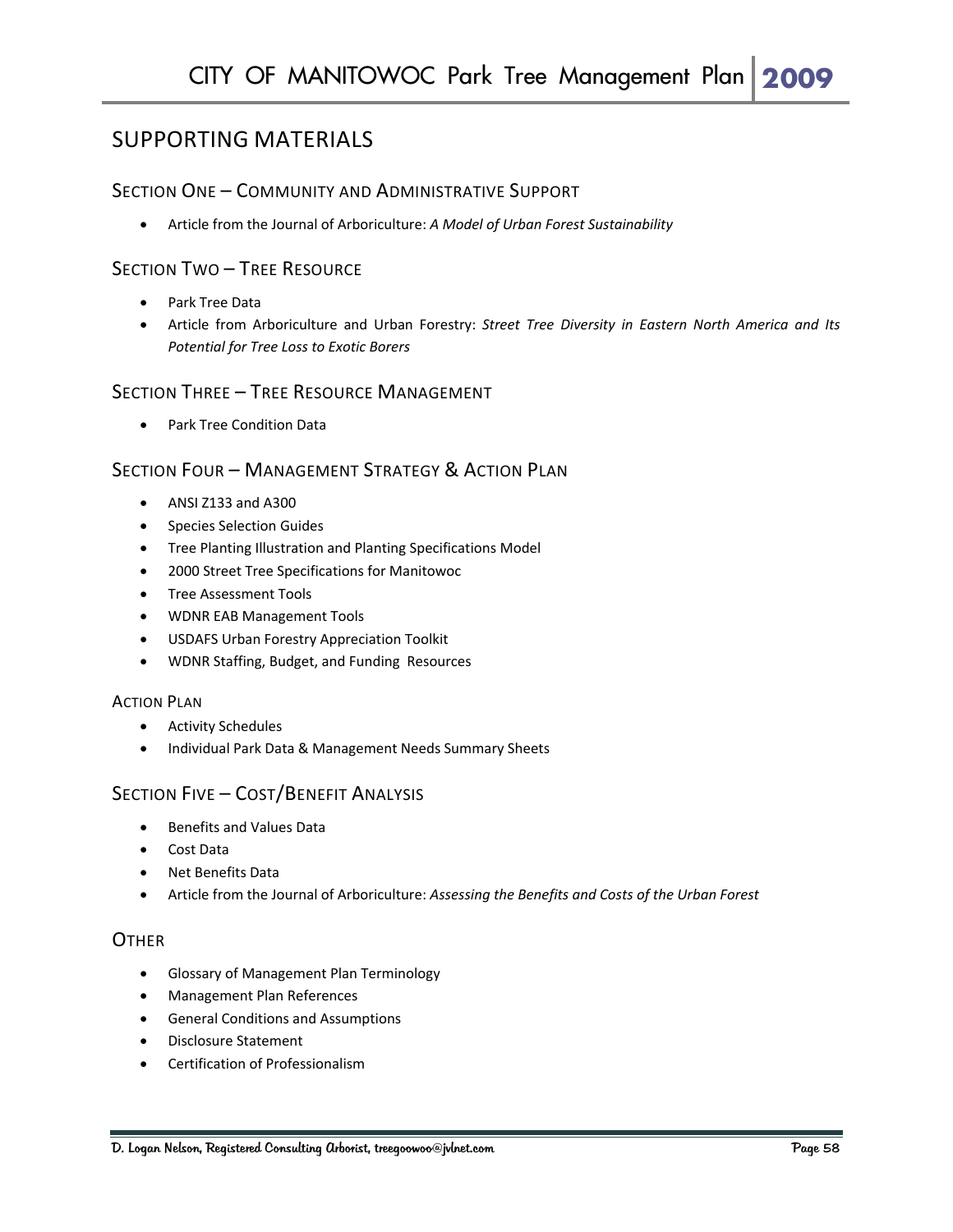# SUPPORTING MATERIALS

## Section One – Community and Administrative Support

- Article from the Journal of Arboriculture: *A Model of Urban Forest Sustainability*

## Section Two – Tree Resource

- Park Tree Data
- Article from Arboriculture and Urban Forestry: *Street Tree Diversity in Eastern North America and Its Potential for Tree Loss to Exotic Borers*

## Section Three – Tree Resource Management

- Park Tree Condition Data

## Section Four – Management Strategy & Action Plan

- ANSI Z133 and A300
- Species Selection Guides
- Tree Planting Illustration and Planting Specifications Model
- 2000 Street Tree Specifications for Manitowoc
- Tree Assessment Tools
- WDNR EAB Management Tools
- USDAFS Urban Forestry Appreciation Toolkit
- WDNR Staffing, Budget, and Funding Resources

### Action Plan

- Activity Schedules
- Individual Park Data & Management Needs Summary Sheets

## Section Five – Cost/Benefit Analysis

- Benefits and Values Data
- Cost Data
- Net Benefits Data
- Article from the Journal of Arboriculture: *Assessing the Benefits and Costs of the Urban Forest*

## Other

- Glossary of Management Plan Terminology
- Management Plan References
- General Conditions and Assumptions
- Disclosure Statement
- Certification of Professionalism